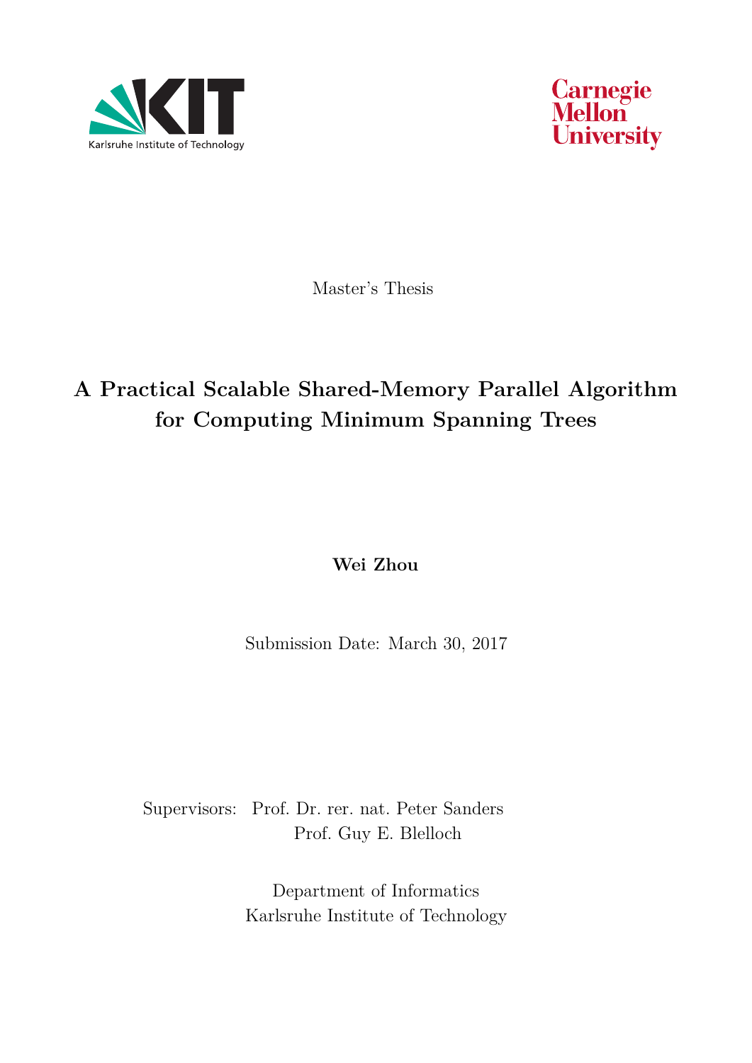Karlsruhe Institute of Technology

Carnegie Mellon University

Master's Thesis

# A Practical Scalable Shared-Memory Parallel Algorithm for Computing Minimum Spanning Trees

**Wei Zhou**

Submission Date: March 30, 2017

Supervisors: Prof. Dr. rer. nat. Peter Sanders
Prof. Guy E. Blelloch

Department of Informatics
Karlsruhe Institute of Technology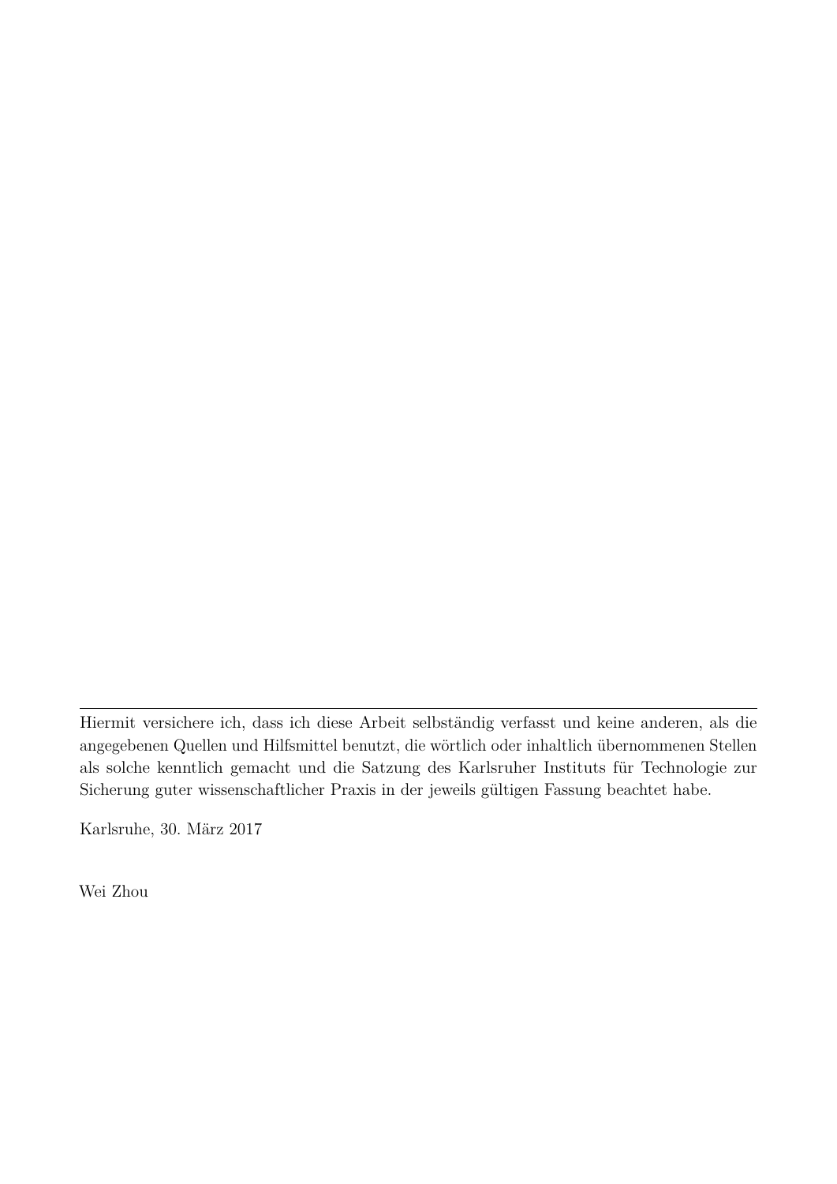---

Hiermit versichere ich, dass ich diese Arbeit selbständig verfasst und keine anderen, als die angegebenen Quellen und Hilfsmittel benutzt, die wörtlich oder inhaltlich übernommenen Stellen als solche kenntlich gemacht und die Satzung des Karlsruher Instituts für Technologie zur Sicherung guter wissenschaftlicher Praxis in der jeweils gültigen Fassung beachtet habe.

Karlsruhe, 30. März 2017

Wei Zhou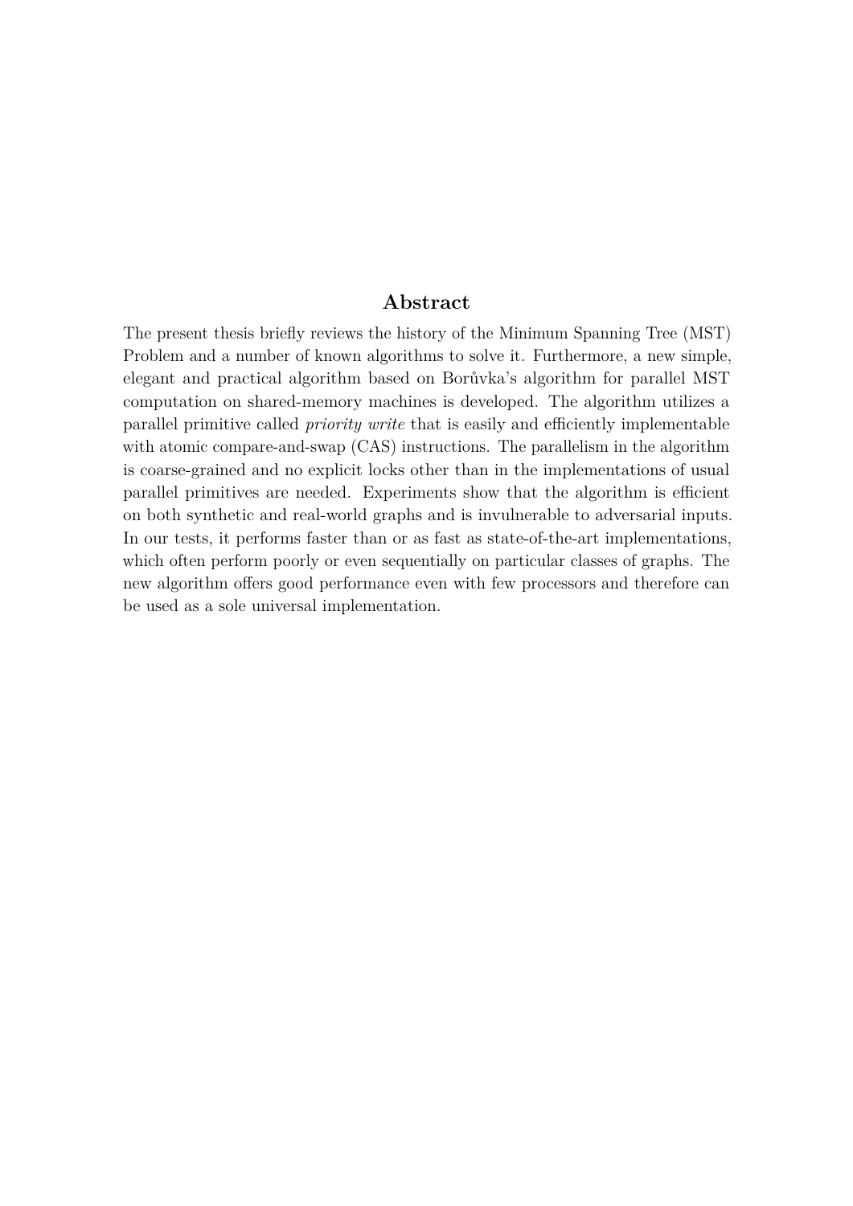## Abstract

The present thesis briefly reviews the history of the Minimum Spanning Tree (MST) Problem and a number of known algorithms to solve it. Furthermore, a new simple, elegant and practical algorithm based on Borůvka's algorithm for parallel MST computation on shared-memory machines is developed. The algorithm utilizes a parallel primitive called *priority write* that is easily and efficiently implementable with atomic compare-and-swap (CAS) instructions. The parallelism in the algorithm is coarse-grained and no explicit locks other than in the implementations of usual parallel primitives are needed. Experiments show that the algorithm is efficient on both synthetic and real-world graphs and is invulnerable to adversarial inputs. In our tests, it performs faster than or as fast as state-of-the-art implementations, which often perform poorly or even sequentially on particular classes of graphs. The new algorithm offers good performance even with few processors and therefore can be used as a sole universal implementation.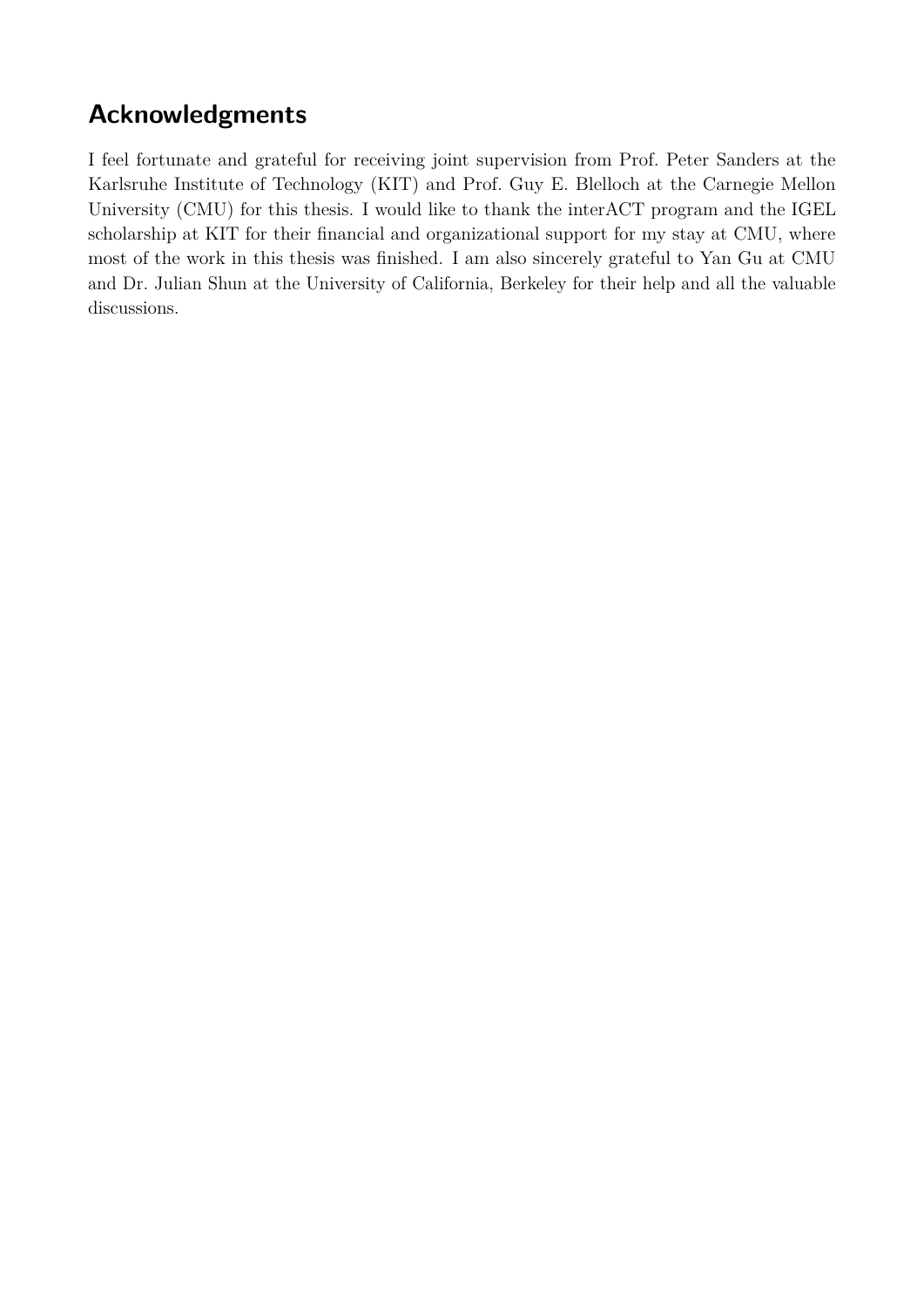# Acknowledgments

I feel fortunate and grateful for receiving joint supervision from Prof. Peter Sanders at the Karlsruhe Institute of Technology (KIT) and Prof. Guy E. Blelloch at the Carnegie Mellon University (CMU) for this thesis. I would like to thank the interACT program and the IGEL scholarship at KIT for their financial and organizational support for my stay at CMU, where most of the work in this thesis was finished. I am also sincerely grateful to Yan Gu at CMU and Dr. Julian Shun at the University of California, Berkeley for their help and all the valuable discussions.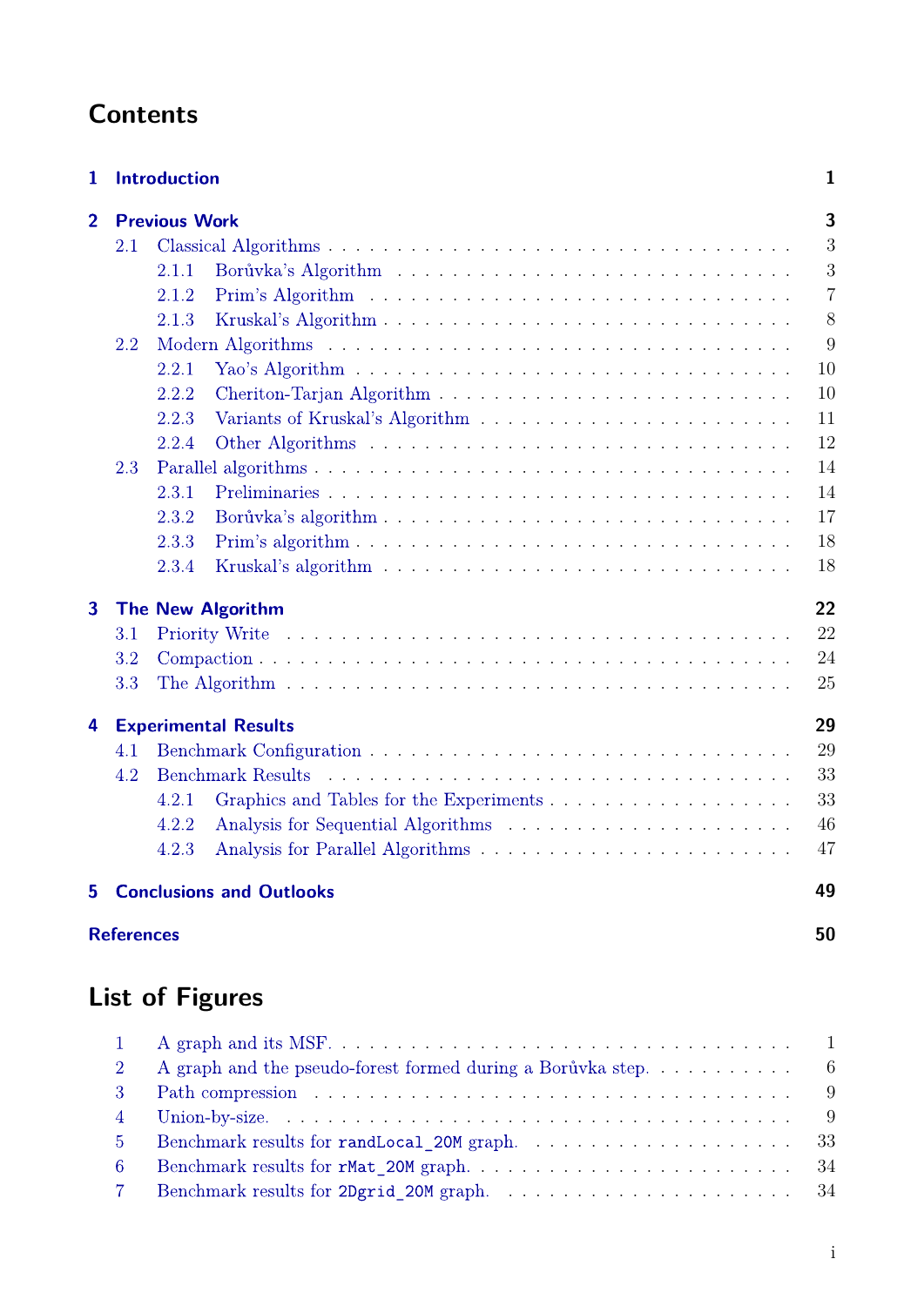# Contents

| | | |
|---|---|---|
| **1** | **Introduction** | **1** |
| **2** | **Previous Work** | **3** |
| 2.1 | Classical Algorithms | 3 |
| 2.1.1 | Borůvka's Algorithm | 3 |
| 2.1.2 | Prim's Algorithm | 7 |
| 2.1.3 | Kruskal's Algorithm | 8 |
| 2.2 | Modern Algorithms | 9 |
| 2.2.1 | Yao's Algorithm | 10 |
| 2.2.2 | Cheriton-Tarjan Algorithm | 10 |
| 2.2.3 | Variants of Kruskal's Algorithm | 11 |
| 2.2.4 | Other Algorithms | 12 |
| 2.3 | Parallel algorithms | 14 |
| 2.3.1 | Preliminaries | 14 |
| 2.3.2 | Borůvka's algorithm | 17 |
| 2.3.3 | Prim's algorithm | 18 |
| 2.3.4 | Kruskal's algorithm | 18 |
| **3** | **The New Algorithm** | **22** |
| 3.1 | Priority Write | 22 |
| 3.2 | Compaction | 24 |
| 3.3 | The Algorithm | 25 |
| **4** | **Experimental Results** | **29** |
| 4.1 | Benchmark Configuration | 29 |
| 4.2 | Benchmark Results | 33 |
| 4.2.1 | Graphics and Tables for the Experiments | 33 |
| 4.2.2 | Analysis for Sequential Algorithms | 46 |
| 4.2.3 | Analysis for Parallel Algorithms | 47 |
| **5** | **Conclusions and Outlooks** | **49** |
| | **References** | **50** |

# List of Figures

| | | |
|---|---|---|
| 1 | A graph and its MSF. | 1 |
| 2 | A graph and the pseudo-forest formed during a Borůvka step. | 6 |
| 3 | Path compression | 9 |
| 4 | Union-by-size. | 9 |
| 5 | Benchmark results for `randLocal_20M` graph. | 33 |
| 6 | Benchmark results for `rMat_20M` graph. | 34 |
| 7 | Benchmark results for `2Dgrid_20M` graph. | 34 |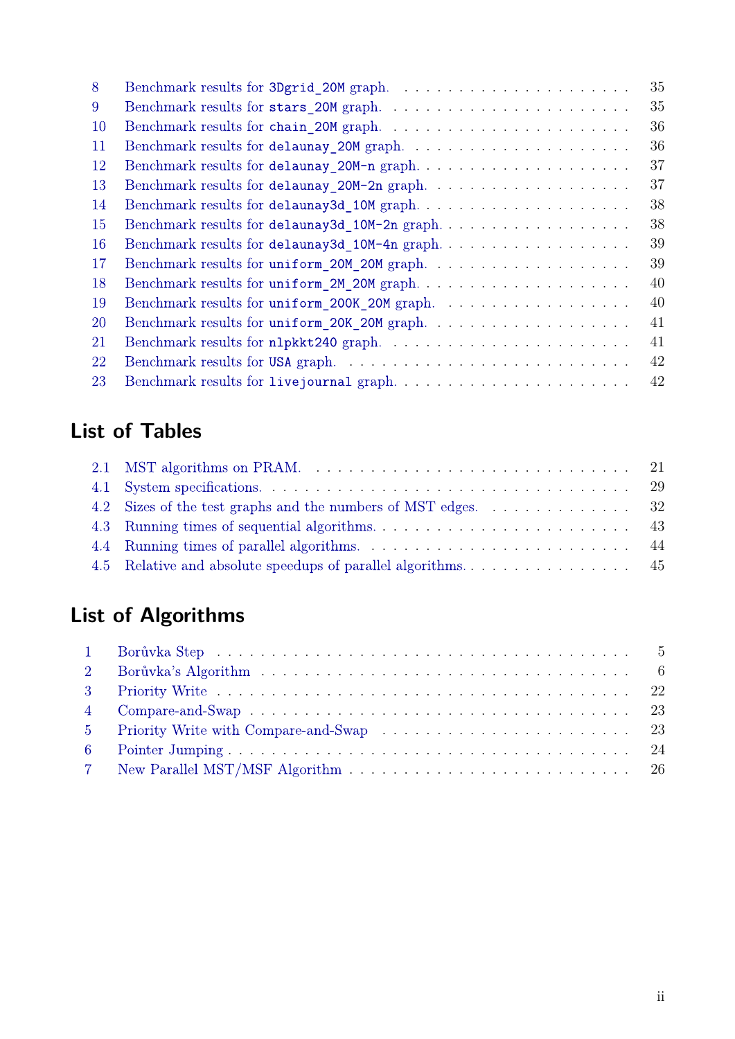8 Benchmark results for `3Dgrid_20M` graph. . . . . 35
9 Benchmark results for `stars_20M` graph. . . . . 35
10 Benchmark results for `chain_20M` graph. . . . . 36
11 Benchmark results for `delaunay_20M` graph. . . . . 36
12 Benchmark results for `delaunay_20M-n` graph. . . . . 37
13 Benchmark results for `delaunay_20M-2n` graph. . . . . 37
14 Benchmark results for `delaunay3d_10M` graph. . . . . 38
15 Benchmark results for `delaunay3d_10M-2n` graph. . . . . 38
16 Benchmark results for `delaunay3d_10M-4n` graph. . . . . 39
17 Benchmark results for `uniform_20M_20M` graph. . . . . 39
18 Benchmark results for `uniform_2M_20M` graph. . . . . 40
19 Benchmark results for `uniform_200K_20M` graph. . . . . 40
20 Benchmark results for `uniform_20K_20M` graph. . . . . 41
21 Benchmark results for `nlpkkt240` graph. . . . . 41
22 Benchmark results for `USA` graph. . . . . 42
23 Benchmark results for `livejournal` graph. . . . . 42

## List of Tables

2.1 MST algorithms on PRAM. . . . . 21
4.1 System specifications. . . . . 29
4.2 Sizes of the test graphs and the numbers of MST edges. . . . . 32
4.3 Running times of sequential algorithms. . . . . 43
4.4 Running times of parallel algorithms. . . . . 44
4.5 Relative and absolute speedups of parallel algorithms. . . . . 45

## List of Algorithms

1 Borůvka Step . . . . . 5
2 Borůvka's Algorithm . . . . . 6
3 Priority Write . . . . . 22
4 Compare-and-Swap . . . . . 23
5 Priority Write with Compare-and-Swap . . . . . 23
6 Pointer Jumping . . . . . 24
7 New Parallel MST/MSF Algorithm . . . . . 26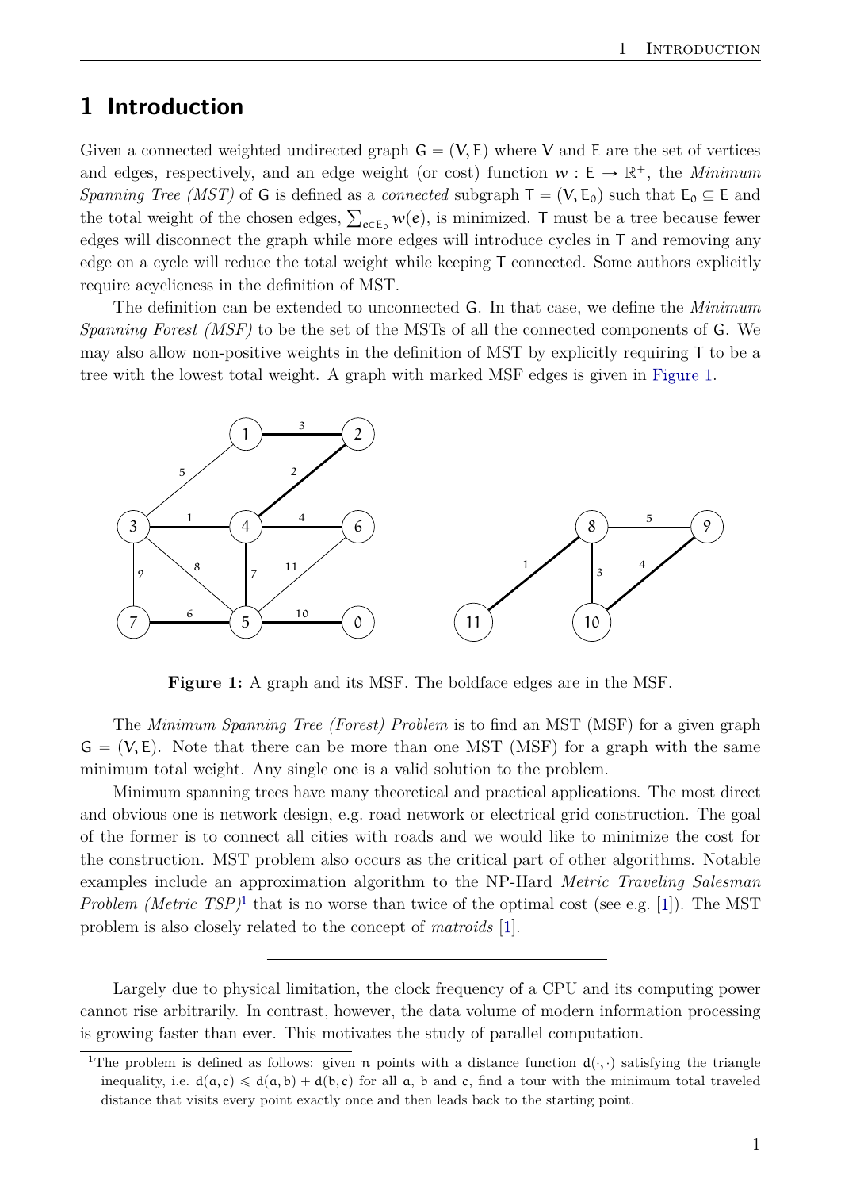# 1 Introduction

Given a connected weighted undirected graph $G = (V, E)$ where $V$ and $E$ are the set of vertices and edges, respectively, and an edge weight (or cost) function $w : E \to \mathbb{R}^+$, the *Minimum Spanning Tree (MST)* of $G$ is defined as a *connected* subgraph $T = (V, E_0)$ such that $E_0 \subseteq E$ and the total weight of the chosen edges, $\sum_{e \in E_0} w(e)$, is minimized. $T$ must be a tree because fewer edges will disconnect the graph while more edges will introduce cycles in $T$ and removing any edge on a cycle will reduce the total weight while keeping $T$ connected. Some authors explicitly require acyclicness in the definition of MST.

The definition can be extended to unconnected $G$. In that case, we define the *Minimum Spanning Forest (MSF)* to be the set of the MSTs of all the connected components of $G$. We may also allow non-positive weights in the definition of MST by explicitly requiring $T$ to be a tree with the lowest total weight. A graph with marked MSF edges is given in Figure 1.

**Figure 1:** A graph and its MSF. The boldface edges are in the MSF.

The *Minimum Spanning Tree (Forest) Problem* is to find an MST (MSF) for a given graph $G = (V, E)$. Note that there can be more than one MST (MSF) for a graph with the same minimum total weight. Any single one is a valid solution to the problem.

Minimum spanning trees have many theoretical and practical applications. The most direct and obvious one is network design, e.g. road network or electrical grid construction. The goal of the former is to connect all cities with roads and we would like to minimize the cost for the construction. MST problem also occurs as the critical part of other algorithms. Notable examples include an approximation algorithm to the NP-Hard *Metric Traveling Salesman Problem (Metric TSP)*[1] that is no worse than twice of the optimal cost (see e.g. [1]). The MST problem is also closely related to the concept of *matroids* [1].

---

Largely due to physical limitation, the clock frequency of a CPU and its computing power cannot rise arbitrarily. In contrast, however, the data volume of modern information processing is growing faster than ever. This motivates the study of parallel computation.

[1] The problem is defined as follows: given $n$ points with a distance function $d(\cdot, \cdot)$ satisfying the triangle inequality, i.e. $d(a, c) \leqslant d(a, b) + d(b, c)$ for all $a$, $b$ and $c$, find a tour with the minimum total traveled distance that visits every point exactly once and then leads back to the starting point.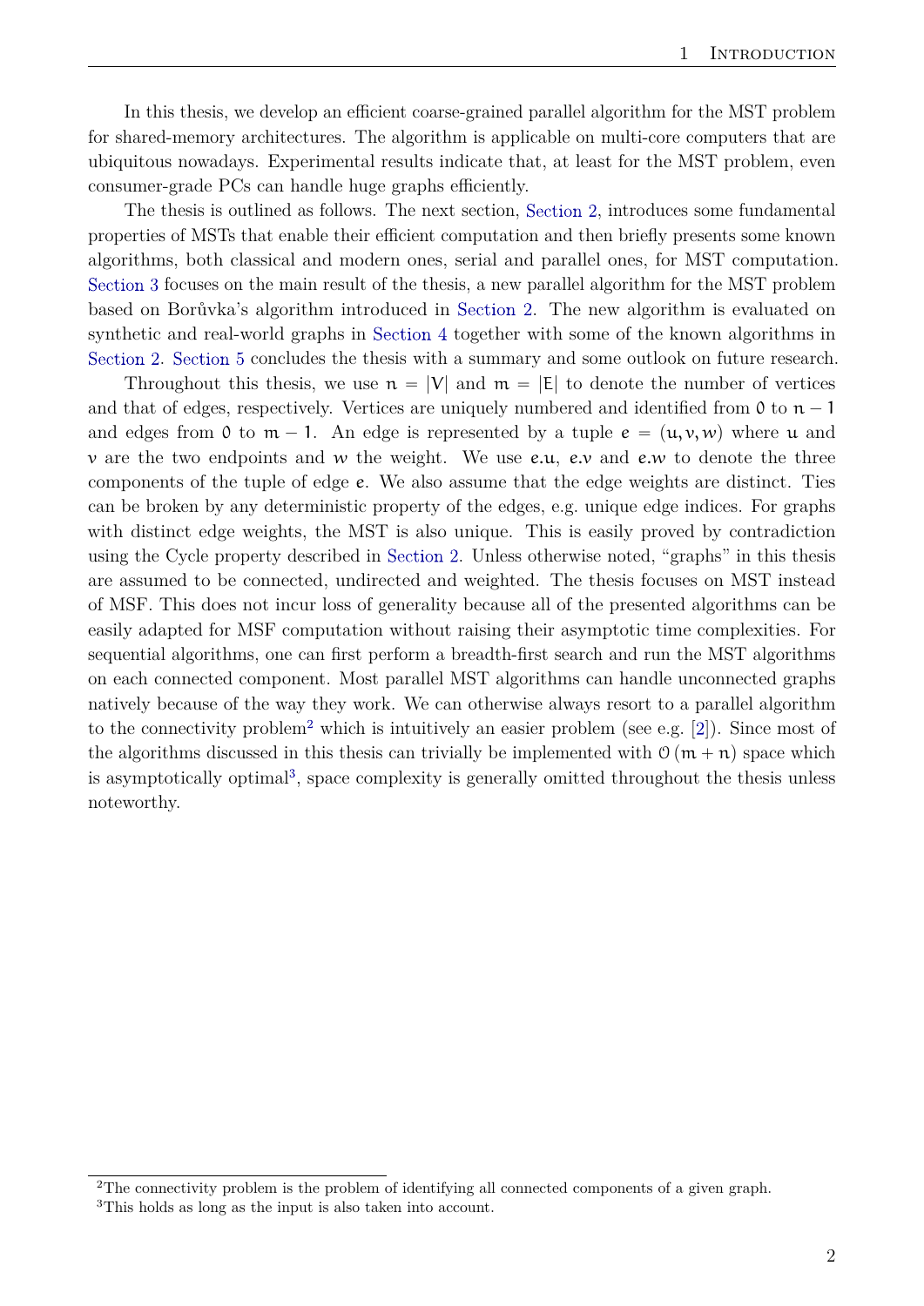In this thesis, we develop an efficient coarse-grained parallel algorithm for the MST problem for shared-memory architectures. The algorithm is applicable on multi-core computers that are ubiquitous nowadays. Experimental results indicate that, at least for the MST problem, even consumer-grade PCs can handle huge graphs efficiently.

The thesis is outlined as follows. The next section, Section 2, introduces some fundamental properties of MSTs that enable their efficient computation and then briefly presents some known algorithms, both classical and modern ones, serial and parallel ones, for MST computation. Section 3 focuses on the main result of the thesis, a new parallel algorithm for the MST problem based on Borůvka's algorithm introduced in Section 2. The new algorithm is evaluated on synthetic and real-world graphs in Section 4 together with some of the known algorithms in Section 2. Section 5 concludes the thesis with a summary and some outlook on future research.

Throughout this thesis, we use $n = |V|$ and $m = |E|$ to denote the number of vertices and that of edges, respectively. Vertices are uniquely numbered and identified from $0$ to $n - 1$ and edges from $0$ to $m - 1$. An edge is represented by a tuple $e = (u, v, w)$ where $u$ and $v$ are the two endpoints and $w$ the weight. We use $e.u$, $e.v$ and $e.w$ to denote the three components of the tuple of edge $e$. We also assume that the edge weights are distinct. Ties can be broken by any deterministic property of the edges, e.g. unique edge indices. For graphs with distinct edge weights, the MST is also unique. This is easily proved by contradiction using the Cycle property described in Section 2. Unless otherwise noted, "graphs" in this thesis are assumed to be connected, undirected and weighted. The thesis focuses on MST instead of MSF. This does not incur loss of generality because all of the presented algorithms can be easily adapted for MSF computation without raising their asymptotic time complexities. For sequential algorithms, one can first perform a breadth-first search and run the MST algorithms on each connected component. Most parallel MST algorithms can handle unconnected graphs natively because of the way they work. We can otherwise always resort to a parallel algorithm to the connectivity problem[2] which is intuitively an easier problem (see e.g. [2]). Since most of the algorithms discussed in this thesis can trivially be implemented with $\mathcal{O}(m + n)$ space which is asymptotically optimal[3], space complexity is generally omitted throughout the thesis unless noteworthy.

---

[2] The connectivity problem is the problem of identifying all connected components of a given graph.

[3] This holds as long as the input is also taken into account.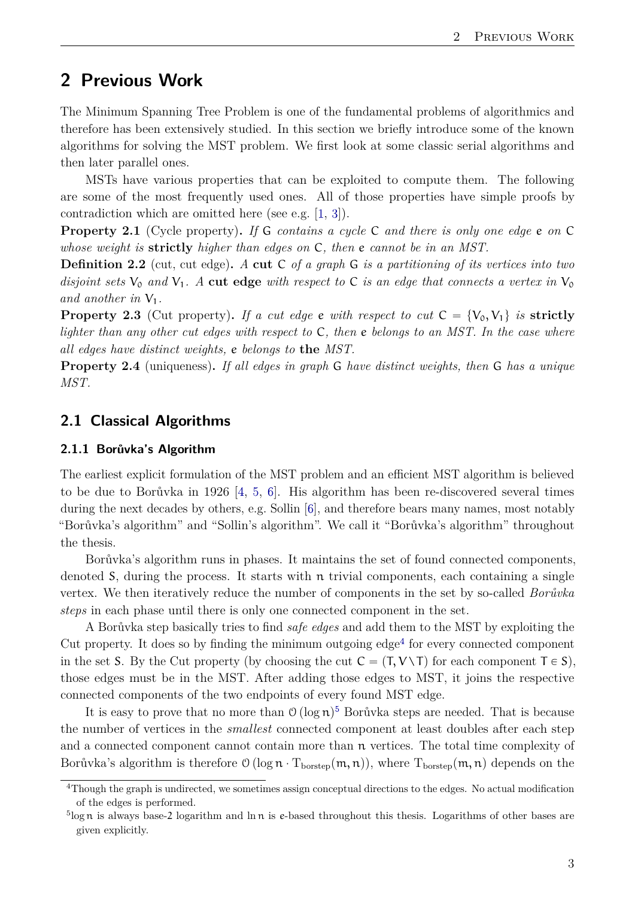## 2 Previous Work

The Minimum Spanning Tree Problem is one of the fundamental problems of algorithmics and therefore has been extensively studied. In this section we briefly introduce some of the known algorithms for solving the MST problem. We first look at some classic serial algorithms and then later parallel ones.

MSTs have various properties that can be exploited to compute them. The following are some of the most frequently used ones. All of those properties have simple proofs by contradiction which are omitted here (see e.g. [1, 3]).

**Property 2.1** (Cycle property)**.** *If* $G$ *contains a cycle* $C$ *and there is only one edge* $e$ *on* $C$ *whose weight is* **strictly** *higher than edges on* $C$*, then* $e$ *cannot be in an MST.*

**Definition 2.2** (cut, cut edge)**.** *A* **cut** $C$ *of a graph* $G$ *is a partitioning of its vertices into two disjoint sets* $V_0$ *and* $V_1$*. A* **cut edge** *with respect to* $C$ *is an edge that connects a vertex in* $V_0$ *and another in* $V_1$*.*

**Property 2.3** (Cut property)**.** *If a cut edge* $e$ *with respect to cut* $C = \{V_0, V_1\}$ *is* **strictly** *lighter than any other cut edges with respect to* $C$*, then* $e$ *belongs to an MST. In the case where all edges have distinct weights,* $e$ *belongs to* **the** *MST.*

**Property 2.4** (uniqueness)**.** *If all edges in graph* $G$ *have distinct weights, then* $G$ *has a unique MST.*

### 2.1 Classical Algorithms

#### 2.1.1 Borůvka's Algorithm

The earliest explicit formulation of the MST problem and an efficient MST algorithm is believed to be due to Borůvka in 1926 [4, 5, 6]. His algorithm has been re-discovered several times during the next decades by others, e.g. Sollin [6], and therefore bears many names, most notably "Borůvka's algorithm" and "Sollin's algorithm". We call it "Borůvka's algorithm" throughout the thesis.

Borůvka's algorithm runs in phases. It maintains the set of found connected components, denoted $S$, during the process. It starts with $n$ trivial components, each containing a single vertex. We then iteratively reduce the number of components in the set by so-called *Borůvka steps* in each phase until there is only one connected component in the set.

A Borůvka step basically tries to find *safe edges* and add them to the MST by exploiting the Cut property. It does so by finding the minimum outgoing edge[4] for every connected component in the set $S$. By the Cut property (by choosing the cut $C = (T, V \setminus T)$ for each component $T \in S$), those edges must be in the MST. After adding those edges to MST, it joins the respective connected components of the two endpoints of every found MST edge.

It is easy to prove that no more than $\mathcal{O}(\log n)$[5] Borůvka steps are needed. That is because the number of vertices in the *smallest* connected component at least doubles after each step and a connected component cannot contain more than $n$ vertices. The total time complexity of Borůvka's algorithm is therefore $\mathcal{O}(\log n \cdot T_{\text{borstep}}(m, n))$, where $T_{\text{borstep}}(m, n)$ depends on the

---

[4] Though the graph is undirected, we sometimes assign conceptual directions to the edges. No actual modification of the edges is performed.

[5] $\log n$ is always base-2 logarithm and $\ln n$ is $e$-based throughout this thesis. Logarithms of other bases are given explicitly.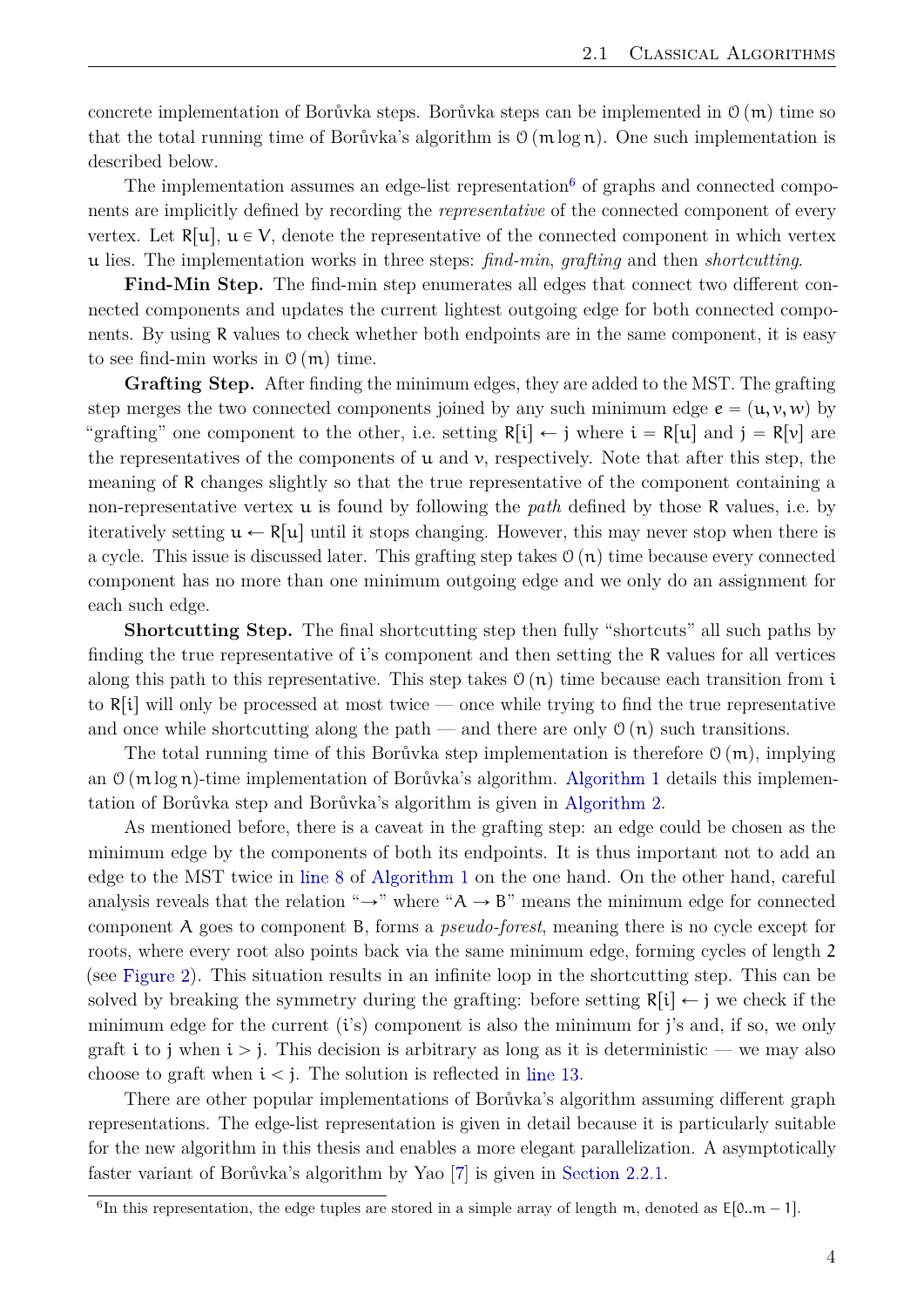concrete implementation of Borůvka steps. Borůvka steps can be implemented in $\mathcal{O}(m)$ time so that the total running time of Borůvka's algorithm is $\mathcal{O}(m \log n)$. One such implementation is described below.

The implementation assumes an edge-list representation[6] of graphs and connected components are implicitly defined by recording the *representative* of the connected component of every vertex. Let $R[u]$, $u \in V$, denote the representative of the connected component in which vertex $u$ lies. The implementation works in three steps: *find-min*, *grafting* and then *shortcutting*.

**Find-Min Step.** The find-min step enumerates all edges that connect two different connected components and updates the current lightest outgoing edge for both connected components. By using $R$ values to check whether both endpoints are in the same component, it is easy to see find-min works in $\mathcal{O}(m)$ time.

**Grafting Step.** After finding the minimum edges, they are added to the MST. The grafting step merges the two connected components joined by any such minimum edge $e = (u, v, w)$ by "grafting" one component to the other, i.e. setting $R[i] \leftarrow j$ where $i = R[u]$ and $j = R[v]$ are the representatives of the components of $u$ and $v$, respectively. Note that after this step, the meaning of $R$ changes slightly so that the true representative of the component containing a non-representative vertex $u$ is found by following the *path* defined by those $R$ values, i.e. by iteratively setting $u \leftarrow R[u]$ until it stops changing. However, this may never stop when there is a cycle. This issue is discussed later. This grafting step takes $\mathcal{O}(n)$ time because every connected component has no more than one minimum outgoing edge and we only do an assignment for each such edge.

**Shortcutting Step.** The final shortcutting step then fully "shortcuts" all such paths by finding the true representative of $i$'s component and then setting the $R$ values for all vertices along this path to this representative. This step takes $\mathcal{O}(n)$ time because each transition from $i$ to $R[i]$ will only be processed at most twice — once while trying to find the true representative and once while shortcutting along the path — and there are only $\mathcal{O}(n)$ such transitions.

The total running time of this Borůvka step implementation is therefore $\mathcal{O}(m)$, implying an $\mathcal{O}(m \log n)$-time implementation of Borůvka's algorithm. Algorithm 1 details this implementation of Borůvka step and Borůvka's algorithm is given in Algorithm 2.

As mentioned before, there is a caveat in the grafting step: an edge could be chosen as the minimum edge by the components of both its endpoints. It is thus important not to add an edge to the MST twice in line 8 of Algorithm 1 on the one hand. On the other hand, careful analysis reveals that the relation "$\rightarrow$" where "$A \rightarrow B$" means the minimum edge for connected component $A$ goes to component $B$, forms a *pseudo-forest*, meaning there is no cycle except for roots, where every root also points back via the same minimum edge, forming cycles of length 2 (see Figure 2). This situation results in an infinite loop in the shortcutting step. This can be solved by breaking the symmetry during the grafting: before setting $R[i] \leftarrow j$ we check if the minimum edge for the current ($i$'s) component is also the minimum for $j$'s and, if so, we only graft $i$ to $j$ when $i > j$. This decision is arbitrary as long as it is deterministic — we may also choose to graft when $i < j$. The solution is reflected in line 13.

There are other popular implementations of Borůvka's algorithm assuming different graph representations. The edge-list representation is given in detail because it is particularly suitable for the new algorithm in this thesis and enables a more elegant parallelization. A asymptotically faster variant of Borůvka's algorithm by Yao [7] is given in Section 2.2.1.

[6] In this representation, the edge tuples are stored in a simple array of length $m$, denoted as $E[0..m-1]$.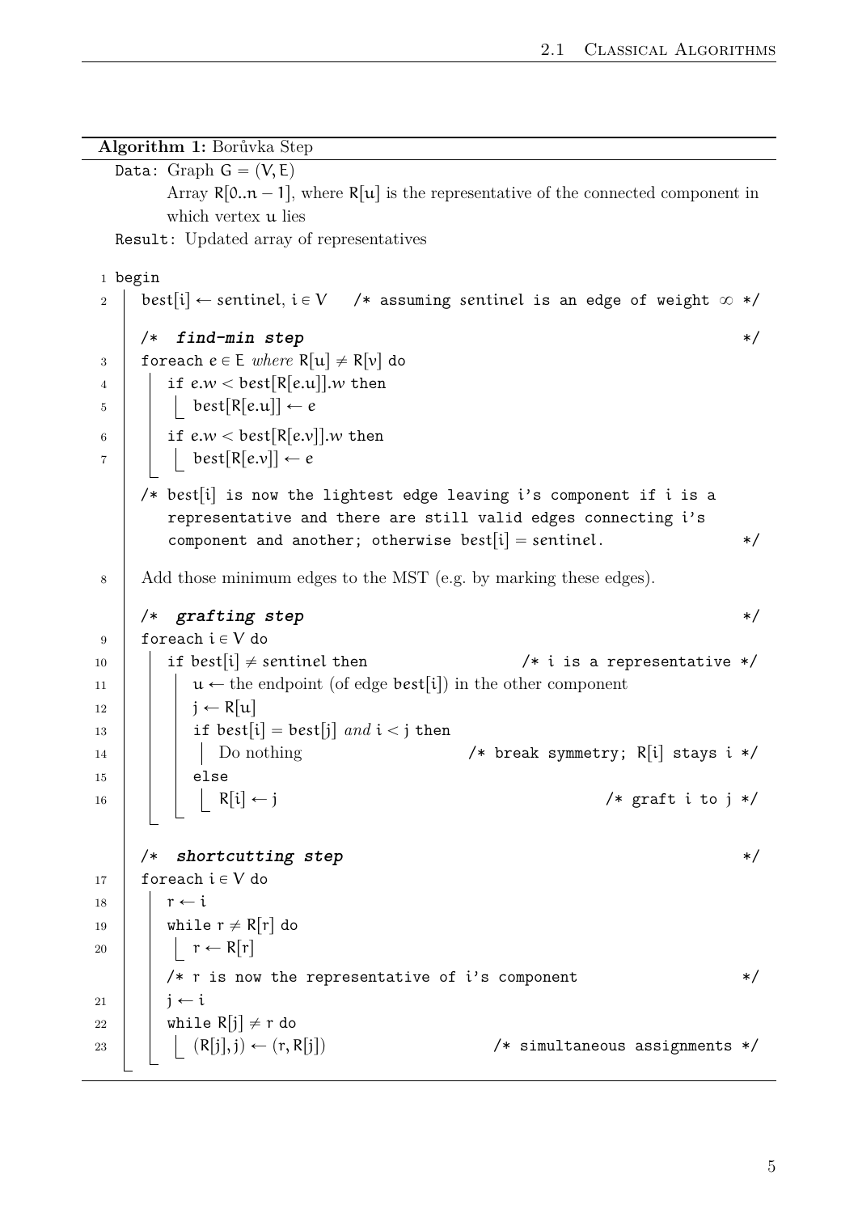**Algorithm 1:** Borůvka Step

```
Data: Graph G = (V, E)
      Array R[0..n − 1], where R[u] is the representative of the connected component in
      which vertex u lies
Result: Updated array of representatives

1  begin
2      best[i] ← sentinel, i ∈ V    /* assuming sentinel is an edge of weight ∞ */
       /* find-min step */
3      foreach e ∈ E where R[u] ≠ R[v] do
4          if e.w < best[R[e.u]].w then
5              best[R[e.u]] ← e
6          if e.w < best[R[e.v]].w then
7              best[R[e.v]] ← e
       /* best[i] is now the lightest edge leaving i's component if i is a
          representative and there are still valid edges connecting i's
          component and another; otherwise best[i] = sentinel. */
8      Add those minimum edges to the MST (e.g. by marking these edges).
       /* grafting step */
9      foreach i ∈ V do
10         if best[i] ≠ sentinel then                    /* i is a representative */
11             u ← the endpoint (of edge best[i]) in the other component
12             j ← R[u]
13             if best[i] = best[j] and i < j then
14                 Do nothing                   /* break symmetry; R[i] stays i */
15             else
16                 R[i] ← j                                         /* graft i to j */
       /* shortcutting step */
17     foreach i ∈ V do
18         r ← i
19         while r ≠ R[r] do
20             r ← R[r]
           /* r is now the representative of i's component */
21         j ← i
22         while R[j] ≠ r do
23             (R[j], j) ← (r, R[j])                  /* simultaneous assignments */
```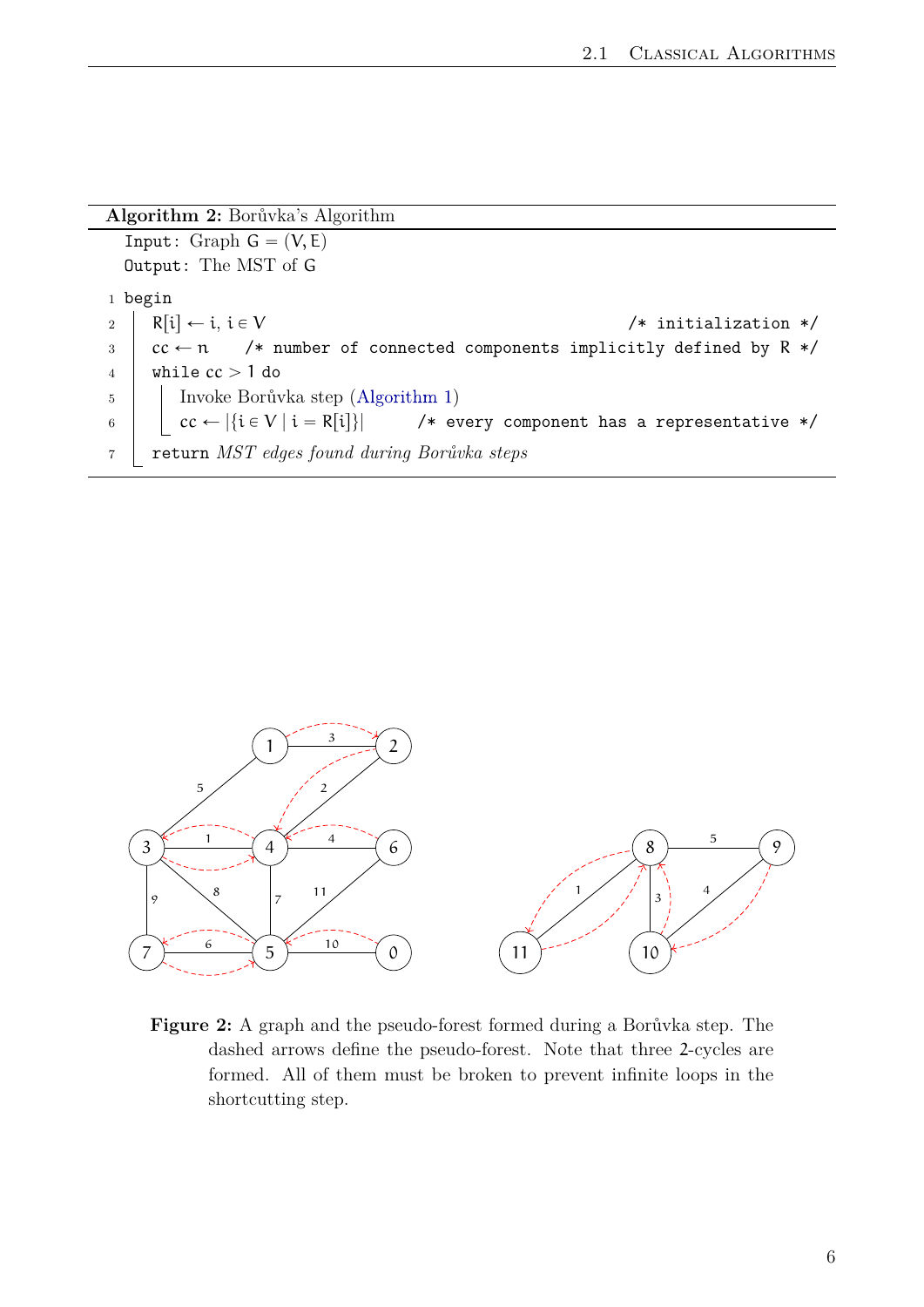**Algorithm 2:** Borůvka's Algorithm

```
   Input: Graph G = (V, E)
   Output: The MST of G

1  begin
2  |  R[i] ← i, i ∈ V                                          /* initialization */
3  |  cc ← n    /* number of connected components implicitly defined by R */
4  |  while cc > 1 do
5  |  |  Invoke Borůvka step (Algorithm 1)
6  |  |  cc ← |{i ∈ V | i = R[i]}|        /* every component has a representative */
7  |  return MST edges found during Borůvka steps
```

**Figure 2:** A graph and the pseudo-forest formed during a Borůvka step. The dashed arrows define the pseudo-forest. Note that three 2-cycles are formed. All of them must be broken to prevent infinite loops in the shortcutting step.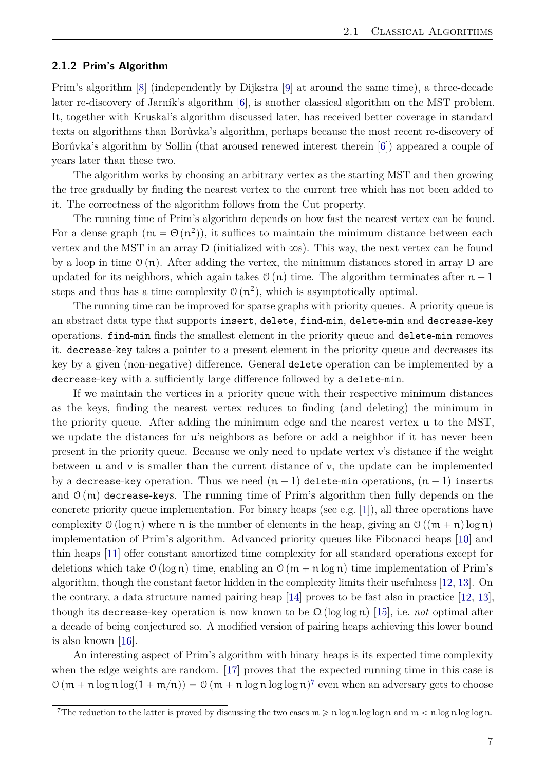### 2.1.2 Prim's Algorithm

Prim's algorithm [8] (independently by Dijkstra [9] at around the same time), a three-decade later re-discovery of Jarník's algorithm [6], is another classical algorithm on the MST problem. It, together with Kruskal's algorithm discussed later, has received better coverage in standard texts on algorithms than Borůvka's algorithm, perhaps because the most recent re-discovery of Borůvka's algorithm by Sollin (that aroused renewed interest therein [6]) appeared a couple of years later than these two.

The algorithm works by choosing an arbitrary vertex as the starting MST and then growing the tree gradually by finding the nearest vertex to the current tree which has not been added to it. The correctness of the algorithm follows from the Cut property.

The running time of Prim's algorithm depends on how fast the nearest vertex can be found. For a dense graph ($m = \Theta(n^2)$), it suffices to maintain the minimum distance between each vertex and the MST in an array $D$ (initialized with $\infty$s). This way, the next vertex can be found by a loop in time $\mathcal{O}(n)$. After adding the vertex, the minimum distances stored in array $D$ are updated for its neighbors, which again takes $\mathcal{O}(n)$ time. The algorithm terminates after $n-1$ steps and thus has a time complexity $\mathcal{O}(n^2)$, which is asymptotically optimal.

The running time can be improved for sparse graphs with priority queues. A priority queue is an abstract data type that supports `insert`, `delete`, `find-min`, `delete-min` and `decrease-key` operations. `find-min` finds the smallest element in the priority queue and `delete-min` removes it. `decrease-key` takes a pointer to a present element in the priority queue and decreases its key by a given (non-negative) difference. General `delete` operation can be implemented by a `decrease-key` with a sufficiently large difference followed by a `delete-min`.

If we maintain the vertices in a priority queue with their respective minimum distances as the keys, finding the nearest vertex reduces to finding (and deleting) the minimum in the priority queue. After adding the minimum edge and the nearest vertex $u$ to the MST, we update the distances for $u$'s neighbors as before or add a neighbor if it has never been present in the priority queue. Because we only need to update vertex $v$'s distance if the weight between $u$ and $v$ is smaller than the current distance of $v$, the update can be implemented by a `decrease-key` operation. Thus we need $(n-1)$ `delete-min` operations, $(n-1)$ `insert`s and $\mathcal{O}(m)$ `decrease-key`s. The running time of Prim's algorithm then fully depends on the concrete priority queue implementation. For binary heaps (see e.g. [1]), all three operations have complexity $\mathcal{O}(\log n)$ where $n$ is the number of elements in the heap, giving an $\mathcal{O}((m+n)\log n)$ implementation of Prim's algorithm. Advanced priority queues like Fibonacci heaps [10] and thin heaps [11] offer constant amortized time complexity for all standard operations except for deletions which take $\mathcal{O}(\log n)$ time, enabling an $\mathcal{O}(m + n\log n)$ time implementation of Prim's algorithm, though the constant factor hidden in the complexity limits their usefulness [12, 13]. On the contrary, a data structure named pairing heap [14] proves to be fast also in practice [12, 13], though its `decrease-key` operation is now known to be $\Omega(\log\log n)$ [15], i.e. *not* optimal after a decade of being conjectured so. A modified version of pairing heaps achieving this lower bound is also known [16].

An interesting aspect of Prim's algorithm with binary heaps is its expected time complexity when the edge weights are random. [17] proves that the expected running time in this case is $\mathcal{O}(m + n\log n\log(1 + m/n)) = \mathcal{O}(m + n\log n\log\log n)$[7] even when an adversary gets to choose

[7] The reduction to the latter is proved by discussing the two cases $m \geqslant n\log n\log\log n$ and $m < n\log n\log\log n$.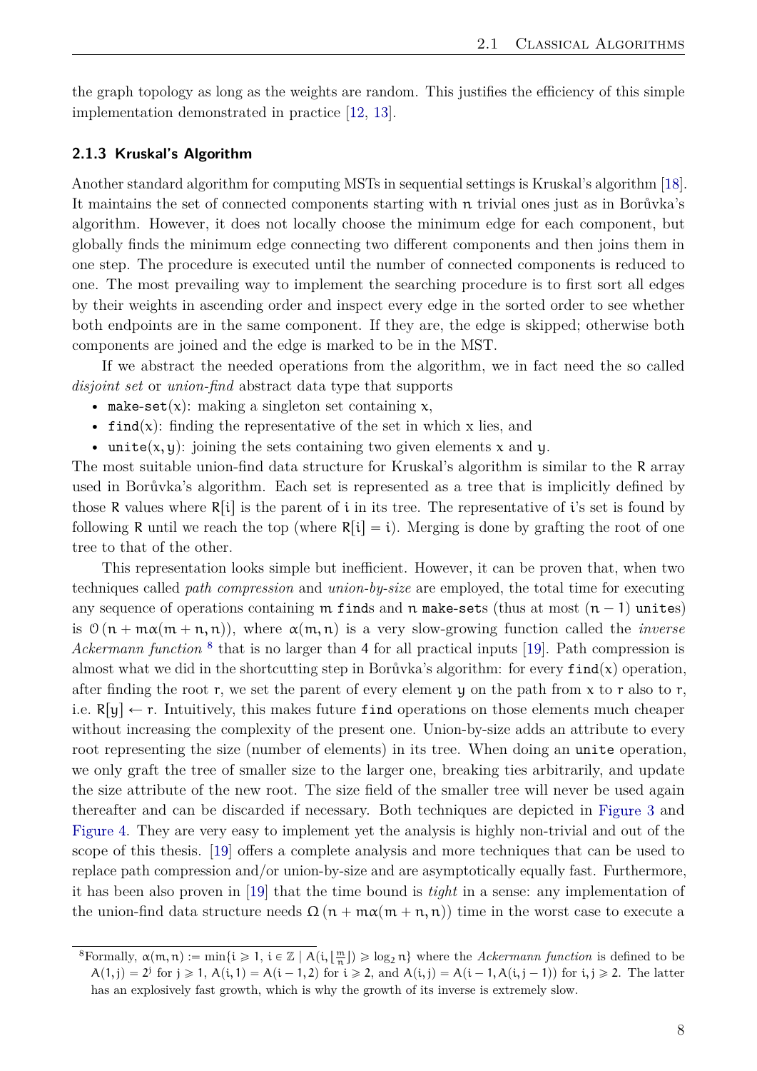the graph topology as long as the weights are random. This justifies the efficiency of this simple implementation demonstrated in practice [12, 13].

### 2.1.3 Kruskal's Algorithm

Another standard algorithm for computing MSTs in sequential settings is Kruskal's algorithm [18]. It maintains the set of connected components starting with $n$ trivial ones just as in Borůvka's algorithm. However, it does not locally choose the minimum edge for each component, but globally finds the minimum edge connecting two different components and then joins them in one step. The procedure is executed until the number of connected components is reduced to one. The most prevailing way to implement the searching procedure is to first sort all edges by their weights in ascending order and inspect every edge in the sorted order to see whether both endpoints are in the same component. If they are, the edge is skipped; otherwise both components are joined and the edge is marked to be in the MST.

If we abstract the needed operations from the algorithm, we in fact need the so called *disjoint set* or *union-find* abstract data type that supports

- `make-set`$(x)$: making a singleton set containing $x$,
- `find`$(x)$: finding the representative of the set in which $x$ lies, and
- `unite`$(x, y)$: joining the sets containing two given elements $x$ and $y$.

The most suitable union-find data structure for Kruskal's algorithm is similar to the $R$ array used in Borůvka's algorithm. Each set is represented as a tree that is implicitly defined by those $R$ values where $R[i]$ is the parent of $i$ in its tree. The representative of $i$'s set is found by following $R$ until we reach the top (where $R[i] = i$). Merging is done by grafting the root of one tree to that of the other.

This representation looks simple but inefficient. However, it can be proven that, when two techniques called *path compression* and *union-by-size* are employed, the total time for executing any sequence of operations containing $m$ `find`s and $n$ `make-set`s (thus at most $(n - 1)$ `unite`s) is $\mathcal{O}(n + m\alpha(m + n, n))$, where $\alpha(m, n)$ is a very slow-growing function called the *inverse Ackermann function* [8] that is no larger than 4 for all practical inputs [19]. Path compression is almost what we did in the shortcutting step in Borůvka's algorithm: for every `find`$(x)$ operation, after finding the root $r$, we set the parent of every element $y$ on the path from $x$ to $r$ also to $r$, i.e. $R[y] \leftarrow r$. Intuitively, this makes future `find` operations on those elements much cheaper without increasing the complexity of the present one. Union-by-size adds an attribute to every root representing the size (number of elements) in its tree. When doing an `unite` operation, we only graft the tree of smaller size to the larger one, breaking ties arbitrarily, and update the size attribute of the new root. The size field of the smaller tree will never be used again thereafter and can be discarded if necessary. Both techniques are depicted in Figure 3 and Figure 4. They are very easy to implement yet the analysis is highly non-trivial and out of the scope of this thesis. [19] offers a complete analysis and more techniques that can be used to replace path compression and/or union-by-size and are asymptotically equally fast. Furthermore, it has been also proven in [19] that the time bound is *tight* in a sense: any implementation of the union-find data structure needs $\Omega(n + m\alpha(m + n, n))$ time in the worst case to execute a

---

[8] Formally, $\alpha(m, n) := \min\{i \geqslant 1,\ i \in \mathbb{Z} \mid A(i, \lfloor \frac{m}{n} \rfloor) \geqslant \log_2 n\}$ where the *Ackermann function* is defined to be $A(1, j) = 2^j$ for $j \geqslant 1$, $A(i, 1) = A(i - 1, 2)$ for $i \geqslant 2$, and $A(i, j) = A(i - 1, A(i, j - 1))$ for $i, j \geqslant 2$. The latter has an explosively fast growth, which is why the growth of its inverse is extremely slow.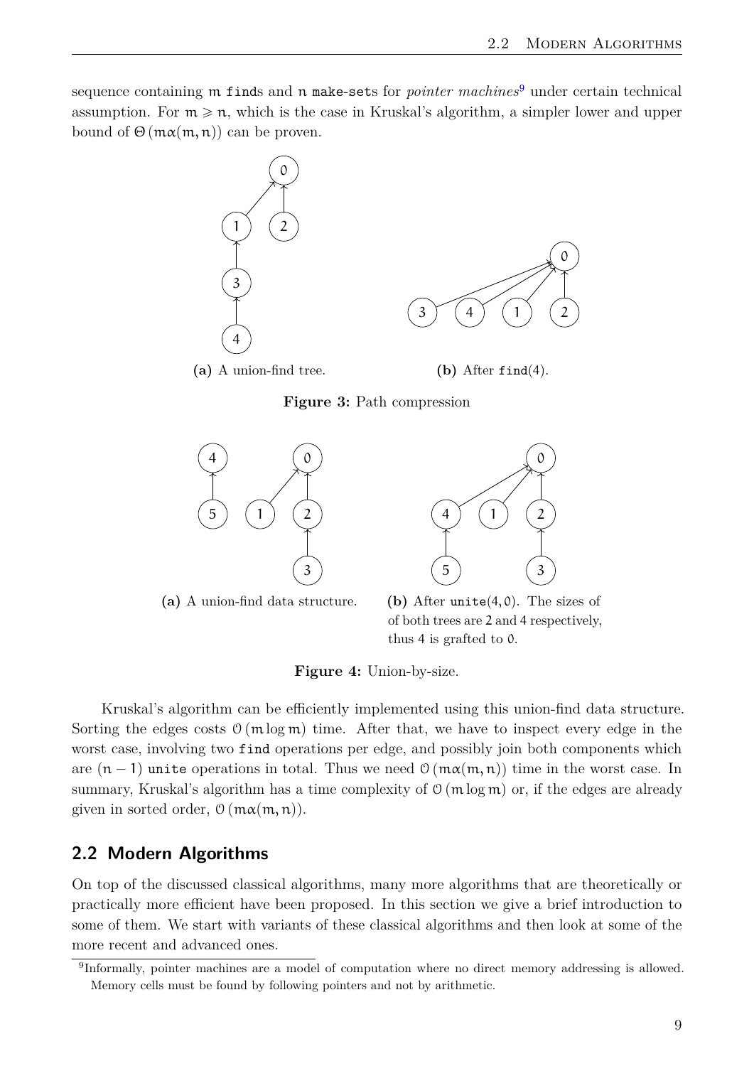sequence containing m finds and n make-sets for *pointer machines*[9] under certain technical assumption. For $m \geqslant n$, which is the case in Kruskal's algorithm, a simpler lower and upper bound of $\Theta(m\alpha(m,n))$ can be proven.

**(a)** A union-find tree. **(b)** After `find`(4).

**Figure 3:** Path compression

**(a)** A union-find data structure. **(b)** After `unite`(4, 0). The sizes of of both trees are 2 and 4 respectively, thus 4 is grafted to 0.

**Figure 4:** Union-by-size.

Kruskal's algorithm can be efficiently implemented using this union-find data structure. Sorting the edges costs $\mathcal{O}(m \log m)$ time. After that, we have to inspect every edge in the worst case, involving two `find` operations per edge, and possibly join both components which are $(n-1)$ `unite` operations in total. Thus we need $\mathcal{O}(m\alpha(m,n))$ time in the worst case. In summary, Kruskal's algorithm has a time complexity of $\mathcal{O}(m \log m)$ or, if the edges are already given in sorted order, $\mathcal{O}(m\alpha(m,n))$.

## 2.2 Modern Algorithms

On top of the discussed classical algorithms, many more algorithms that are theoretically or practically more efficient have been proposed. In this section we give a brief introduction to some of them. We start with variants of these classical algorithms and then look at some of the more recent and advanced ones.

[9] Informally, pointer machines are a model of computation where no direct memory addressing is allowed. Memory cells must be found by following pointers and not by arithmetic.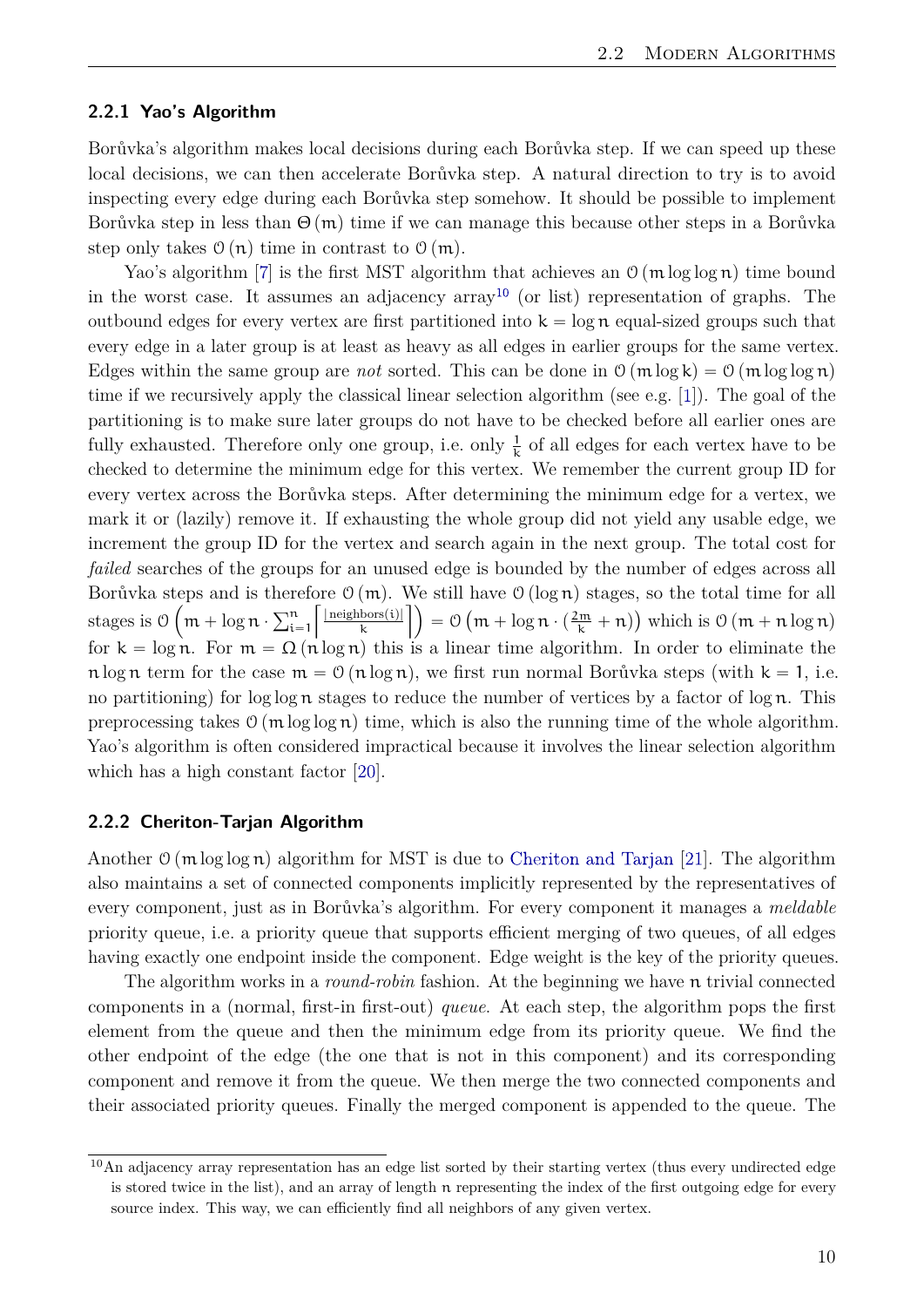### 2.2.1 Yao's Algorithm

Borůvka's algorithm makes local decisions during each Borůvka step. If we can speed up these local decisions, we can then accelerate Borůvka step. A natural direction to try is to avoid inspecting every edge during each Borůvka step somehow. It should be possible to implement Borůvka step in less than $\Theta(m)$ time if we can manage this because other steps in a Borůvka step only takes $\mathcal{O}(n)$ time in contrast to $\mathcal{O}(m)$.

Yao's algorithm [7] is the first MST algorithm that achieves an $\mathcal{O}(m \log\log n)$ time bound in the worst case. It assumes an adjacency array[10] (or list) representation of graphs. The outbound edges for every vertex are first partitioned into $k = \log n$ equal-sized groups such that every edge in a later group is at least as heavy as all edges in earlier groups for the same vertex. Edges within the same group are *not* sorted. This can be done in $\mathcal{O}(m \log k) = \mathcal{O}(m \log\log n)$ time if we recursively apply the classical linear selection algorithm (see e.g. [1]). The goal of the partitioning is to make sure later groups do not have to be checked before all earlier ones are fully exhausted. Therefore only one group, i.e. only $\frac{1}{k}$ of all edges for each vertex have to be checked to determine the minimum edge for this vertex. We remember the current group ID for every vertex across the Borůvka steps. After determining the minimum edge for a vertex, we mark it or (lazily) remove it. If exhausting the whole group did not yield any usable edge, we increment the group ID for the vertex and search again in the next group. The total cost for *failed* searches of the groups for an unused edge is bounded by the number of edges across all Borůvka steps and is therefore $\mathcal{O}(m)$. We still have $\mathcal{O}(\log n)$ stages, so the total time for all stages is $\mathcal{O}\left(m + \log n \cdot \sum_{i=1}^{n} \left\lceil \frac{|\text{neighbors}(i)|}{k} \right\rceil\right) = \mathcal{O}\left(m + \log n \cdot \left(\frac{2m}{k} + n\right)\right)$ which is $\mathcal{O}(m + n \log n)$ for $k = \log n$. For $m = \Omega(n \log n)$ this is a linear time algorithm. In order to eliminate the $n \log n$ term for the case $m = \mathcal{O}(n \log n)$, we first run normal Borůvka steps (with $k = 1$, i.e. no partitioning) for $\log\log n$ stages to reduce the number of vertices by a factor of $\log n$. This preprocessing takes $\mathcal{O}(m \log\log n)$ time, which is also the running time of the whole algorithm. Yao's algorithm is often considered impractical because it involves the linear selection algorithm which has a high constant factor [20].

### 2.2.2 Cheriton-Tarjan Algorithm

Another $\mathcal{O}(m \log\log n)$ algorithm for MST is due to Cheriton and Tarjan [21]. The algorithm also maintains a set of connected components implicitly represented by the representatives of every component, just as in Borůvka's algorithm. For every component it manages a *meldable* priority queue, i.e. a priority queue that supports efficient merging of two queues, of all edges having exactly one endpoint inside the component. Edge weight is the key of the priority queues.

The algorithm works in a *round-robin* fashion. At the beginning we have $n$ trivial connected components in a (normal, first-in first-out) *queue*. At each step, the algorithm pops the first element from the queue and then the minimum edge from its priority queue. We find the other endpoint of the edge (the one that is not in this component) and its corresponding component and remove it from the queue. We then merge the two connected components and their associated priority queues. Finally the merged component is appended to the queue. The

[10] An adjacency array representation has an edge list sorted by their starting vertex (thus every undirected edge is stored twice in the list), and an array of length $n$ representing the index of the first outgoing edge for every source index. This way, we can efficiently find all neighbors of any given vertex.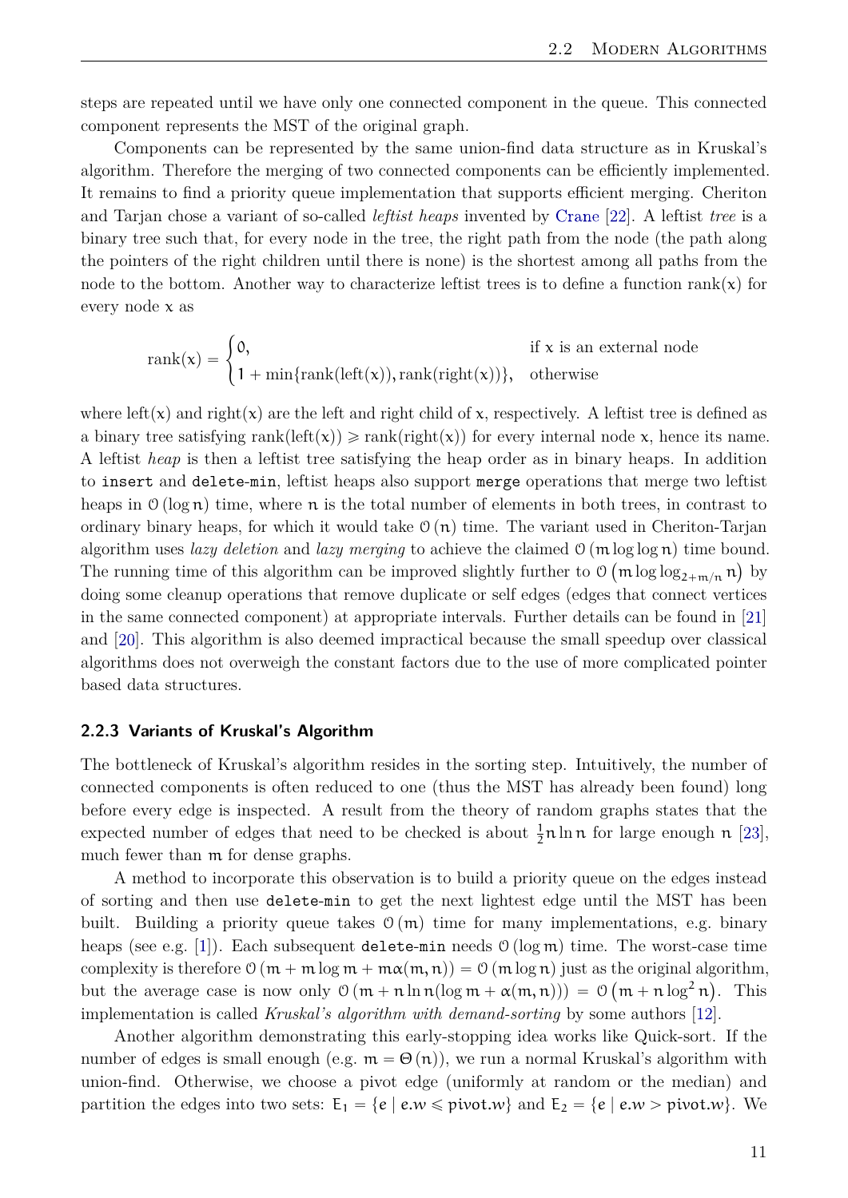steps are repeated until we have only one connected component in the queue. This connected component represents the MST of the original graph.

Components can be represented by the same union-find data structure as in Kruskal's algorithm. Therefore the merging of two connected components can be efficiently implemented. It remains to find a priority queue implementation that supports efficient merging. Cheriton and Tarjan chose a variant of so-called *leftist heaps* invented by Crane [22]. A leftist *tree* is a binary tree such that, for every node in the tree, the right path from the node (the path along the pointers of the right children until there is none) is the shortest among all paths from the node to the bottom. Another way to characterize leftist trees is to define a function $\text{rank}(x)$ for every node $x$ as

$$\text{rank}(x) = \begin{cases} 0, & \text{if } x \text{ is an external node} \\ 1 + \min\{\text{rank}(\text{left}(x)), \text{rank}(\text{right}(x))\}, & \text{otherwise} \end{cases}$$

where $\text{left}(x)$ and $\text{right}(x)$ are the left and right child of $x$, respectively. A leftist tree is defined as a binary tree satisfying $\text{rank}(\text{left}(x)) \geqslant \text{rank}(\text{right}(x))$ for every internal node $x$, hence its name. A leftist *heap* is then a leftist tree satisfying the heap order as in binary heaps. In addition to `insert` and `delete-min`, leftist heaps also support `merge` operations that merge two leftist heaps in $\mathcal{O}(\log n)$ time, where $n$ is the total number of elements in both trees, in contrast to ordinary binary heaps, for which it would take $\mathcal{O}(n)$ time. The variant used in Cheriton-Tarjan algorithm uses *lazy deletion* and *lazy merging* to achieve the claimed $\mathcal{O}(m \log \log n)$ time bound. The running time of this algorithm can be improved slightly further to $\mathcal{O}\left(m \log \log_{2+m/n} n\right)$ by doing some cleanup operations that remove duplicate or self edges (edges that connect vertices in the same connected component) at appropriate intervals. Further details can be found in [21] and [20]. This algorithm is also deemed impractical because the small speedup over classical algorithms does not overweigh the constant factors due to the use of more complicated pointer based data structures.

### 2.2.3 Variants of Kruskal's Algorithm

The bottleneck of Kruskal's algorithm resides in the sorting step. Intuitively, the number of connected components is often reduced to one (thus the MST has already been found) long before every edge is inspected. A result from the theory of random graphs states that the expected number of edges that need to be checked is about $\frac{1}{2} n \ln n$ for large enough $n$ [23], much fewer than $m$ for dense graphs.

A method to incorporate this observation is to build a priority queue on the edges instead of sorting and then use `delete-min` to get the next lightest edge until the MST has been built. Building a priority queue takes $\mathcal{O}(m)$ time for many implementations, e.g. binary heaps (see e.g. [1]). Each subsequent `delete-min` needs $\mathcal{O}(\log m)$ time. The worst-case time complexity is therefore $\mathcal{O}(m + m \log m + m\alpha(m, n)) = \mathcal{O}(m \log n)$ just as the original algorithm, but the average case is now only $\mathcal{O}(m + n \ln n(\log m + \alpha(m, n))) = \mathcal{O}\left(m + n \log^2 n\right)$. This implementation is called *Kruskal's algorithm with demand-sorting* by some authors [12].

Another algorithm demonstrating this early-stopping idea works like Quick-sort. If the number of edges is small enough (e.g. $m = \Theta(n)$), we run a normal Kruskal's algorithm with union-find. Otherwise, we choose a pivot edge (uniformly at random or the median) and partition the edges into two sets: $E_1 = \{e \mid e.w \leqslant \text{pivot}.w\}$ and $E_2 = \{e \mid e.w > \text{pivot}.w\}$. We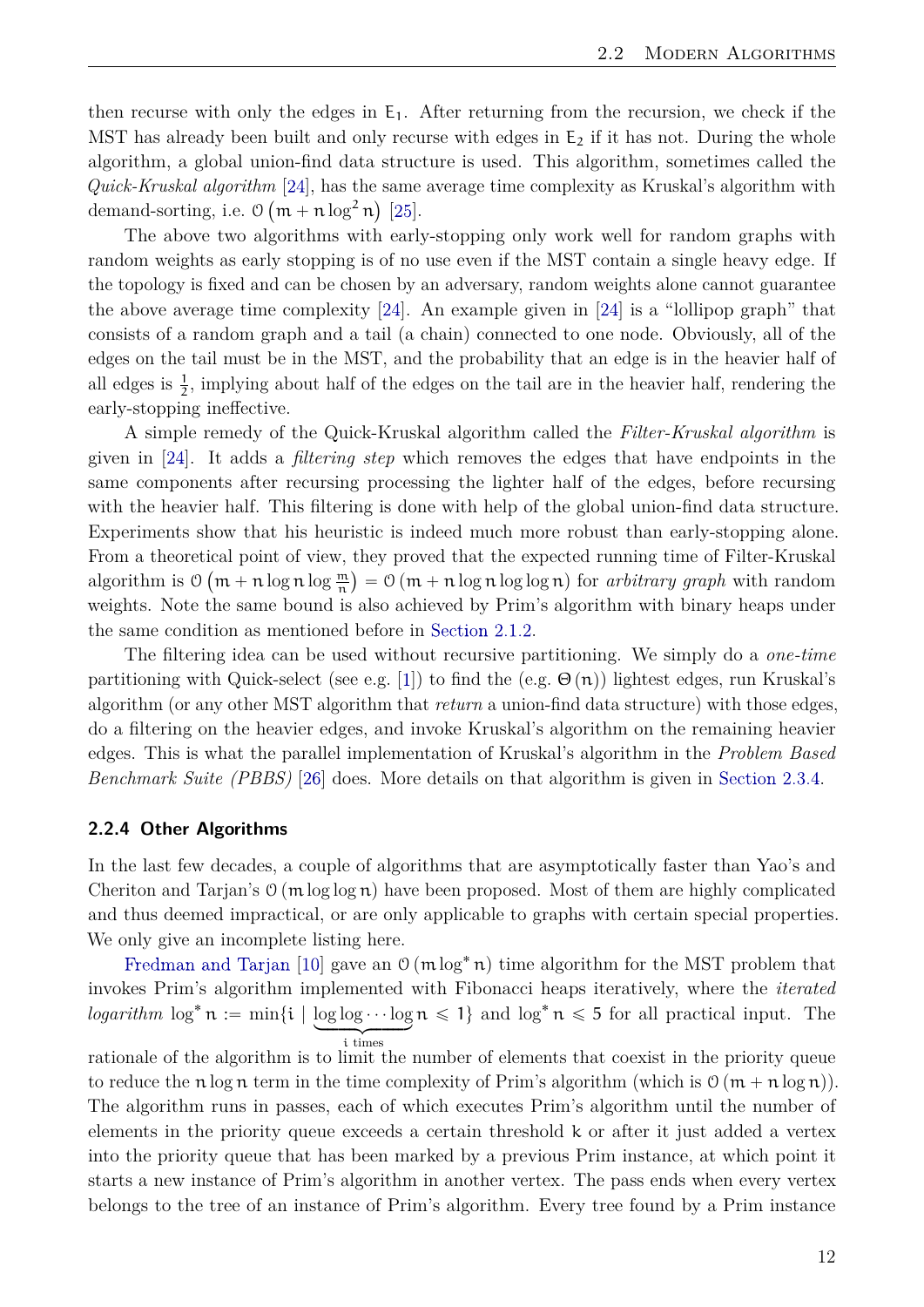then recurse with only the edges in $E_1$. After returning from the recursion, we check if the MST has already been built and only recurse with edges in $E_2$ if it has not. During the whole algorithm, a global union-find data structure is used. This algorithm, sometimes called the *Quick-Kruskal algorithm* [24], has the same average time complexity as Kruskal's algorithm with demand-sorting, i.e. $\mathcal{O}\left(m + n \log^2 n\right)$ [25].

The above two algorithms with early-stopping only work well for random graphs with random weights as early stopping is of no use even if the MST contain a single heavy edge. If the topology is fixed and can be chosen by an adversary, random weights alone cannot guarantee the above average time complexity [24]. An example given in [24] is a "lollipop graph" that consists of a random graph and a tail (a chain) connected to one node. Obviously, all of the edges on the tail must be in the MST, and the probability that an edge is in the heavier half of all edges is $\frac{1}{2}$, implying about half of the edges on the tail are in the heavier half, rendering the early-stopping ineffective.

A simple remedy of the Quick-Kruskal algorithm called the *Filter-Kruskal algorithm* is given in [24]. It adds a *filtering step* which removes the edges that have endpoints in the same components after recursing processing the lighter half of the edges, before recursing with the heavier half. This filtering is done with help of the global union-find data structure. Experiments show that his heuristic is indeed much more robust than early-stopping alone. From a theoretical point of view, they proved that the expected running time of Filter-Kruskal algorithm is $\mathcal{O}\left(m + n \log n \log \frac{m}{n}\right) = \mathcal{O}\left(m + n \log n \log \log n\right)$ for *arbitrary graph* with random weights. Note the same bound is also achieved by Prim's algorithm with binary heaps under the same condition as mentioned before in Section 2.1.2.

The filtering idea can be used without recursive partitioning. We simply do a *one-time* partitioning with Quick-select (see e.g. [1]) to find the (e.g. $\Theta(n)$) lightest edges, run Kruskal's algorithm (or any other MST algorithm that *return* a union-find data structure) with those edges, do a filtering on the heavier edges, and invoke Kruskal's algorithm on the remaining heavier edges. This is what the parallel implementation of Kruskal's algorithm in the *Problem Based Benchmark Suite (PBBS)* [26] does. More details on that algorithm is given in Section 2.3.4.

### 2.2.4 Other Algorithms

In the last few decades, a couple of algorithms that are asymptotically faster than Yao's and Cheriton and Tarjan's $\mathcal{O}(m \log \log n)$ have been proposed. Most of them are highly complicated and thus deemed impractical, or are only applicable to graphs with certain special properties. We only give an incomplete listing here.

Fredman and Tarjan [10] gave an $\mathcal{O}(m \log^* n)$ time algorithm for the MST problem that invokes Prim's algorithm implemented with Fibonacci heaps iteratively, where the *iterated logarithm* $\log^* n := \min\{i \mid \underbrace{\log \log \cdots \log}_{i \text{ times}} n \leqslant 1\}$ and $\log^* n \leqslant 5$ for all practical input. The rationale of the algorithm is to limit the number of elements that coexist in the priority queue to reduce the $n \log n$ term in the time complexity of Prim's algorithm (which is $\mathcal{O}(m + n \log n)$). The algorithm runs in passes, each of which executes Prim's algorithm until the number of elements in the priority queue exceeds a certain threshold $k$ or after it just added a vertex into the priority queue that has been marked by a previous Prim instance, at which point it starts a new instance of Prim's algorithm in another vertex. The pass ends when every vertex belongs to the tree of an instance of Prim's algorithm. Every tree found by a Prim instance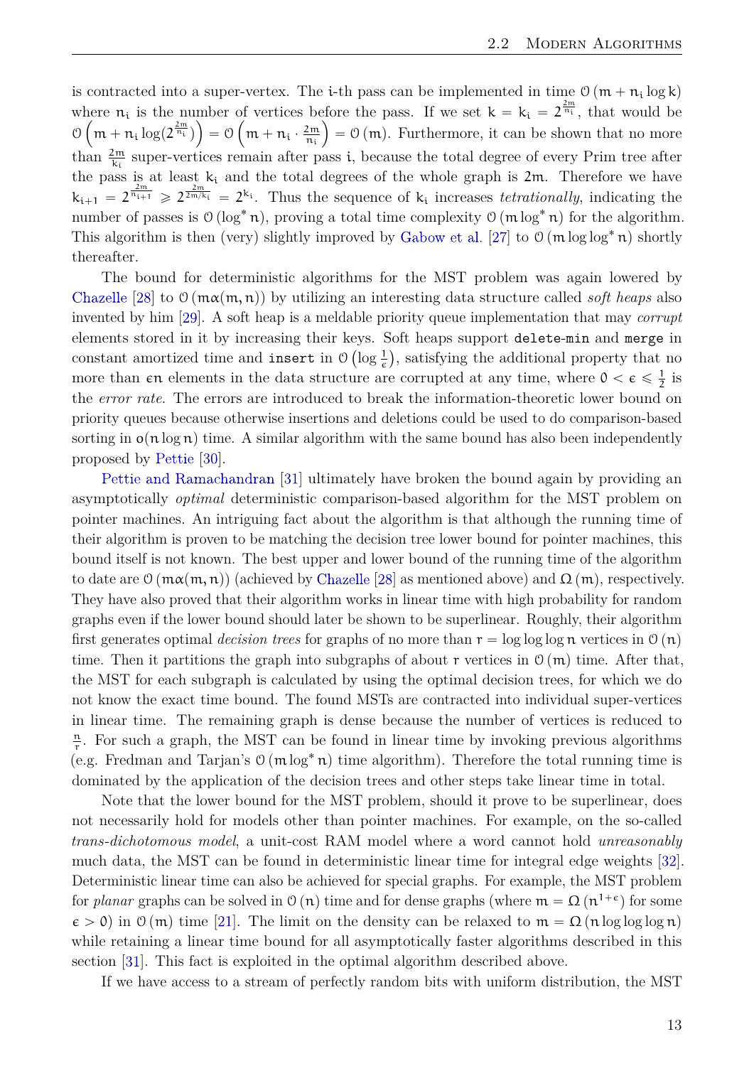is contracted into a super-vertex. The i-th pass can be implemented in time $\mathcal{O}(m + n_i \log k)$ where $n_i$ is the number of vertices before the pass. If we set $k = k_i = 2^{\frac{2m}{n_i}}$, that would be $\mathcal{O}\left(m + n_i \log(2^{\frac{2m}{n_i}})\right) = \mathcal{O}\left(m + n_i \cdot \frac{2m}{n_i}\right) = \mathcal{O}(m)$. Furthermore, it can be shown that no more than $\frac{2m}{k_i}$ super-vertices remain after pass i, because the total degree of every Prim tree after the pass is at least $k_i$ and the total degrees of the whole graph is $2m$. Therefore we have $k_{i+1} = 2^{\frac{2m}{n_{i+1}}} \geqslant 2^{\frac{2m}{2m/k_i}} = 2^{k_i}$. Thus the sequence of $k_i$ increases *tetrationally*, indicating the number of passes is $\mathcal{O}(\log^* n)$, proving a total time complexity $\mathcal{O}(m \log^* n)$ for the algorithm. This algorithm is then (very) slightly improved by Gabow et al. [27] to $\mathcal{O}(m \log \log^* n)$ shortly thereafter.

The bound for deterministic algorithms for the MST problem was again lowered by Chazelle [28] to $\mathcal{O}(m\alpha(m, n))$ by utilizing an interesting data structure called *soft heaps* also invented by him [29]. A soft heap is a meldable priority queue implementation that may *corrupt* elements stored in it by increasing their keys. Soft heaps support `delete-min` and `merge` in constant amortized time and `insert` in $\mathcal{O}\left(\log \frac{1}{\epsilon}\right)$, satisfying the additional property that no more than $\epsilon n$ elements in the data structure are corrupted at any time, where $0 < \epsilon \leqslant \frac{1}{2}$ is the *error rate*. The errors are introduced to break the information-theoretic lower bound on priority queues because otherwise insertions and deletions could be used to do comparison-based sorting in $o(n \log n)$ time. A similar algorithm with the same bound has also been independently proposed by Pettie [30].

Pettie and Ramachandran [31] ultimately have broken the bound again by providing an asymptotically *optimal* deterministic comparison-based algorithm for the MST problem on pointer machines. An intriguing fact about the algorithm is that although the running time of their algorithm is proven to be matching the decision tree lower bound for pointer machines, this bound itself is not known. The best upper and lower bound of the running time of the algorithm to date are $\mathcal{O}(m\alpha(m, n))$ (achieved by Chazelle [28] as mentioned above) and $\Omega(m)$, respectively. They have also proved that their algorithm works in linear time with high probability for random graphs even if the lower bound should later be shown to be superlinear. Roughly, their algorithm first generates optimal *decision trees* for graphs of no more than $r = \log \log \log n$ vertices in $\mathcal{O}(n)$ time. Then it partitions the graph into subgraphs of about $r$ vertices in $\mathcal{O}(m)$ time. After that, the MST for each subgraph is calculated by using the optimal decision trees, for which we do not know the exact time bound. The found MSTs are contracted into individual super-vertices in linear time. The remaining graph is dense because the number of vertices is reduced to $\frac{n}{r}$. For such a graph, the MST can be found in linear time by invoking previous algorithms (e.g. Fredman and Tarjan's $\mathcal{O}(m \log^* n)$ time algorithm). Therefore the total running time is dominated by the application of the decision trees and other steps take linear time in total.

Note that the lower bound for the MST problem, should it prove to be superlinear, does not necessarily hold for models other than pointer machines. For example, on the so-called *trans-dichotomous model*, a unit-cost RAM model where a word cannot hold *unreasonably* much data, the MST can be found in deterministic linear time for integral edge weights [32]. Deterministic linear time can also be achieved for special graphs. For example, the MST problem for *planar* graphs can be solved in $\mathcal{O}(n)$ time and for dense graphs (where $m = \Omega(n^{1+\epsilon})$ for some $\epsilon > 0$) in $\mathcal{O}(m)$ time [21]. The limit on the density can be relaxed to $m = \Omega(n \log \log \log n)$ while retaining a linear time bound for all asymptotically faster algorithms described in this section [31]. This fact is exploited in the optimal algorithm described above.

If we have access to a stream of perfectly random bits with uniform distribution, the MST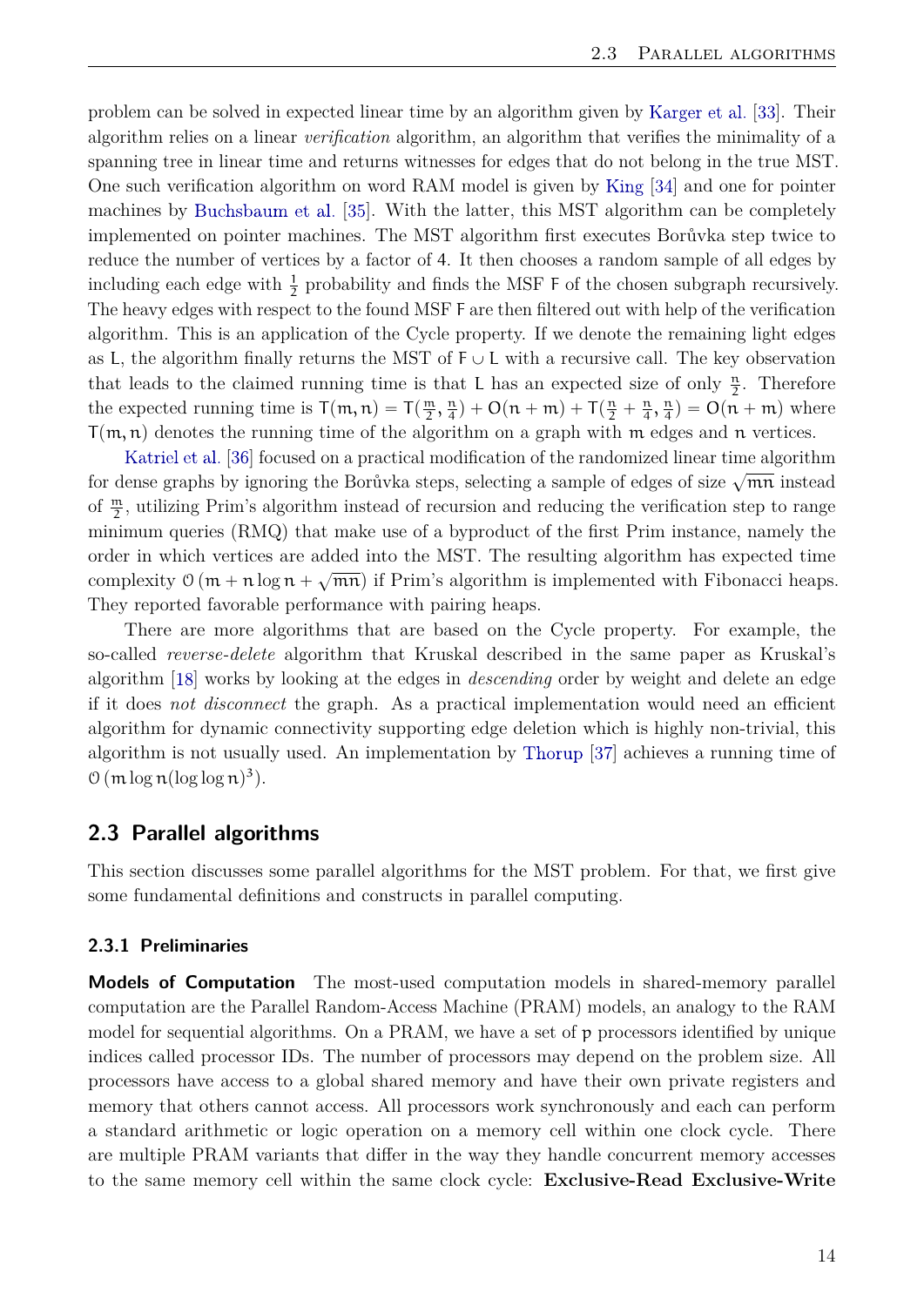problem can be solved in expected linear time by an algorithm given by Karger et al. [33]. Their algorithm relies on a linear *verification* algorithm, an algorithm that verifies the minimality of a spanning tree in linear time and returns witnesses for edges that do not belong in the true MST. One such verification algorithm on word RAM model is given by King [34] and one for pointer machines by Buchsbaum et al. [35]. With the latter, this MST algorithm can be completely implemented on pointer machines. The MST algorithm first executes Borůvka step twice to reduce the number of vertices by a factor of 4. It then chooses a random sample of all edges by including each edge with $\frac{1}{2}$ probability and finds the MSF $F$ of the chosen subgraph recursively. The heavy edges with respect to the found MSF $F$ are then filtered out with help of the verification algorithm. This is an application of the Cycle property. If we denote the remaining light edges as $L$, the algorithm finally returns the MST of $F \cup L$ with a recursive call. The key observation that leads to the claimed running time is that $L$ has an expected size of only $\frac{n}{2}$. Therefore the expected running time is $T(m, n) = T(\frac{m}{2}, \frac{n}{4}) + O(n + m) + T(\frac{n}{2} + \frac{n}{4}, \frac{n}{4}) = O(n + m)$ where $T(m, n)$ denotes the running time of the algorithm on a graph with $m$ edges and $n$ vertices.

Katriel et al. [36] focused on a practical modification of the randomized linear time algorithm for dense graphs by ignoring the Borůvka steps, selecting a sample of edges of size $\sqrt{mn}$ instead of $\frac{m}{2}$, utilizing Prim's algorithm instead of recursion and reducing the verification step to range minimum queries (RMQ) that make use of a byproduct of the first Prim instance, namely the order in which vertices are added into the MST. The resulting algorithm has expected time complexity $\mathcal{O}(m + n \log n + \sqrt{mn})$ if Prim's algorithm is implemented with Fibonacci heaps. They reported favorable performance with pairing heaps.

There are more algorithms that are based on the Cycle property. For example, the so-called *reverse-delete* algorithm that Kruskal described in the same paper as Kruskal's algorithm [18] works by looking at the edges in *descending* order by weight and delete an edge if it does *not disconnect* the graph. As a practical implementation would need an efficient algorithm for dynamic connectivity supporting edge deletion which is highly non-trivial, this algorithm is not usually used. An implementation by Thorup [37] achieves a running time of $\mathcal{O}(m \log n (\log \log n)^3)$.

## 2.3 Parallel algorithms

This section discusses some parallel algorithms for the MST problem. For that, we first give some fundamental definitions and constructs in parallel computing.

### 2.3.1 Preliminaries

**Models of Computation** The most-used computation models in shared-memory parallel computation are the Parallel Random-Access Machine (PRAM) models, an analogy to the RAM model for sequential algorithms. On a PRAM, we have a set of $p$ processors identified by unique indices called processor IDs. The number of processors may depend on the problem size. All processors have access to a global shared memory and have their own private registers and memory that others cannot access. All processors work synchronously and each can perform a standard arithmetic or logic operation on a memory cell within one clock cycle. There are multiple PRAM variants that differ in the way they handle concurrent memory accesses to the same memory cell within the same clock cycle: **Exclusive-Read Exclusive-Write**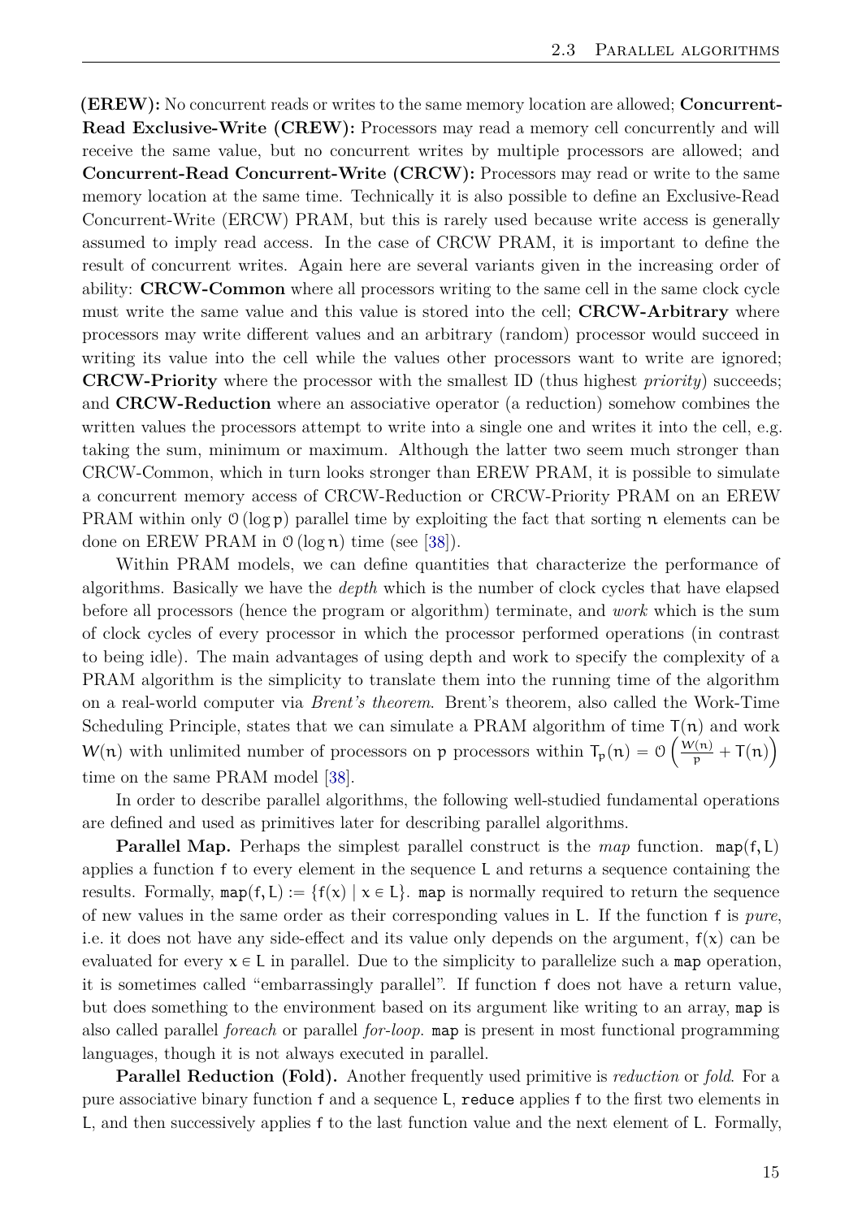**(EREW):** No concurrent reads or writes to the same memory location are allowed; **Concurrent-Read Exclusive-Write (CREW):** Processors may read a memory cell concurrently and will receive the same value, but no concurrent writes by multiple processors are allowed; and **Concurrent-Read Concurrent-Write (CRCW):** Processors may read or write to the same memory location at the same time. Technically it is also possible to define an Exclusive-Read Concurrent-Write (ERCW) PRAM, but this is rarely used because write access is generally assumed to imply read access. In the case of CRCW PRAM, it is important to define the result of concurrent writes. Again here are several variants given in the increasing order of ability: **CRCW-Common** where all processors writing to the same cell in the same clock cycle must write the same value and this value is stored into the cell; **CRCW-Arbitrary** where processors may write different values and an arbitrary (random) processor would succeed in writing its value into the cell while the values other processors want to write are ignored; **CRCW-Priority** where the processor with the smallest ID (thus highest *priority*) succeeds; and **CRCW-Reduction** where an associative operator (a reduction) somehow combines the written values the processors attempt to write into a single one and writes it into the cell, e.g. taking the sum, minimum or maximum. Although the latter two seem much stronger than CRCW-Common, which in turn looks stronger than EREW PRAM, it is possible to simulate a concurrent memory access of CRCW-Reduction or CRCW-Priority PRAM on an EREW PRAM within only $\mathcal{O}(\log p)$ parallel time by exploiting the fact that sorting $n$ elements can be done on EREW PRAM in $\mathcal{O}(\log n)$ time (see [38]).

Within PRAM models, we can define quantities that characterize the performance of algorithms. Basically we have the *depth* which is the number of clock cycles that have elapsed before all processors (hence the program or algorithm) terminate, and *work* which is the sum of clock cycles of every processor in which the processor performed operations (in contrast to being idle). The main advantages of using depth and work to specify the complexity of a PRAM algorithm is the simplicity to translate them into the running time of the algorithm on a real-world computer via *Brent's theorem*. Brent's theorem, also called the Work-Time Scheduling Principle, states that we can simulate a PRAM algorithm of time $T(n)$ and work $W(n)$ with unlimited number of processors on $p$ processors within $T_p(n) = \mathcal{O}\left(\frac{W(n)}{p} + T(n)\right)$ time on the same PRAM model [38].

In order to describe parallel algorithms, the following well-studied fundamental operations are defined and used as primitives later for describing parallel algorithms.

**Parallel Map.** Perhaps the simplest parallel construct is the *map* function. `map(f, L)` applies a function `f` to every element in the sequence `L` and returns a sequence containing the results. Formally, $\texttt{map}(f, L) := \{f(x) \mid x \in L\}$. `map` is normally required to return the sequence of new values in the same order as their corresponding values in `L`. If the function `f` is *pure*, i.e. it does not have any side-effect and its value only depends on the argument, $f(x)$ can be evaluated for every $x \in L$ in parallel. Due to the simplicity to parallelize such a `map` operation, it is sometimes called "embarrassingly parallel". If function `f` does not have a return value, but does something to the environment based on its argument like writing to an array, `map` is also called parallel *foreach* or parallel *for-loop*. `map` is present in most functional programming languages, though it is not always executed in parallel.

**Parallel Reduction (Fold).** Another frequently used primitive is *reduction* or *fold*. For a pure associative binary function `f` and a sequence `L`, `reduce` applies `f` to the first two elements in `L`, and then successively applies `f` to the last function value and the next element of `L`. Formally,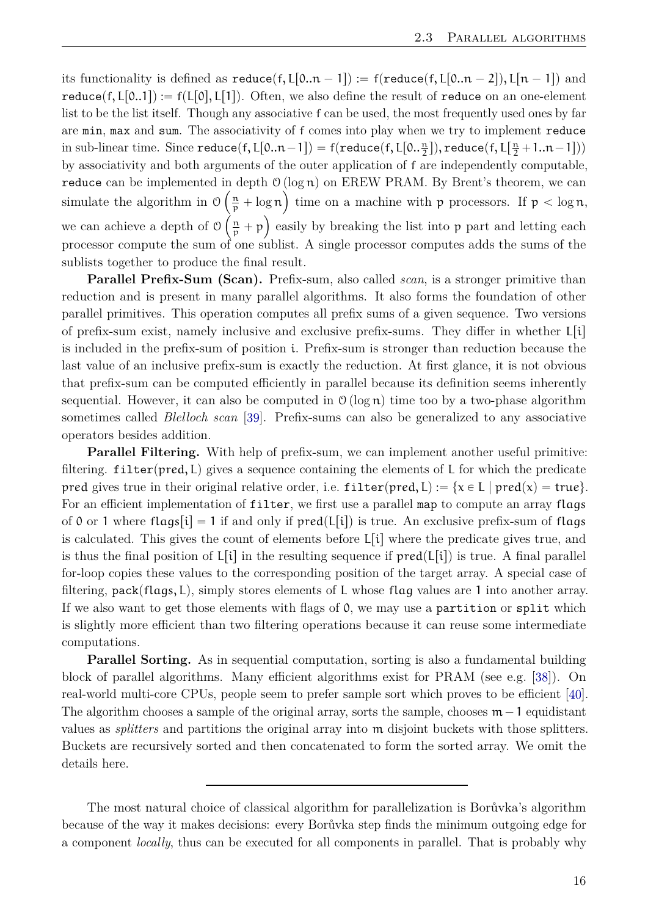its functionality is defined as $\texttt{reduce}(f, L[0..n-1]) := f(\texttt{reduce}(f, L[0..n-2]), L[n-1])$ and $\texttt{reduce}(f, L[0..1]) := f(L[0], L[1])$. Often, we also define the result of `reduce` on an one-element list to be the list itself. Though any associative $f$ can be used, the most frequently used ones by far are `min`, `max` and `sum`. The associativity of $f$ comes into play when we try to implement `reduce` in sub-linear time. Since $\texttt{reduce}(f, L[0..n-1]) = f(\texttt{reduce}(f, L[0..\frac{n}{2}]), \texttt{reduce}(f, L[\frac{n}{2}+1..n-1]))$ by associativity and both arguments of the outer application of $f$ are independently computable, `reduce` can be implemented in depth $\mathcal{O}(\log n)$ on EREW PRAM. By Brent's theorem, we can simulate the algorithm in $\mathcal{O}\left(\frac{n}{p} + \log n\right)$ time on a machine with $p$ processors. If $p < \log n$, we can achieve a depth of $\mathcal{O}\left(\frac{n}{p} + p\right)$ easily by breaking the list into $p$ part and letting each processor compute the sum of one sublist. A single processor computes adds the sums of the sublists together to produce the final result.

**Parallel Prefix-Sum (Scan).** Prefix-sum, also called *scan*, is a stronger primitive than reduction and is present in many parallel algorithms. It also forms the foundation of other parallel primitives. This operation computes all prefix sums of a given sequence. Two versions of prefix-sum exist, namely inclusive and exclusive prefix-sums. They differ in whether $L[i]$ is included in the prefix-sum of position $i$. Prefix-sum is stronger than reduction because the last value of an inclusive prefix-sum is exactly the reduction. At first glance, it is not obvious that prefix-sum can be computed efficiently in parallel because its definition seems inherently sequential. However, it can also be computed in $\mathcal{O}(\log n)$ time too by a two-phase algorithm sometimes called *Blelloch scan* [39]. Prefix-sums can also be generalized to any associative operators besides addition.

**Parallel Filtering.** With help of prefix-sum, we can implement another useful primitive: filtering. $\texttt{filter}(\text{pred}, L)$ gives a sequence containing the elements of $L$ for which the predicate pred gives true in their original relative order, i.e. $\texttt{filter}(\text{pred}, L) := \{x \in L \mid \text{pred}(x) = \text{true}\}$. For an efficient implementation of `filter`, we first use a parallel `map` to compute an array flags of $0$ or $1$ where $\text{flags}[i] = 1$ if and only if $\text{pred}(L[i])$ is true. An exclusive prefix-sum of flags is calculated. This gives the count of elements before $L[i]$ where the predicate gives true, and is thus the final position of $L[i]$ in the resulting sequence if $\text{pred}(L[i])$ is true. A final parallel for-loop copies these values to the corresponding position of the target array. A special case of filtering, $\texttt{pack}(\text{flags}, L)$, simply stores elements of $L$ whose flag values are $1$ into another array. If we also want to get those elements with flags of $0$, we may use a `partition` or `split` which is slightly more efficient than two filtering operations because it can reuse some intermediate computations.

**Parallel Sorting.** As in sequential computation, sorting is also a fundamental building block of parallel algorithms. Many efficient algorithms exist for PRAM (see e.g. [38]). On real-world multi-core CPUs, people seem to prefer sample sort which proves to be efficient [40]. The algorithm chooses a sample of the original array, sorts the sample, chooses $m-1$ equidistant values as *splitters* and partitions the original array into $m$ disjoint buckets with those splitters. Buckets are recursively sorted and then concatenated to form the sorted array. We omit the details here.

---

The most natural choice of classical algorithm for parallelization is Borůvka's algorithm because of the way it makes decisions: every Borůvka step finds the minimum outgoing edge for a component *locally*, thus can be executed for all components in parallel. That is probably why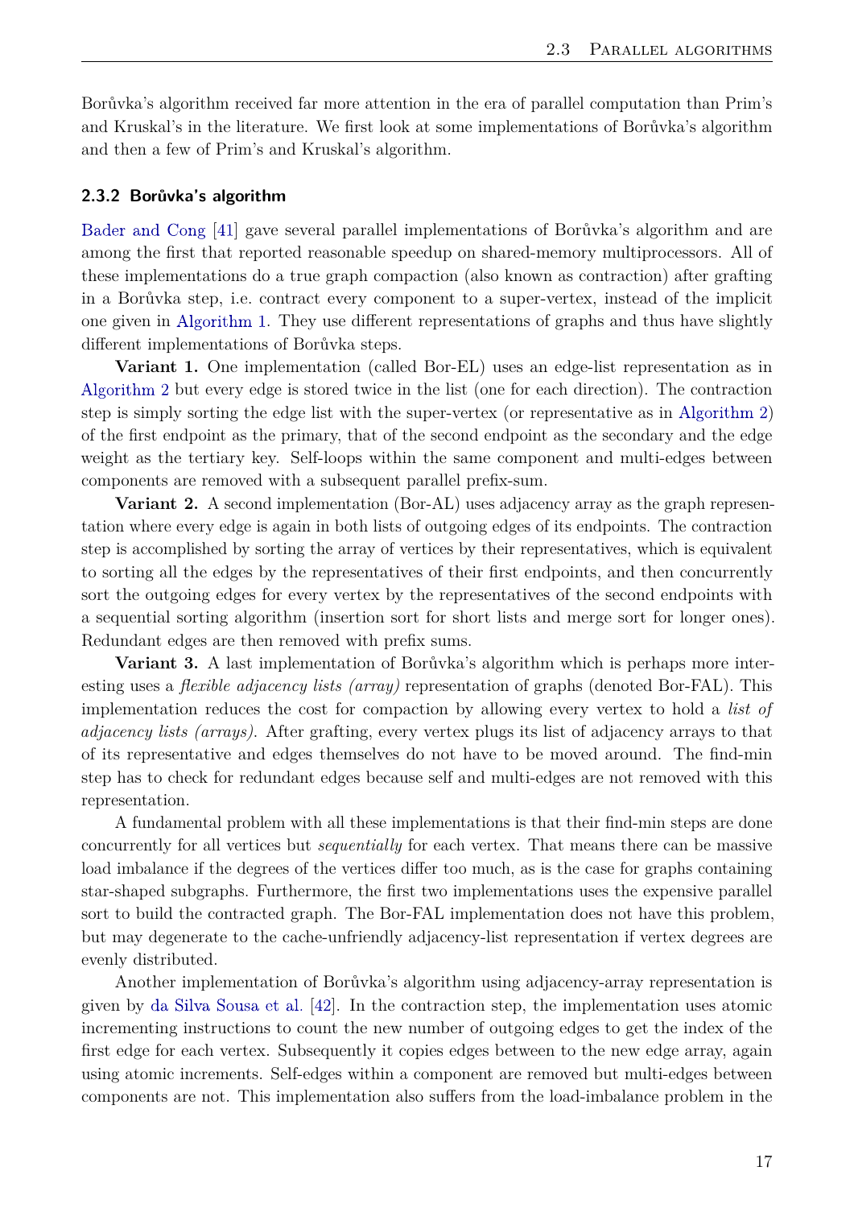Borůvka's algorithm received far more attention in the era of parallel computation than Prim's and Kruskal's in the literature. We first look at some implementations of Borůvka's algorithm and then a few of Prim's and Kruskal's algorithm.

### 2.3.2 Borůvka's algorithm

Bader and Cong [41] gave several parallel implementations of Borůvka's algorithm and are among the first that reported reasonable speedup on shared-memory multiprocessors. All of these implementations do a true graph compaction (also known as contraction) after grafting in a Borůvka step, i.e. contract every component to a super-vertex, instead of the implicit one given in Algorithm 1. They use different representations of graphs and thus have slightly different implementations of Borůvka steps.

**Variant 1.** One implementation (called Bor-EL) uses an edge-list representation as in Algorithm 2 but every edge is stored twice in the list (one for each direction). The contraction step is simply sorting the edge list with the super-vertex (or representative as in Algorithm 2) of the first endpoint as the primary, that of the second endpoint as the secondary and the edge weight as the tertiary key. Self-loops within the same component and multi-edges between components are removed with a subsequent parallel prefix-sum.

**Variant 2.** A second implementation (Bor-AL) uses adjacency array as the graph representation where every edge is again in both lists of outgoing edges of its endpoints. The contraction step is accomplished by sorting the array of vertices by their representatives, which is equivalent to sorting all the edges by the representatives of their first endpoints, and then concurrently sort the outgoing edges for every vertex by the representatives of the second endpoints with a sequential sorting algorithm (insertion sort for short lists and merge sort for longer ones). Redundant edges are then removed with prefix sums.

**Variant 3.** A last implementation of Borůvka's algorithm which is perhaps more interesting uses a *flexible adjacency lists (array)* representation of graphs (denoted Bor-FAL). This implementation reduces the cost for compaction by allowing every vertex to hold a *list of adjacency lists (arrays)*. After grafting, every vertex plugs its list of adjacency arrays to that of its representative and edges themselves do not have to be moved around. The find-min step has to check for redundant edges because self and multi-edges are not removed with this representation.

A fundamental problem with all these implementations is that their find-min steps are done concurrently for all vertices but *sequentially* for each vertex. That means there can be massive load imbalance if the degrees of the vertices differ too much, as is the case for graphs containing star-shaped subgraphs. Furthermore, the first two implementations uses the expensive parallel sort to build the contracted graph. The Bor-FAL implementation does not have this problem, but may degenerate to the cache-unfriendly adjacency-list representation if vertex degrees are evenly distributed.

Another implementation of Borůvka's algorithm using adjacency-array representation is given by da Silva Sousa et al. [42]. In the contraction step, the implementation uses atomic incrementing instructions to count the new number of outgoing edges to get the index of the first edge for each vertex. Subsequently it copies edges between to the new edge array, again using atomic increments. Self-edges within a component are removed but multi-edges between components are not. This implementation also suffers from the load-imbalance problem in the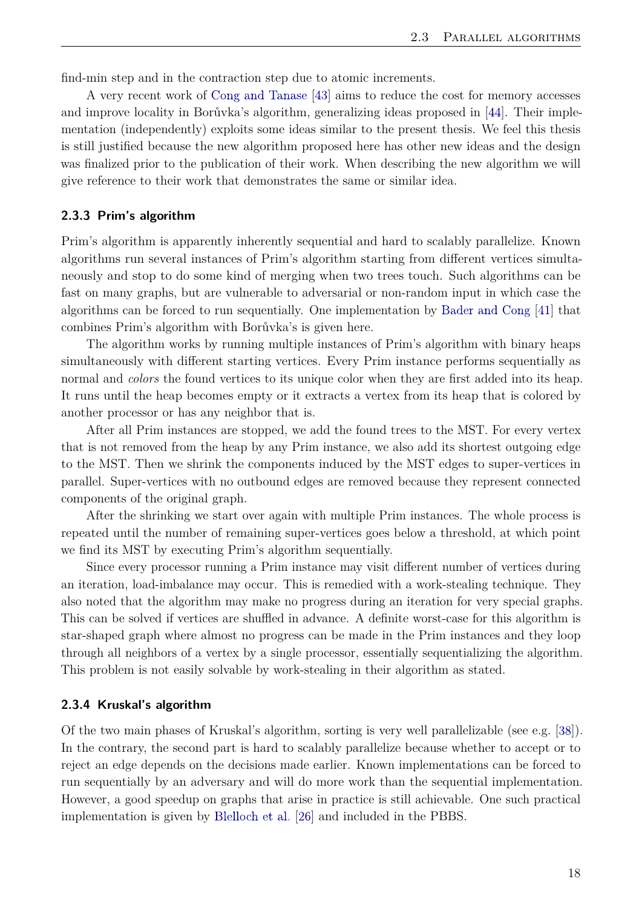find-min step and in the contraction step due to atomic increments.

A very recent work of Cong and Tanase [43] aims to reduce the cost for memory accesses and improve locality in Borůvka's algorithm, generalizing ideas proposed in [44]. Their implementation (independently) exploits some ideas similar to the present thesis. We feel this thesis is still justified because the new algorithm proposed here has other new ideas and the design was finalized prior to the publication of their work. When describing the new algorithm we will give reference to their work that demonstrates the same or similar idea.

### 2.3.3 Prim's algorithm

Prim's algorithm is apparently inherently sequential and hard to scalably parallelize. Known algorithms run several instances of Prim's algorithm starting from different vertices simultaneously and stop to do some kind of merging when two trees touch. Such algorithms can be fast on many graphs, but are vulnerable to adversarial or non-random input in which case the algorithms can be forced to run sequentially. One implementation by Bader and Cong [41] that combines Prim's algorithm with Borůvka's is given here.

The algorithm works by running multiple instances of Prim's algorithm with binary heaps simultaneously with different starting vertices. Every Prim instance performs sequentially as normal and *colors* the found vertices to its unique color when they are first added into its heap. It runs until the heap becomes empty or it extracts a vertex from its heap that is colored by another processor or has any neighbor that is.

After all Prim instances are stopped, we add the found trees to the MST. For every vertex that is not removed from the heap by any Prim instance, we also add its shortest outgoing edge to the MST. Then we shrink the components induced by the MST edges to super-vertices in parallel. Super-vertices with no outbound edges are removed because they represent connected components of the original graph.

After the shrinking we start over again with multiple Prim instances. The whole process is repeated until the number of remaining super-vertices goes below a threshold, at which point we find its MST by executing Prim's algorithm sequentially.

Since every processor running a Prim instance may visit different number of vertices during an iteration, load-imbalance may occur. This is remedied with a work-stealing technique. They also noted that the algorithm may make no progress during an iteration for very special graphs. This can be solved if vertices are shuffled in advance. A definite worst-case for this algorithm is star-shaped graph where almost no progress can be made in the Prim instances and they loop through all neighbors of a vertex by a single processor, essentially sequentializing the algorithm. This problem is not easily solvable by work-stealing in their algorithm as stated.

### 2.3.4 Kruskal's algorithm

Of the two main phases of Kruskal's algorithm, sorting is very well parallelizable (see e.g. [38]). In the contrary, the second part is hard to scalably parallelize because whether to accept or to reject an edge depends on the decisions made earlier. Known implementations can be forced to run sequentially by an adversary and will do more work than the sequential implementation. However, a good speedup on graphs that arise in practice is still achievable. One such practical implementation is given by Blelloch et al. [26] and included in the PBBS.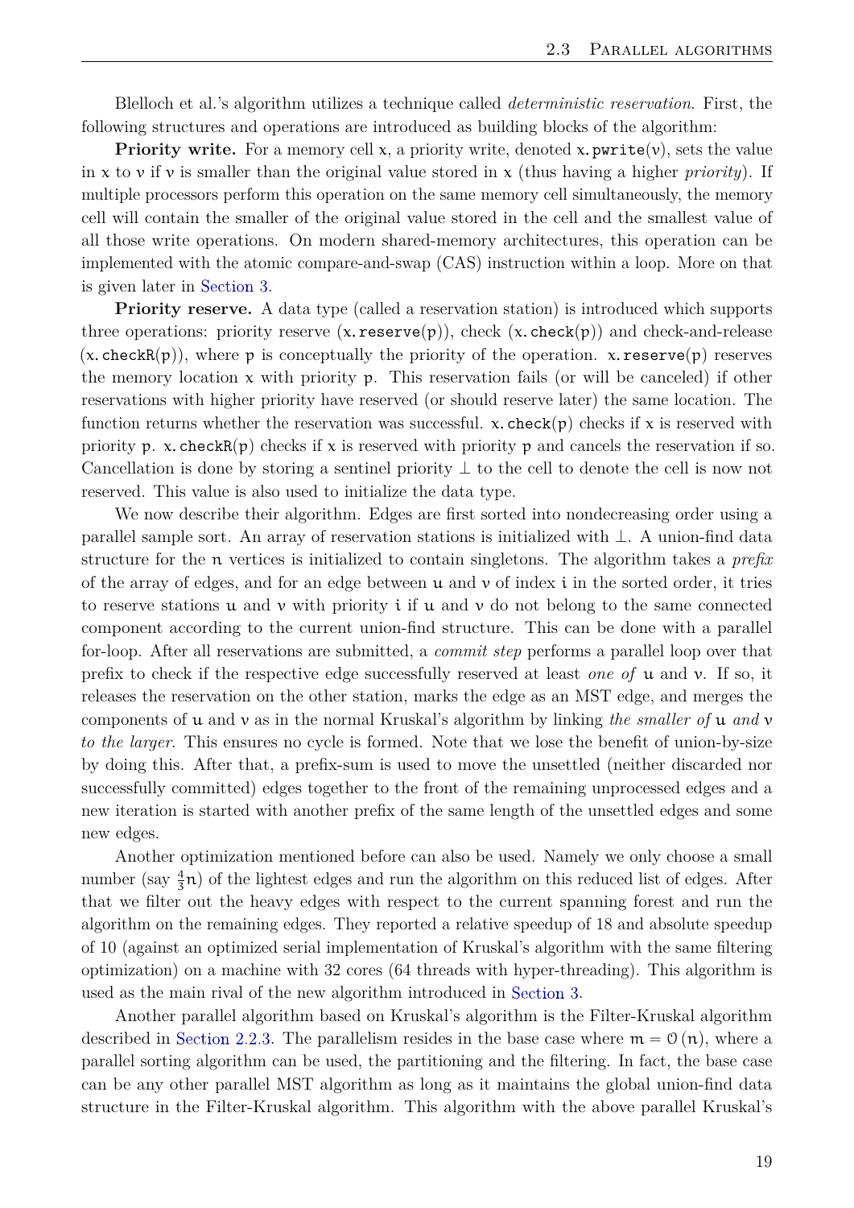Blelloch et al.'s algorithm utilizes a technique called *deterministic reservation*. First, the following structures and operations are introduced as building blocks of the algorithm:

**Priority write.** For a memory cell $x$, a priority write, denoted $x.\texttt{pwrite}(v)$, sets the value in $x$ to $v$ if $v$ is smaller than the original value stored in $x$ (thus having a higher *priority*). If multiple processors perform this operation on the same memory cell simultaneously, the memory cell will contain the smaller of the original value stored in the cell and the smallest value of all those write operations. On modern shared-memory architectures, this operation can be implemented with the atomic compare-and-swap (CAS) instruction within a loop. More on that is given later in Section 3.

**Priority reserve.** A data type (called a reservation station) is introduced which supports three operations: priority reserve ($x.\texttt{reserve}(p)$), check ($x.\texttt{check}(p)$) and check-and-release ($x.\texttt{checkR}(p)$), where $p$ is conceptually the priority of the operation. $x.\texttt{reserve}(p)$ reserves the memory location $x$ with priority $p$. This reservation fails (or will be canceled) if other reservations with higher priority have reserved (or should reserve later) the same location. The function returns whether the reservation was successful. $x.\texttt{check}(p)$ checks if $x$ is reserved with priority $p$. $x.\texttt{checkR}(p)$ checks if $x$ is reserved with priority $p$ and cancels the reservation if so. Cancellation is done by storing a sentinel priority $\perp$ to the cell to denote the cell is now not reserved. This value is also used to initialize the data type.

We now describe their algorithm. Edges are first sorted into nondecreasing order using a parallel sample sort. An array of reservation stations is initialized with $\perp$. A union-find data structure for the $n$ vertices is initialized to contain singletons. The algorithm takes a *prefix* of the array of edges, and for an edge between $u$ and $v$ of index $i$ in the sorted order, it tries to reserve stations $u$ and $v$ with priority $i$ if $u$ and $v$ do not belong to the same connected component according to the current union-find structure. This can be done with a parallel for-loop. After all reservations are submitted, a *commit step* performs a parallel loop over that prefix to check if the respective edge successfully reserved at least *one of* $u$ and $v$. If so, it releases the reservation on the other station, marks the edge as an MST edge, and merges the components of $u$ and $v$ as in the normal Kruskal's algorithm by linking *the smaller of* $u$ *and* $v$ *to the larger*. This ensures no cycle is formed. Note that we lose the benefit of union-by-size by doing this. After that, a prefix-sum is used to move the unsettled (neither discarded nor successfully committed) edges together to the front of the remaining unprocessed edges and a new iteration is started with another prefix of the same length of the unsettled edges and some new edges.

Another optimization mentioned before can also be used. Namely we only choose a small number (say $\frac{4}{3}n$) of the lightest edges and run the algorithm on this reduced list of edges. After that we filter out the heavy edges with respect to the current spanning forest and run the algorithm on the remaining edges. They reported a relative speedup of 18 and absolute speedup of 10 (against an optimized serial implementation of Kruskal's algorithm with the same filtering optimization) on a machine with 32 cores (64 threads with hyper-threading). This algorithm is used as the main rival of the new algorithm introduced in Section 3.

Another parallel algorithm based on Kruskal's algorithm is the Filter-Kruskal algorithm described in Section 2.2.3. The parallelism resides in the base case where $m = \mathcal{O}(n)$, where a parallel sorting algorithm can be used, the partitioning and the filtering. In fact, the base case can be any other parallel MST algorithm as long as it maintains the global union-find data structure in the Filter-Kruskal algorithm. This algorithm with the above parallel Kruskal's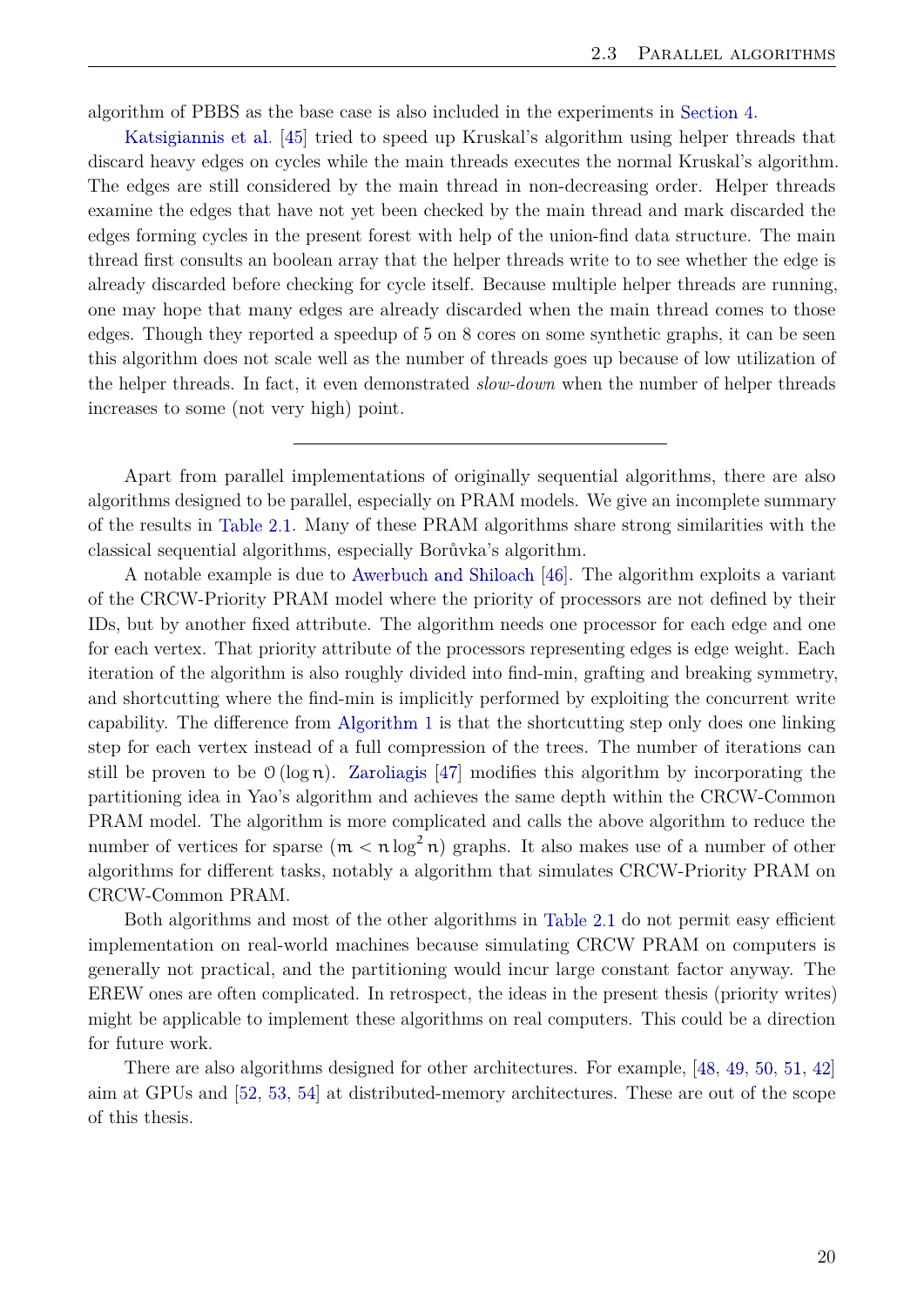algorithm of PBBS as the base case is also included in the experiments in Section 4.

Katsigiannis et al. [45] tried to speed up Kruskal's algorithm using helper threads that discard heavy edges on cycles while the main threads executes the normal Kruskal's algorithm. The edges are still considered by the main thread in non-decreasing order. Helper threads examine the edges that have not yet been checked by the main thread and mark discarded the edges forming cycles in the present forest with help of the union-find data structure. The main thread first consults an boolean array that the helper threads write to to see whether the edge is already discarded before checking for cycle itself. Because multiple helper threads are running, one may hope that many edges are already discarded when the main thread comes to those edges. Though they reported a speedup of 5 on 8 cores on some synthetic graphs, it can be seen this algorithm does not scale well as the number of threads goes up because of low utilization of the helper threads. In fact, it even demonstrated *slow-down* when the number of helper threads increases to some (not very high) point.

---

Apart from parallel implementations of originally sequential algorithms, there are also algorithms designed to be parallel, especially on PRAM models. We give an incomplete summary of the results in Table 2.1. Many of these PRAM algorithms share strong similarities with the classical sequential algorithms, especially Borůvka's algorithm.

A notable example is due to Awerbuch and Shiloach [46]. The algorithm exploits a variant of the CRCW-Priority PRAM model where the priority of processors are not defined by their IDs, but by another fixed attribute. The algorithm needs one processor for each edge and one for each vertex. That priority attribute of the processors representing edges is edge weight. Each iteration of the algorithm is also roughly divided into find-min, grafting and breaking symmetry, and shortcutting where the find-min is implicitly performed by exploiting the concurrent write capability. The difference from Algorithm 1 is that the shortcutting step only does one linking step for each vertex instead of a full compression of the trees. The number of iterations can still be proven to be $\mathcal{O}(\log n)$. Zaroliagis [47] modifies this algorithm by incorporating the partitioning idea in Yao's algorithm and achieves the same depth within the CRCW-Common PRAM model. The algorithm is more complicated and calls the above algorithm to reduce the number of vertices for sparse ($m < n \log^2 n$) graphs. It also makes use of a number of other algorithms for different tasks, notably a algorithm that simulates CRCW-Priority PRAM on CRCW-Common PRAM.

Both algorithms and most of the other algorithms in Table 2.1 do not permit easy efficient implementation on real-world machines because simulating CRCW PRAM on computers is generally not practical, and the partitioning would incur large constant factor anyway. The EREW ones are often complicated. In retrospect, the ideas in the present thesis (priority writes) might be applicable to implement these algorithms on real computers. This could be a direction for future work.

There are also algorithms designed for other architectures. For example, [48, 49, 50, 51, 42] aim at GPUs and [52, 53, 54] at distributed-memory architectures. These are out of the scope of this thesis.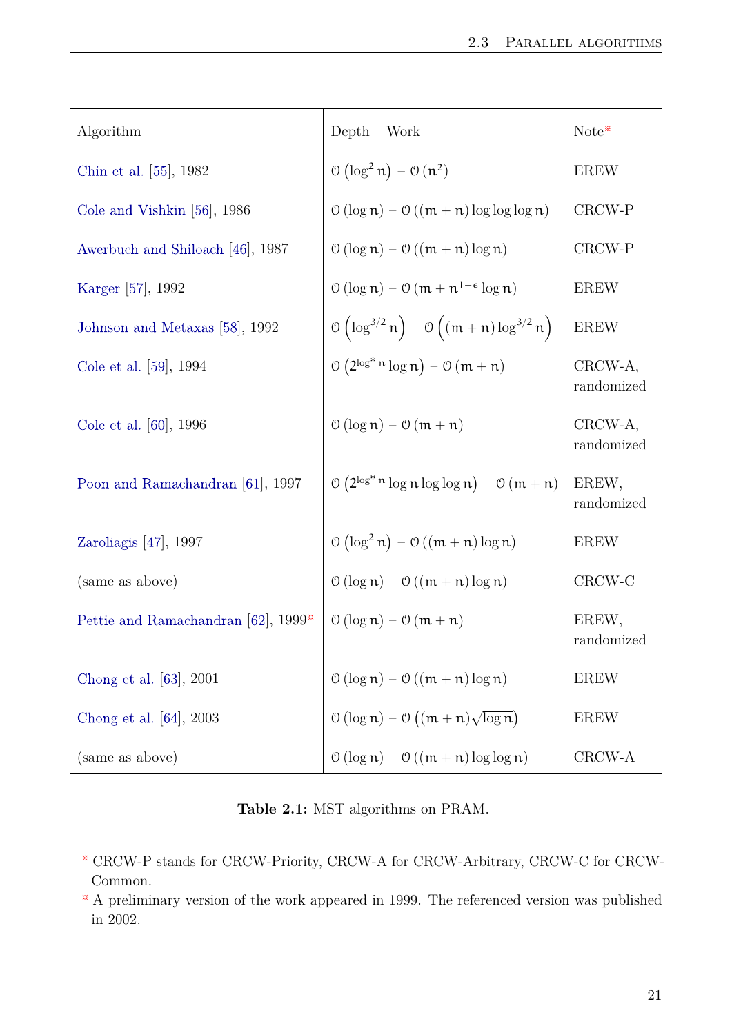| Algorithm | Depth – Work | Note* |
|---|---|---|
| Chin et al. [55], 1982 | $\mathcal{O}(\log^2 n)$ – $\mathcal{O}(n^2)$ | EREW |
| Cole and Vishkin [56], 1986 | $\mathcal{O}(\log n)$ – $\mathcal{O}((m+n)\log\log\log n)$ | CRCW-P |
| Awerbuch and Shiloach [46], 1987 | $\mathcal{O}(\log n)$ – $\mathcal{O}((m+n)\log n)$ | CRCW-P |
| Karger [57], 1992 | $\mathcal{O}(\log n)$ – $\mathcal{O}(m + n^{1+\epsilon}\log n)$ | EREW |
| Johnson and Metaxas [58], 1992 | $\mathcal{O}\left(\log^{3/2} n\right)$ – $\mathcal{O}\left((m+n)\log^{3/2} n\right)$ | EREW |
| Cole et al. [59], 1994 | $\mathcal{O}\left(2^{\log^* n}\log n\right)$ – $\mathcal{O}(m+n)$ | CRCW-A, randomized |
| Cole et al. [60], 1996 | $\mathcal{O}(\log n)$ – $\mathcal{O}(m+n)$ | CRCW-A, randomized |
| Poon and Ramachandran [61], 1997 | $\mathcal{O}\left(2^{\log^* n}\log n\log\log n\right)$ – $\mathcal{O}(m+n)$ | EREW, randomized |
| Zaroliagis [47], 1997 | $\mathcal{O}(\log^2 n)$ – $\mathcal{O}((m+n)\log n)$ | EREW |
| (same as above) | $\mathcal{O}(\log n)$ – $\mathcal{O}((m+n)\log n)$ | CRCW-C |
| Pettie and Ramachandran [62], 1999¤ | $\mathcal{O}(\log n)$ – $\mathcal{O}(m+n)$ | EREW, randomized |
| Chong et al. [63], 2001 | $\mathcal{O}(\log n)$ – $\mathcal{O}((m+n)\log n)$ | EREW |
| Chong et al. [64], 2003 | $\mathcal{O}(\log n)$ – $\mathcal{O}\left((m+n)\sqrt{\log n}\right)$ | EREW |
| (same as above) | $\mathcal{O}(\log n)$ – $\mathcal{O}((m+n)\log\log n)$ | CRCW-A |

**Table 2.1:** MST algorithms on PRAM.

* CRCW-P stands for CRCW-Priority, CRCW-A for CRCW-Arbitrary, CRCW-C for CRCW-Common.

¤ A preliminary version of the work appeared in 1999. The referenced version was published in 2002.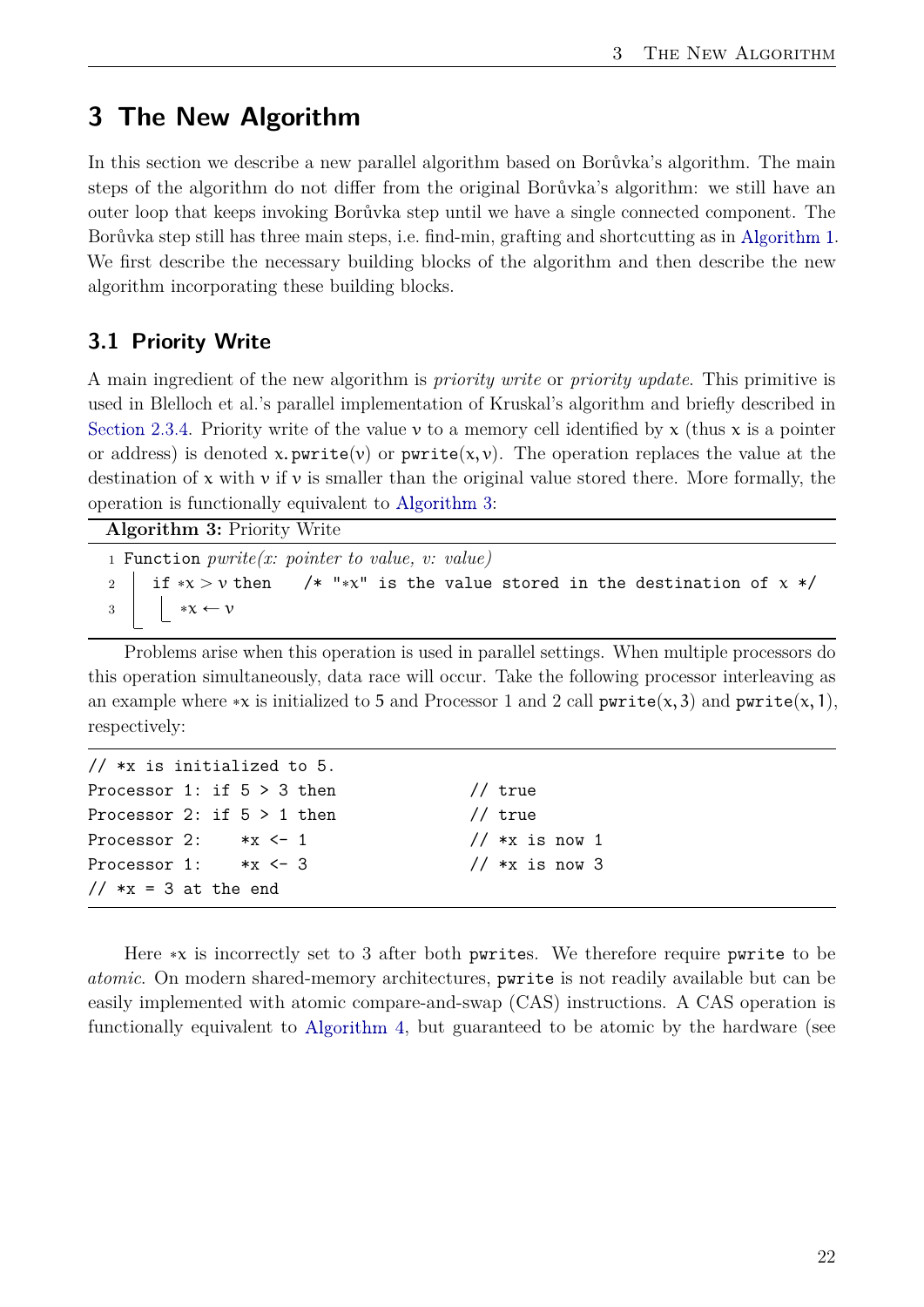# 3 The New Algorithm

In this section we describe a new parallel algorithm based on Borůvka's algorithm. The main steps of the algorithm do not differ from the original Borůvka's algorithm: we still have an outer loop that keeps invoking Borůvka step until we have a single connected component. The Borůvka step still has three main steps, i.e. find-min, grafting and shortcutting as in Algorithm 1. We first describe the necessary building blocks of the algorithm and then describe the new algorithm incorporating these building blocks.

## 3.1 Priority Write

A main ingredient of the new algorithm is *priority write* or *priority update*. This primitive is used in Blelloch et al.'s parallel implementation of Kruskal's algorithm and briefly described in Section 2.3.4. Priority write of the value $v$ to a memory cell identified by $x$ (thus $x$ is a pointer or address) is denoted $x.\texttt{pwrite}(v)$ or $\texttt{pwrite}(x, v)$. The operation replaces the value at the destination of $x$ with $v$ if $v$ is smaller than the original value stored there. More formally, the operation is functionally equivalent to Algorithm 3:

**Algorithm 3:** Priority Write

```
1 Function pwrite(x: pointer to value, v: value)
2     if *x > v then    /* "*x" is the value stored in the destination of x */
3         *x ← v
```

Problems arise when this operation is used in parallel settings. When multiple processors do this operation simultaneously, data race will occur. Take the following processor interleaving as an example where $*x$ is initialized to 5 and Processor 1 and 2 call $\texttt{pwrite}(x, 3)$ and $\texttt{pwrite}(x, 1)$, respectively:

```
// *x is initialized to 5.
Processor 1: if 5 > 3 then            // true
Processor 2: if 5 > 1 then            // true
Processor 2:    *x <- 1               // *x is now 1
Processor 1:    *x <- 3               // *x is now 3
// *x = 3 at the end
```

Here $*x$ is incorrectly set to 3 after both pwrites. We therefore require pwrite to be *atomic*. On modern shared-memory architectures, pwrite is not readily available but can be easily implemented with atomic compare-and-swap (CAS) instructions. A CAS operation is functionally equivalent to Algorithm 4, but guaranteed to be atomic by the hardware (see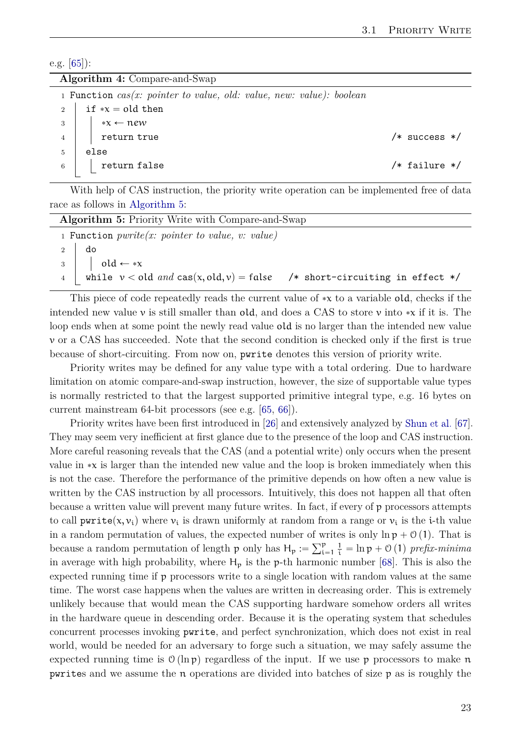e.g. [65]):

**Algorithm 4:** Compare-and-Swap

```
1 Function cas(x: pointer to value, old: value, new: value): boolean
2     if *x = old then
3         *x ← new
4         return true                                          /* success */
5     else
6         return false                                         /* failure */
```

With help of CAS instruction, the priority write operation can be implemented free of data race as follows in Algorithm 5:

**Algorithm 5:** Priority Write with Compare-and-Swap

```
1 Function pwrite(x: pointer to value, v: value)
2     do
3         old ← *x
4     while v < old and cas(x, old, v) = false    /* short-circuiting in effect */
```

This piece of code repeatedly reads the current value of $*x$ to a variable old, checks if the intended new value $v$ is still smaller than old, and does a CAS to store $v$ into $*x$ if it is. The loop ends when at some point the newly read value old is no larger than the intended new value $v$ or a CAS has succeeded. Note that the second condition is checked only if the first is true because of short-circuiting. From now on, pwrite denotes this version of priority write.

Priority writes may be defined for any value type with a total ordering. Due to hardware limitation on atomic compare-and-swap instruction, however, the size of supportable value types is normally restricted to that the largest supported primitive integral type, e.g. 16 bytes on current mainstream 64-bit processors (see e.g. [65, 66]).

Priority writes have been first introduced in [26] and extensively analyzed by Shun et al. [67]. They may seem very inefficient at first glance due to the presence of the loop and CAS instruction. More careful reasoning reveals that the CAS (and a potential write) only occurs when the present value in $*x$ is larger than the intended new value and the loop is broken immediately when this is not the case. Therefore the performance of the primitive depends on how often a new value is written by the CAS instruction by all processors. Intuitively, this does not happen all that often because a written value will prevent many future writes. In fact, if every of $p$ processors attempts to call $\texttt{pwrite}(x, v_i)$ where $v_i$ is drawn uniformly at random from a range or $v_i$ is the $i$-th value in a random permutation of values, the expected number of writes is only $\ln p + \mathcal{O}(1)$. That is because a random permutation of length $p$ only has $H_p := \sum_{i=1}^{p} \frac{1}{i} = \ln p + \mathcal{O}(1)$ *prefix-minima* in average with high probability, where $H_p$ is the $p$-th harmonic number [68]. This is also the expected running time if $p$ processors write to a single location with random values at the same time. The worst case happens when the values are written in decreasing order. This is extremely unlikely because that would mean the CAS supporting hardware somehow orders all writes in the hardware queue in descending order. Because it is the operating system that schedules concurrent processes invoking pwrite, and perfect synchronization, which does not exist in real world, would be needed for an adversary to forge such a situation, we may safely assume the expected running time is $\mathcal{O}(\ln p)$ regardless of the input. If we use $p$ processors to make $n$ pwrites and we assume the $n$ operations are divided into batches of size $p$ as is roughly the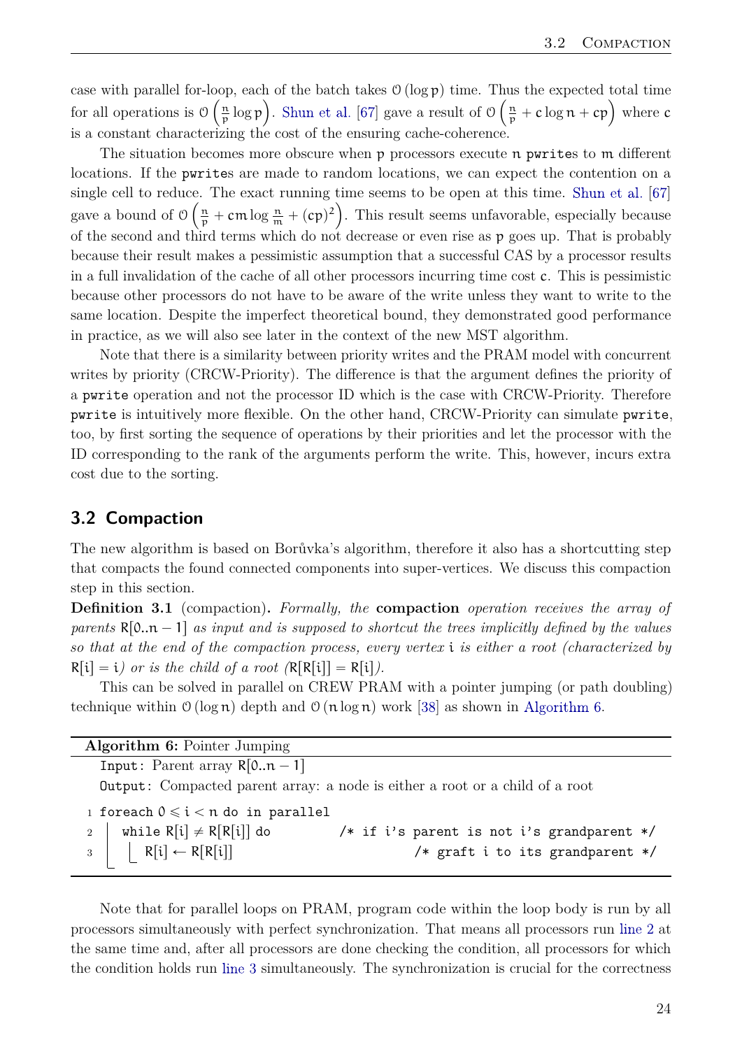case with parallel for-loop, each of the batch takes $\mathcal{O}(\log p)$ time. Thus the expected total time for all operations is $\mathcal{O}\left(\frac{n}{p}\log p\right)$. Shun et al. [67] gave a result of $\mathcal{O}\left(\frac{n}{p} + c\log n + cp\right)$ where $c$ is a constant characterizing the cost of the ensuring cache-coherence.

The situation becomes more obscure when $p$ processors execute $n$ `pwrite`s to $m$ different locations. If the `pwrite`s are made to random locations, we can expect the contention on a single cell to reduce. The exact running time seems to be open at this time. Shun et al. [67] gave a bound of $\mathcal{O}\left(\frac{n}{p} + cm\log\frac{n}{m} + (cp)^2\right)$. This result seems unfavorable, especially because of the second and third terms which do not decrease or even rise as $p$ goes up. That is probably because their result makes a pessimistic assumption that a successful CAS by a processor results in a full invalidation of the cache of all other processors incurring time cost $c$. This is pessimistic because other processors do not have to be aware of the write unless they want to write to the same location. Despite the imperfect theoretical bound, they demonstrated good performance in practice, as we will also see later in the context of the new MST algorithm.

Note that there is a similarity between priority writes and the PRAM model with concurrent writes by priority (CRCW-Priority). The difference is that the argument defines the priority of a `pwrite` operation and not the processor ID which is the case with CRCW-Priority. Therefore `pwrite` is intuitively more flexible. On the other hand, CRCW-Priority can simulate `pwrite`, too, by first sorting the sequence of operations by their priorities and let the processor with the ID corresponding to the rank of the arguments perform the write. This, however, incurs extra cost due to the sorting.

## 3.2 Compaction

The new algorithm is based on Borůvka's algorithm, therefore it also has a shortcutting step that compacts the found connected components into super-vertices. We discuss this compaction step in this section.

**Definition 3.1** (compaction)**.** *Formally, the* **compaction** *operation receives the array of parents* $R[0..n-1]$ *as input and is supposed to shortcut the trees implicitly defined by the values so that at the end of the compaction process, every vertex* $i$ *is either a root (characterized by* $R[i] = i$*) or is the child of a root (*$R[R[i]] = R[i]$*).*

This can be solved in parallel on CREW PRAM with a pointer jumping (or path doubling) technique within $\mathcal{O}(\log n)$ depth and $\mathcal{O}(n\log n)$ work [38] as shown in Algorithm 6.

**Algorithm 6:** Pointer Jumping

```
Input: Parent array R[0..n − 1]
Output: Compacted parent array: a node is either a root or a child of a root
1 foreach 0 ⩽ i < n do in parallel
2     while R[i] ≠ R[R[i]] do          /* if i's parent is not i's grandparent */
3         R[i] ← R[R[i]]                          /* graft i to its grandparent */
```

Note that for parallel loops on PRAM, program code within the loop body is run by all processors simultaneously with perfect synchronization. That means all processors run line 2 at the same time and, after all processors are done checking the condition, all processors for which the condition holds run line 3 simultaneously. The synchronization is crucial for the correctness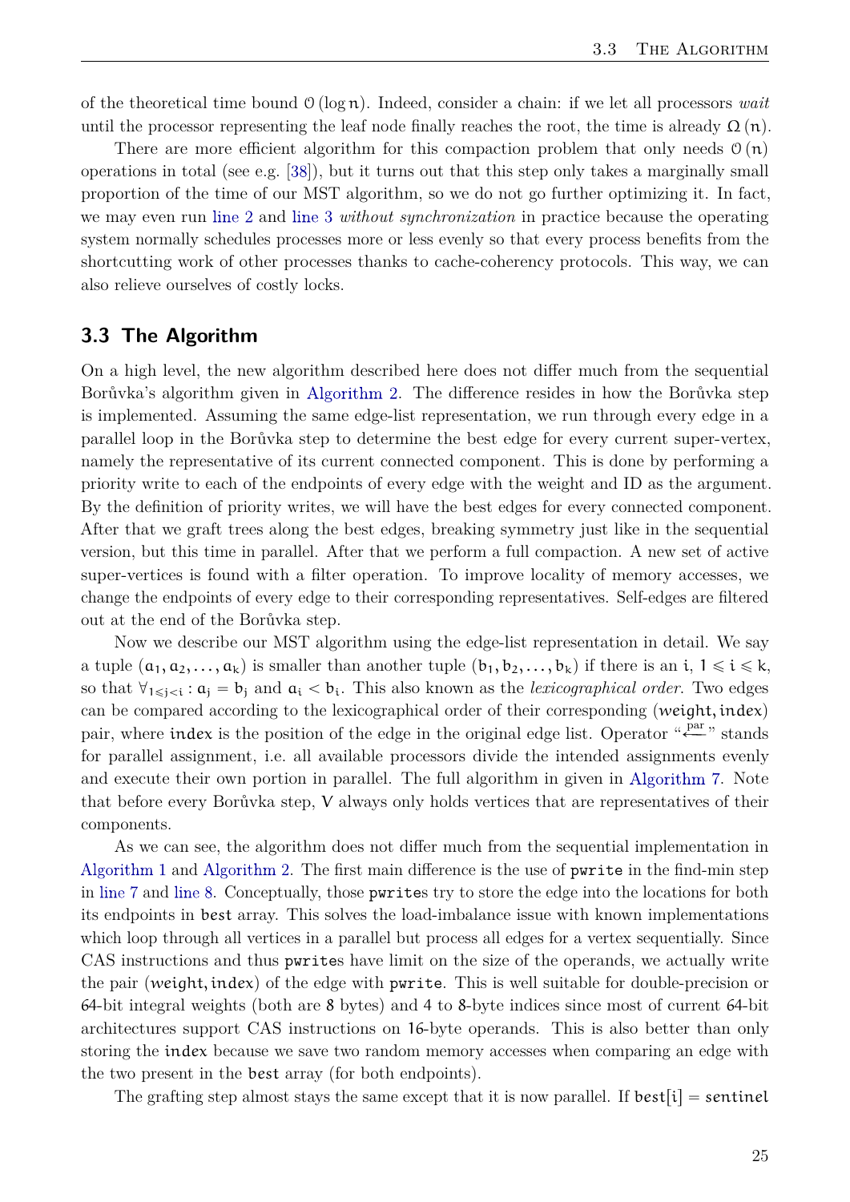of the theoretical time bound $\mathcal{O}(\log n)$. Indeed, consider a chain: if we let all processors *wait* until the processor representing the leaf node finally reaches the root, the time is already $\Omega(n)$.

There are more efficient algorithm for this compaction problem that only needs $\mathcal{O}(n)$ operations in total (see e.g. [38]), but it turns out that this step only takes a marginally small proportion of the time of our MST algorithm, so we do not go further optimizing it. In fact, we may even run line 2 and line 3 *without synchronization* in practice because the operating system normally schedules processes more or less evenly so that every process benefits from the shortcutting work of other processes thanks to cache-coherency protocols. This way, we can also relieve ourselves of costly locks.

## 3.3 The Algorithm

On a high level, the new algorithm described here does not differ much from the sequential Borůvka's algorithm given in Algorithm 2. The difference resides in how the Borůvka step is implemented. Assuming the same edge-list representation, we run through every edge in a parallel loop in the Borůvka step to determine the best edge for every current super-vertex, namely the representative of its current connected component. This is done by performing a priority write to each of the endpoints of every edge with the weight and ID as the argument. By the definition of priority writes, we will have the best edges for every connected component. After that we graft trees along the best edges, breaking symmetry just like in the sequential version, but this time in parallel. After that we perform a full compaction. A new set of active super-vertices is found with a filter operation. To improve locality of memory accesses, we change the endpoints of every edge to their corresponding representatives. Self-edges are filtered out at the end of the Borůvka step.

Now we describe our MST algorithm using the edge-list representation in detail. We say a tuple $(a_1, a_2, \ldots, a_k)$ is smaller than another tuple $(b_1, b_2, \ldots, b_k)$ if there is an $i$, $1 \leqslant i \leqslant k$, so that $\forall_{1 \leqslant j < i} : a_j = b_j$ and $a_i < b_i$. This also known as the *lexicographical order*. Two edges can be compared according to the lexicographical order of their corresponding $(\mathit{weight}, \mathtt{index})$ pair, where $\mathtt{index}$ is the position of the edge in the original edge list. Operator "$\xleftarrow{\text{par}}$" stands for parallel assignment, i.e. all available processors divide the intended assignments evenly and execute their own portion in parallel. The full algorithm in given in Algorithm 7. Note that before every Borůvka step, $V$ always only holds vertices that are representatives of their components.

As we can see, the algorithm does not differ much from the sequential implementation in Algorithm 1 and Algorithm 2. The first main difference is the use of `pwrite` in the find-min step in line 7 and line 8. Conceptually, those `pwrite`s try to store the edge into the locations for both its endpoints in `best` array. This solves the load-imbalance issue with known implementations which loop through all vertices in a parallel but process all edges for a vertex sequentially. Since CAS instructions and thus `pwrite`s have limit on the size of the operands, we actually write the pair $(\mathit{weight}, \mathtt{index})$ of the edge with `pwrite`. This is well suitable for double-precision or 64-bit integral weights (both are 8 bytes) and 4 to 8-byte indices since most of current 64-bit architectures support CAS instructions on 16-byte operands. This is also better than only storing the `index` because we save two random memory accesses when comparing an edge with the two present in the `best` array (for both endpoints).

The grafting step almost stays the same except that it is now parallel. If $\mathtt{best}[i] = \mathit{sentinel}$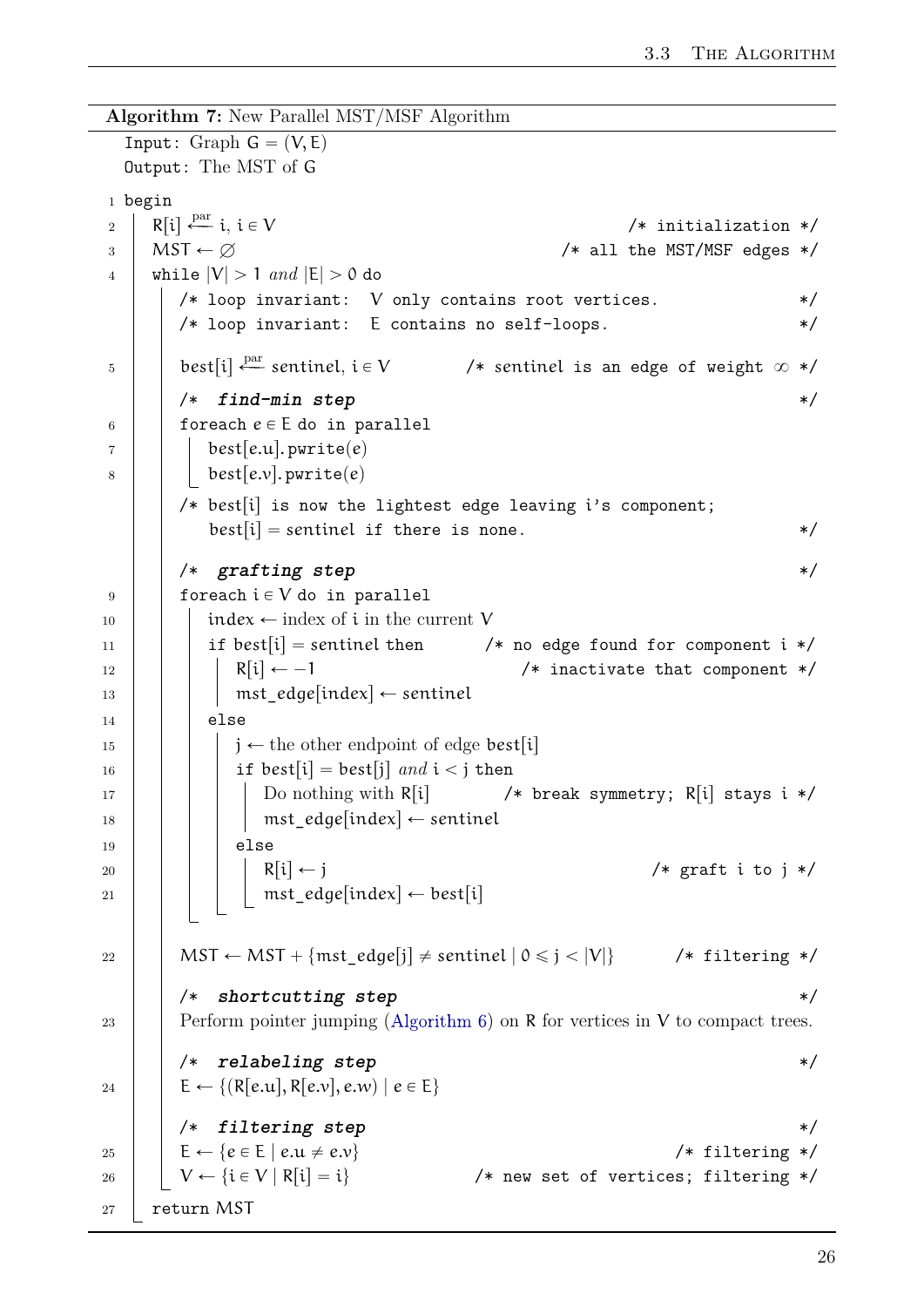**Algorithm 7:** New Parallel MST/MSF Algorithm

```
Input: Graph G = (V, E)
Output: The MST of G

1  begin
2    R[i] ←par i, i ∈ V                                          /* initialization */
3    MST ← ∅                                               /* all the MST/MSF edges */
4    while |V| > 1 and |E| > 0 do
       /* loop invariant: V only contains root vertices.                          */
       /* loop invariant: E contains no self-loops.                               */
5      best[i] ←par sentinel, i ∈ V          /* sentinel is an edge of weight ∞ */
       /* find-min step                                                           */
6      foreach e ∈ E do in parallel
7        best[e.u].pwrite(e)
8        best[e.v].pwrite(e)
       /* best[i] is now the lightest edge leaving i's component;
          best[i] = sentinel if there is none.                                    */
       /* grafting step                                                           */
9      foreach i ∈ V do in parallel
10       index ← index of i in the current V
11       if best[i] = sentinel then          /* no edge found for component i */
12         R[i] ← −1                              /* inactivate that component */
13         mst_edge[index] ← sentinel
14       else
15         j ← the other endpoint of edge best[i]
16         if best[i] = best[j] and i < j then
17           Do nothing with R[i]           /* break symmetry; R[i] stays i */
18           mst_edge[index] ← sentinel
19         else
20           R[i] ← j                                          /* graft i to j */
21           mst_edge[index] ← best[i]

22     MST ← MST + {mst_edge[j] ≠ sentinel | 0 ⩽ j < |V|}           /* filtering */
       /* shortcutting step                                                       */
23     Perform pointer jumping (Algorithm 6) on R for vertices in V to compact trees.
       /* relabeling step                                                         */
24     E ← {(R[e.u], R[e.v], e.w) | e ∈ E}
       /* filtering step                                                          */
25     E ← {e ∈ E | e.u ≠ e.v}                                          /* filtering */
26     V ← {i ∈ V | R[i] = i}                /* new set of vertices; filtering */
27   return MST
```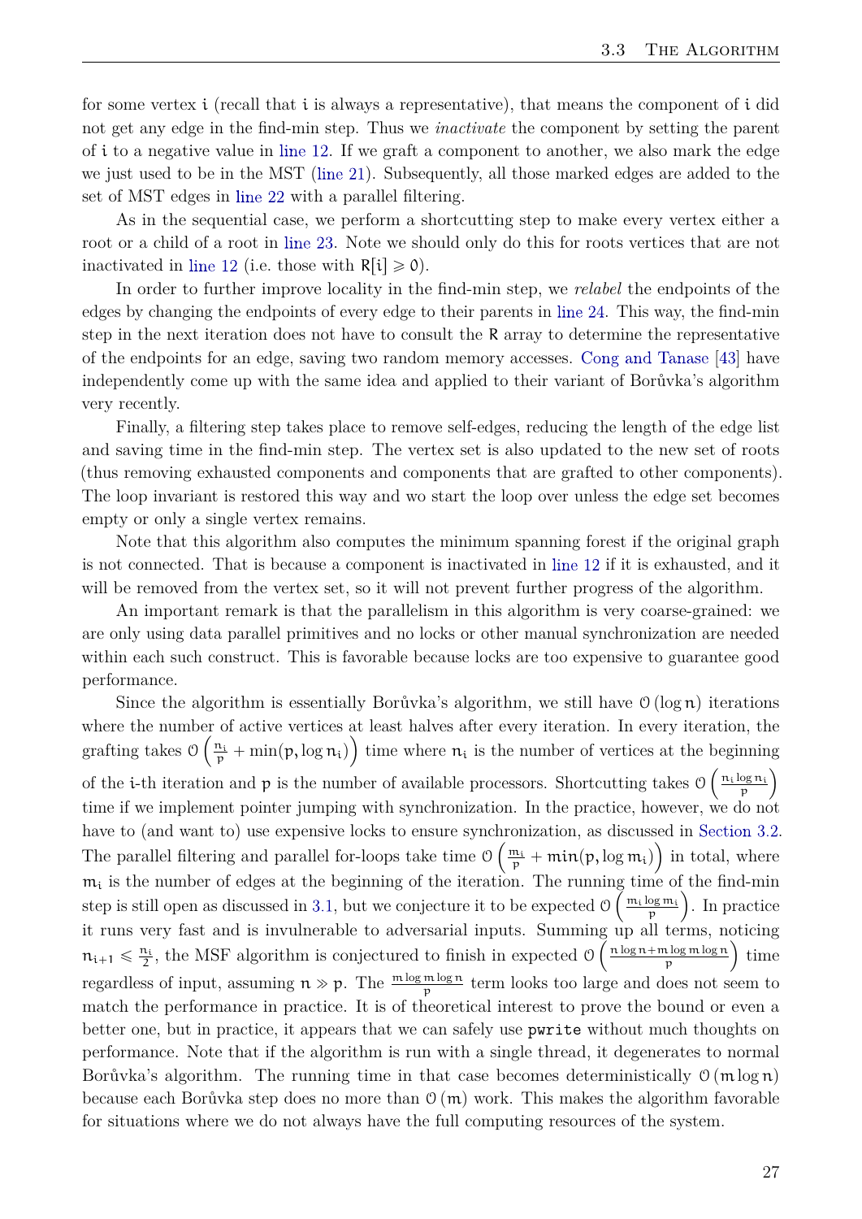for some vertex i (recall that i is always a representative), that means the component of i did not get any edge in the find-min step. Thus we *inactivate* the component by setting the parent of i to a negative value in line 12. If we graft a component to another, we also mark the edge we just used to be in the MST (line 21). Subsequently, all those marked edges are added to the set of MST edges in line 22 with a parallel filtering.

As in the sequential case, we perform a shortcutting step to make every vertex either a root or a child of a root in line 23. Note we should only do this for roots vertices that are not inactivated in line 12 (i.e. those with $R[i] \geqslant 0$).

In order to further improve locality in the find-min step, we *relabel* the endpoints of the edges by changing the endpoints of every edge to their parents in line 24. This way, the find-min step in the next iteration does not have to consult the R array to determine the representative of the endpoints for an edge, saving two random memory accesses. Cong and Tanase [43] have independently come up with the same idea and applied to their variant of Borůvka's algorithm very recently.

Finally, a filtering step takes place to remove self-edges, reducing the length of the edge list and saving time in the find-min step. The vertex set is also updated to the new set of roots (thus removing exhausted components and components that are grafted to other components). The loop invariant is restored this way and wo start the loop over unless the edge set becomes empty or only a single vertex remains.

Note that this algorithm also computes the minimum spanning forest if the original graph is not connected. That is because a component is inactivated in line 12 if it is exhausted, and it will be removed from the vertex set, so it will not prevent further progress of the algorithm.

An important remark is that the parallelism in this algorithm is very coarse-grained: we are only using data parallel primitives and no locks or other manual synchronization are needed within each such construct. This is favorable because locks are too expensive to guarantee good performance.

Since the algorithm is essentially Borůvka's algorithm, we still have $\mathcal{O}(\log n)$ iterations where the number of active vertices at least halves after every iteration. In every iteration, the grafting takes $\mathcal{O}\left(\frac{n_i}{p} + \min(p, \log n_i)\right)$ time where $n_i$ is the number of vertices at the beginning of the i-th iteration and p is the number of available processors. Shortcutting takes $\mathcal{O}\left(\frac{n_i \log n_i}{p}\right)$ time if we implement pointer jumping with synchronization. In the practice, however, we do not have to (and want to) use expensive locks to ensure synchronization, as discussed in Section 3.2. The parallel filtering and parallel for-loops take time $\mathcal{O}\left(\frac{m_i}{p} + \min(p, \log m_i)\right)$ in total, where $m_i$ is the number of edges at the beginning of the iteration. The running time of the find-min step is still open as discussed in 3.1, but we conjecture it to be expected $\mathcal{O}\left(\frac{m_i \log m_i}{p}\right)$. In practice it runs very fast and is invulnerable to adversarial inputs. Summing up all terms, noticing $n_{i+1} \leqslant \frac{n_i}{2}$, the MSF algorithm is conjectured to finish in expected $\mathcal{O}\left(\frac{n \log n + m \log m \log n}{p}\right)$ time regardless of input, assuming $n \gg p$. The $\frac{m \log m \log n}{p}$ term looks too large and does not seem to match the performance in practice. It is of theoretical interest to prove the bound or even a better one, but in practice, it appears that we can safely use `pwrite` without much thoughts on performance. Note that if the algorithm is run with a single thread, it degenerates to normal Borůvka's algorithm. The running time in that case becomes deterministically $\mathcal{O}(m \log n)$ because each Borůvka step does no more than $\mathcal{O}(m)$ work. This makes the algorithm favorable for situations where we do not always have the full computing resources of the system.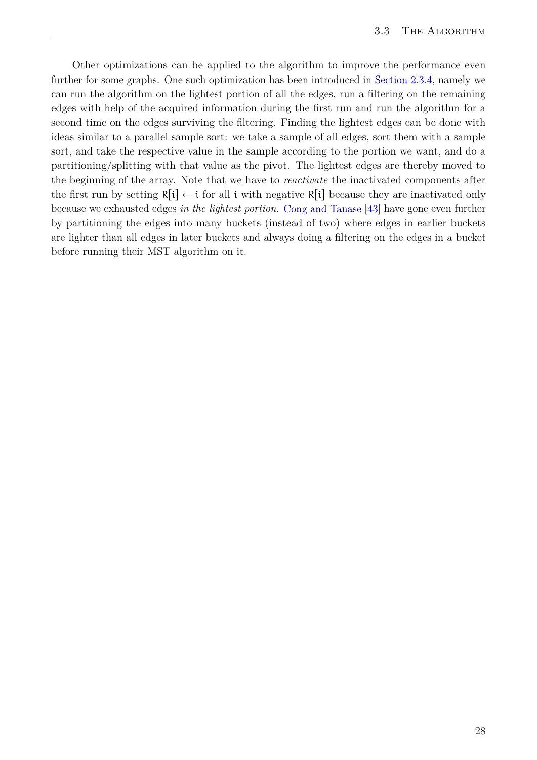Other optimizations can be applied to the algorithm to improve the performance even further for some graphs. One such optimization has been introduced in Section 2.3.4, namely we can run the algorithm on the lightest portion of all the edges, run a filtering on the remaining edges with help of the acquired information during the first run and run the algorithm for a second time on the edges surviving the filtering. Finding the lightest edges can be done with ideas similar to a parallel sample sort: we take a sample of all edges, sort them with a sample sort, and take the respective value in the sample according to the portion we want, and do a partitioning/splitting with that value as the pivot. The lightest edges are thereby moved to the beginning of the array. Note that we have to *reactivate* the inactivated components after the first run by setting $\mathsf{R}[\mathsf{i}] \leftarrow \mathsf{i}$ for all $\mathsf{i}$ with negative $\mathsf{R}[\mathsf{i}]$ because they are inactivated only because we exhausted edges *in the lightest portion*. Cong and Tanase [43] have gone even further by partitioning the edges into many buckets (instead of two) where edges in earlier buckets are lighter than all edges in later buckets and always doing a filtering on the edges in a bucket before running their MST algorithm on it.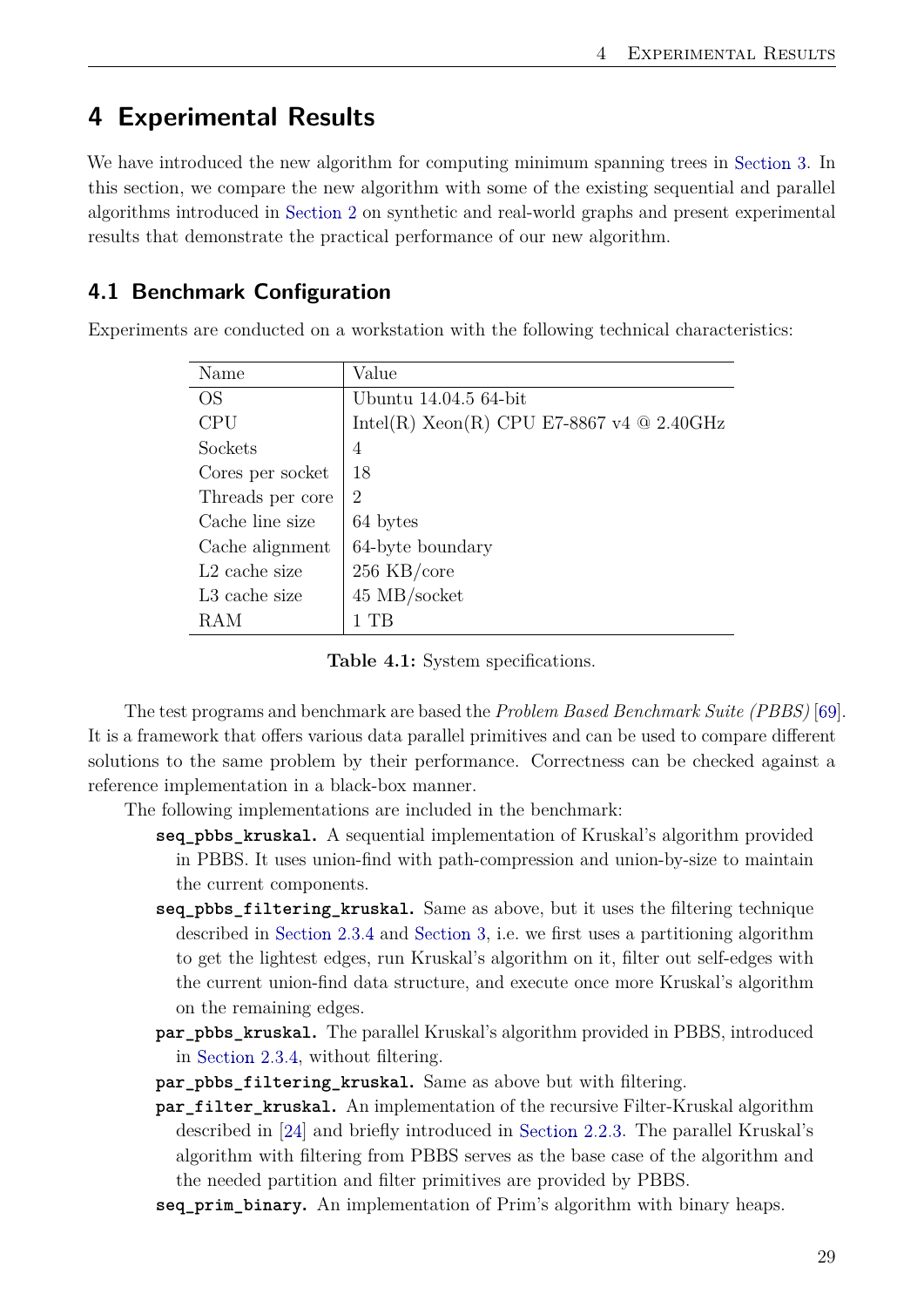# 4 Experimental Results

We have introduced the new algorithm for computing minimum spanning trees in Section 3. In this section, we compare the new algorithm with some of the existing sequential and parallel algorithms introduced in Section 2 on synthetic and real-world graphs and present experimental results that demonstrate the practical performance of our new algorithm.

## 4.1 Benchmark Configuration

Experiments are conducted on a workstation with the following technical characteristics:

| Name | Value |
|---|---|
| OS | Ubuntu 14.04.5 64-bit |
| CPU | Intel(R) Xeon(R) CPU E7-8867 v4 @ 2.40GHz |
| Sockets | 4 |
| Cores per socket | 18 |
| Threads per core | 2 |
| Cache line size | 64 bytes |
| Cache alignment | 64-byte boundary |
| L2 cache size | 256 KB/core |
| L3 cache size | 45 MB/socket |
| RAM | 1 TB |

**Table 4.1:** System specifications.

The test programs and benchmark are based the *Problem Based Benchmark Suite (PBBS)* [69]. It is a framework that offers various data parallel primitives and can be used to compare different solutions to the same problem by their performance. Correctness can be checked against a reference implementation in a black-box manner.

The following implementations are included in the benchmark:

**seq_pbbs_kruskal.** A sequential implementation of Kruskal's algorithm provided in PBBS. It uses union-find with path-compression and union-by-size to maintain the current components.

**seq_pbbs_filtering_kruskal.** Same as above, but it uses the filtering technique described in Section 2.3.4 and Section 3, i.e. we first uses a partitioning algorithm to get the lightest edges, run Kruskal's algorithm on it, filter out self-edges with the current union-find data structure, and execute once more Kruskal's algorithm on the remaining edges.

**par_pbbs_kruskal.** The parallel Kruskal's algorithm provided in PBBS, introduced in Section 2.3.4, without filtering.

**par_pbbs_filtering_kruskal.** Same as above but with filtering.

**par_filter_kruskal.** An implementation of the recursive Filter-Kruskal algorithm described in [24] and briefly introduced in Section 2.2.3. The parallel Kruskal's algorithm with filtering from PBBS serves as the base case of the algorithm and the needed partition and filter primitives are provided by PBBS.

**seq_prim_binary.** An implementation of Prim's algorithm with binary heaps.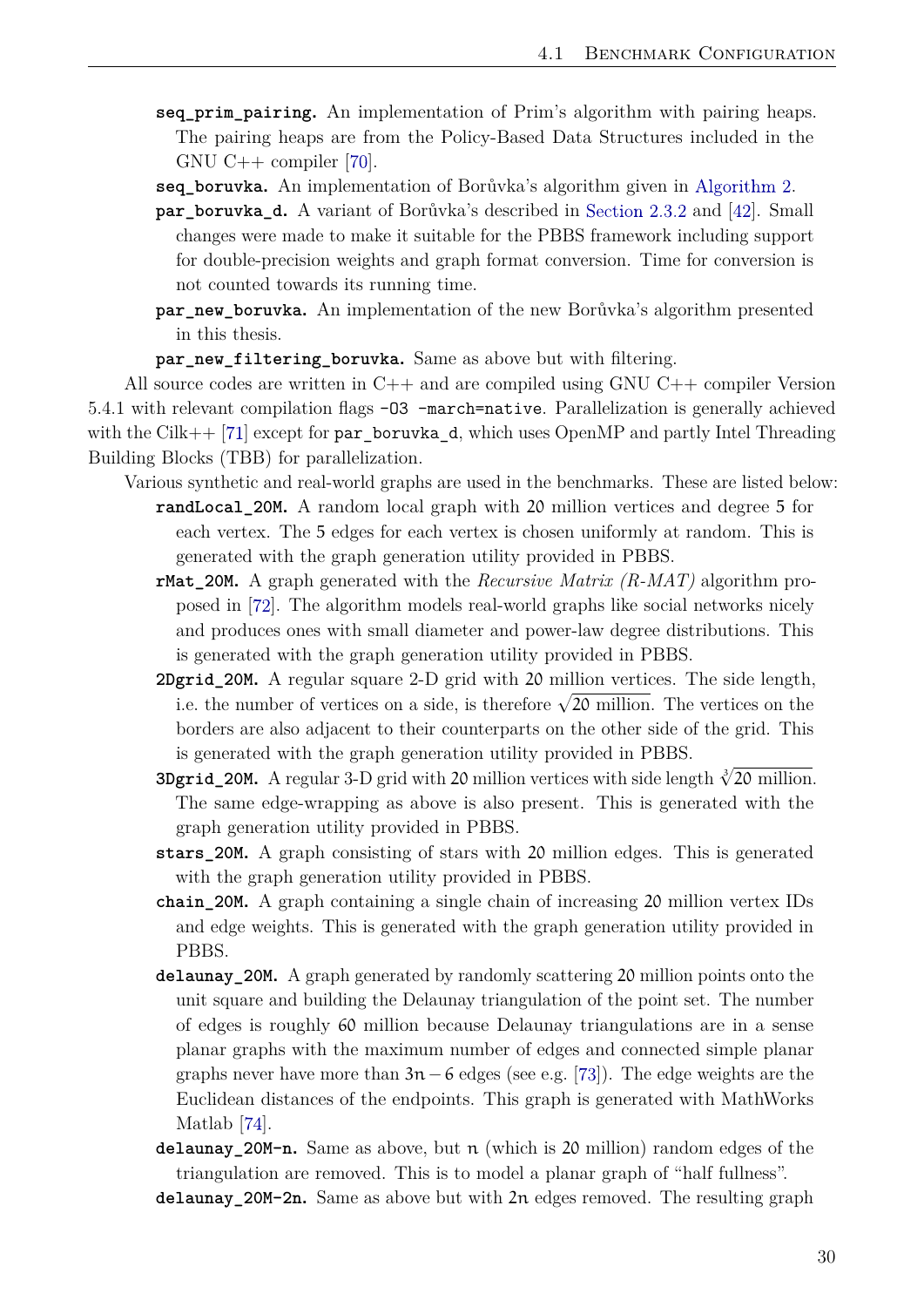**seq_prim_pairing.** An implementation of Prim's algorithm with pairing heaps. The pairing heaps are from the Policy-Based Data Structures included in the GNU C++ compiler [70].

**seq_boruvka.** An implementation of Borůvka's algorithm given in Algorithm 2.

**par_boruvka_d.** A variant of Borůvka's described in Section 2.3.2 and [42]. Small changes were made to make it suitable for the PBBS framework including support for double-precision weights and graph format conversion. Time for conversion is not counted towards its running time.

**par_new_boruvka.** An implementation of the new Borůvka's algorithm presented in this thesis.

**par_new_filtering_boruvka.** Same as above but with filtering.

All source codes are written in C++ and are compiled using GNU C++ compiler Version 5.4.1 with relevant compilation flags `-O3 -march=native`. Parallelization is generally achieved with the Cilk++ [71] except for `par_boruvka_d`, which uses OpenMP and partly Intel Threading Building Blocks (TBB) for parallelization.

Various synthetic and real-world graphs are used in the benchmarks. These are listed below:

**randLocal_20M.** A random local graph with 20 million vertices and degree 5 for each vertex. The 5 edges for each vertex is chosen uniformly at random. This is generated with the graph generation utility provided in PBBS.

**rMat_20M.** A graph generated with the *Recursive Matrix (R-MAT)* algorithm proposed in [72]. The algorithm models real-world graphs like social networks nicely and produces ones with small diameter and power-law degree distributions. This is generated with the graph generation utility provided in PBBS.

**2Dgrid_20M.** A regular square 2-D grid with 20 million vertices. The side length, i.e. the number of vertices on a side, is therefore $\sqrt{20 \text{ million}}$. The vertices on the borders are also adjacent to their counterparts on the other side of the grid. This is generated with the graph generation utility provided in PBBS.

**3Dgrid_20M.** A regular 3-D grid with 20 million vertices with side length $\sqrt[3]{20 \text{ million}}$. The same edge-wrapping as above is also present. This is generated with the graph generation utility provided in PBBS.

**stars_20M.** A graph consisting of stars with 20 million edges. This is generated with the graph generation utility provided in PBBS.

**chain_20M.** A graph containing a single chain of increasing 20 million vertex IDs and edge weights. This is generated with the graph generation utility provided in PBBS.

**delaunay_20M.** A graph generated by randomly scattering 20 million points onto the unit square and building the Delaunay triangulation of the point set. The number of edges is roughly 60 million because Delaunay triangulations are in a sense planar graphs with the maximum number of edges and connected simple planar graphs never have more than $3n - 6$ edges (see e.g. [73]). The edge weights are the Euclidean distances of the endpoints. This graph is generated with MathWorks Matlab [74].

**delaunay_20M-n.** Same as above, but $n$ (which is 20 million) random edges of the triangulation are removed. This is to model a planar graph of "half fullness".

**delaunay_20M-2n.** Same as above but with $2n$ edges removed. The resulting graph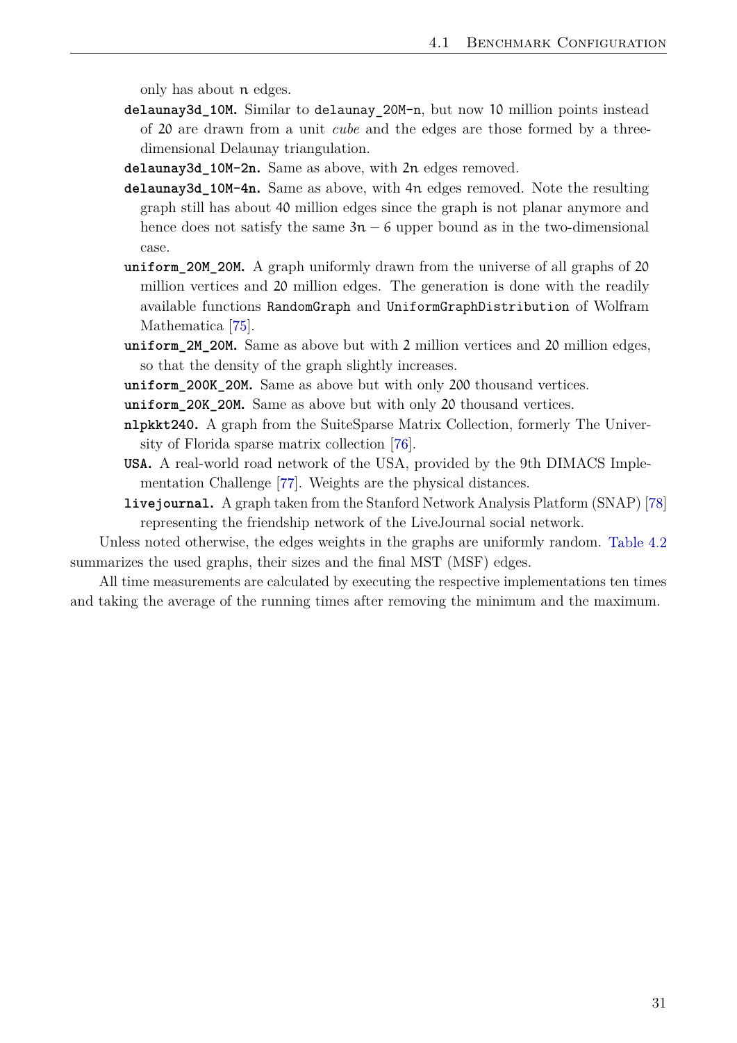only has about $n$ edges.

**`delaunay3d_10M`.** Similar to `delaunay_20M-n`, but now 10 million points instead of 20 are drawn from a unit *cube* and the edges are those formed by a three-dimensional Delaunay triangulation.

**`delaunay3d_10M-2n`.** Same as above, with $2n$ edges removed.

**`delaunay3d_10M-4n`.** Same as above, with $4n$ edges removed. Note the resulting graph still has about 40 million edges since the graph is not planar anymore and hence does not satisfy the same $3n - 6$ upper bound as in the two-dimensional case.

**`uniform_20M_20M`.** A graph uniformly drawn from the universe of all graphs of 20 million vertices and 20 million edges. The generation is done with the readily available functions `RandomGraph` and `UniformGraphDistribution` of Wolfram Mathematica [75].

**`uniform_2M_20M`.** Same as above but with 2 million vertices and 20 million edges, so that the density of the graph slightly increases.

**`uniform_200K_20M`.** Same as above but with only 200 thousand vertices.

**`uniform_20K_20M`.** Same as above but with only 20 thousand vertices.

**`nlpkkt240`.** A graph from the SuiteSparse Matrix Collection, formerly The University of Florida sparse matrix collection [76].

**`USA`.** A real-world road network of the USA, provided by the 9th DIMACS Implementation Challenge [77]. Weights are the physical distances.

**`livejournal`.** A graph taken from the Stanford Network Analysis Platform (SNAP) [78] representing the friendship network of the LiveJournal social network.

Unless noted otherwise, the edges weights in the graphs are uniformly random. Table 4.2 summarizes the used graphs, their sizes and the final MST (MSF) edges.

All time measurements are calculated by executing the respective implementations ten times and taking the average of the running times after removing the minimum and the maximum.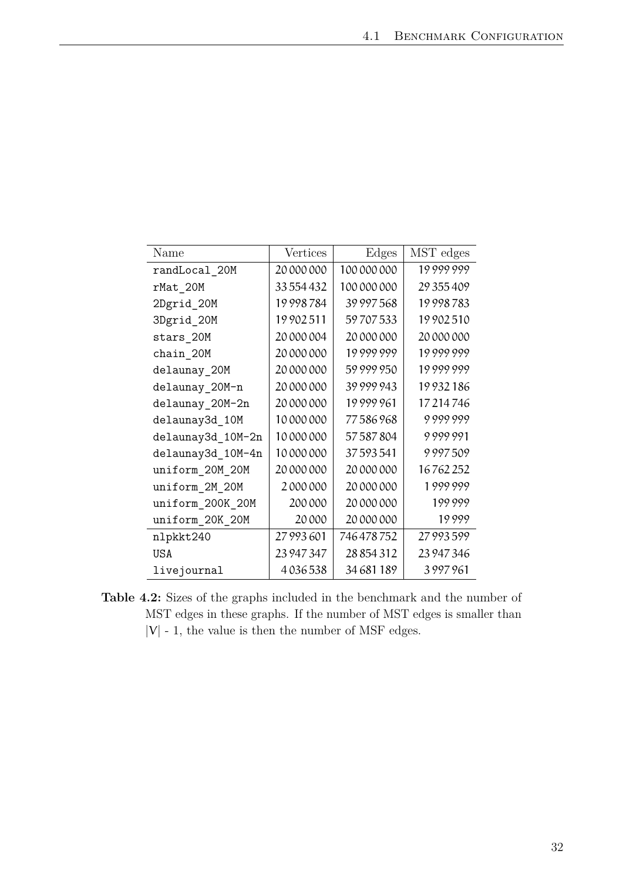| Name | Vertices | Edges | MST edges |
|---|---|---|---|
| randLocal_20M | 20 000 000 | 100 000 000 | 19 999 999 |
| rMat_20M | 33 554 432 | 100 000 000 | 29 355 409 |
| 2Dgrid_20M | 19 998 784 | 39 997 568 | 19 998 783 |
| 3Dgrid_20M | 19 902 511 | 59 707 533 | 19 902 510 |
| stars_20M | 20 000 004 | 20 000 000 | 20 000 000 |
| chain_20M | 20 000 000 | 19 999 999 | 19 999 999 |
| delaunay_20M | 20 000 000 | 59 999 950 | 19 999 999 |
| delaunay_20M-n | 20 000 000 | 39 999 943 | 19 932 186 |
| delaunay_20M-2n | 20 000 000 | 19 999 961 | 17 214 746 |
| delaunay3d_10M | 10 000 000 | 77 586 968 | 9 999 999 |
| delaunay3d_10M-2n | 10 000 000 | 57 587 804 | 9 999 991 |
| delaunay3d_10M-4n | 10 000 000 | 37 593 541 | 9 997 509 |
| uniform_20M_20M | 20 000 000 | 20 000 000 | 16 762 252 |
| uniform_2M_20M | 2 000 000 | 20 000 000 | 1 999 999 |
| uniform_200K_20M | 200 000 | 20 000 000 | 199 999 |
| uniform_20K_20M | 20 000 | 20 000 000 | 19 999 |
| nlpkkt240 | 27 993 601 | 746 478 752 | 27 993 599 |
| USA | 23 947 347 | 28 854 312 | 23 947 346 |
| livejournal | 4 036 538 | 34 681 189 | 3 997 961 |

**Table 4.2:** Sizes of the graphs included in the benchmark and the number of MST edges in these graphs. If the number of MST edges is smaller than $|V|$ - 1, the value is then the number of MSF edges.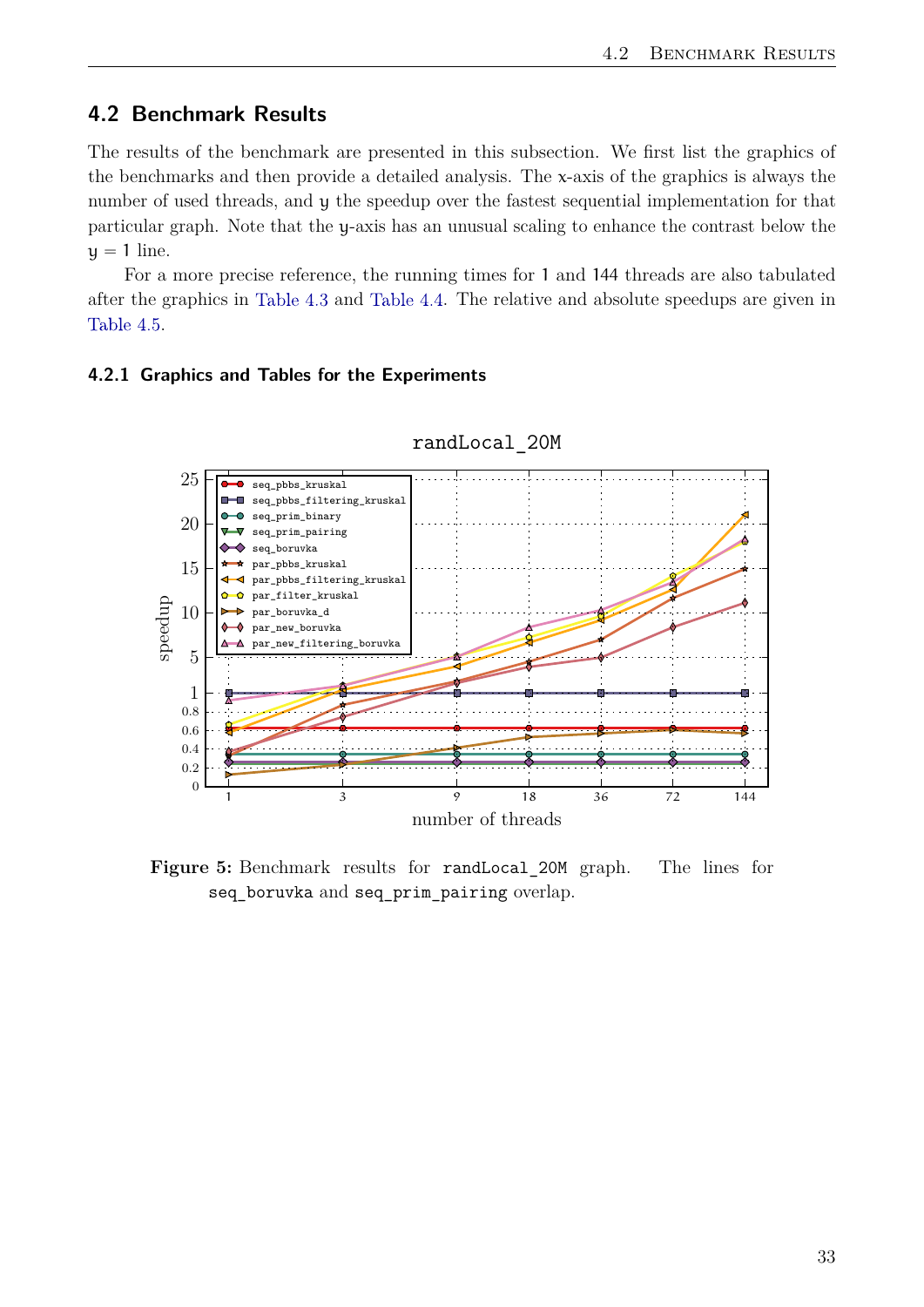## 4.2 Benchmark Results

The results of the benchmark are presented in this subsection. We first list the graphics of the benchmarks and then provide a detailed analysis. The x-axis of the graphics is always the number of used threads, and y the speedup over the fastest sequential implementation for that particular graph. Note that the y-axis has an unusual scaling to enhance the contrast below the $y = 1$ line.

For a more precise reference, the running times for 1 and 144 threads are also tabulated after the graphics in Table 4.3 and Table 4.4. The relative and absolute speedups are given in Table 4.5.

### 4.2.1 Graphics and Tables for the Experiments

**Figure 5:** Benchmark results for `randLocal_20M` graph. The lines for `seq_boruvka` and `seq_prim_pairing` overlap.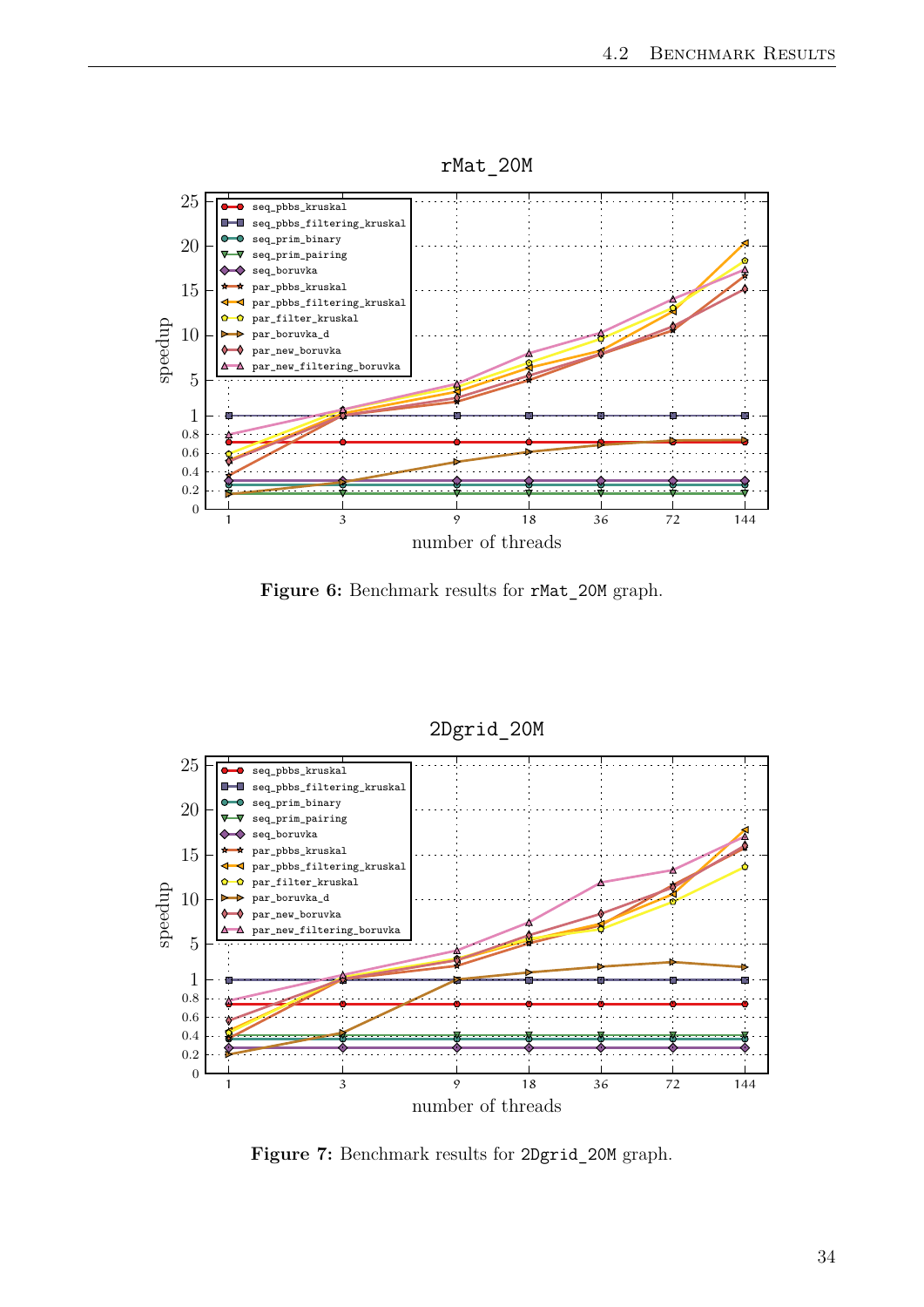Figure 6: Benchmark results for `rMat_20M` graph.

Figure 7: Benchmark results for `2Dgrid_20M` graph.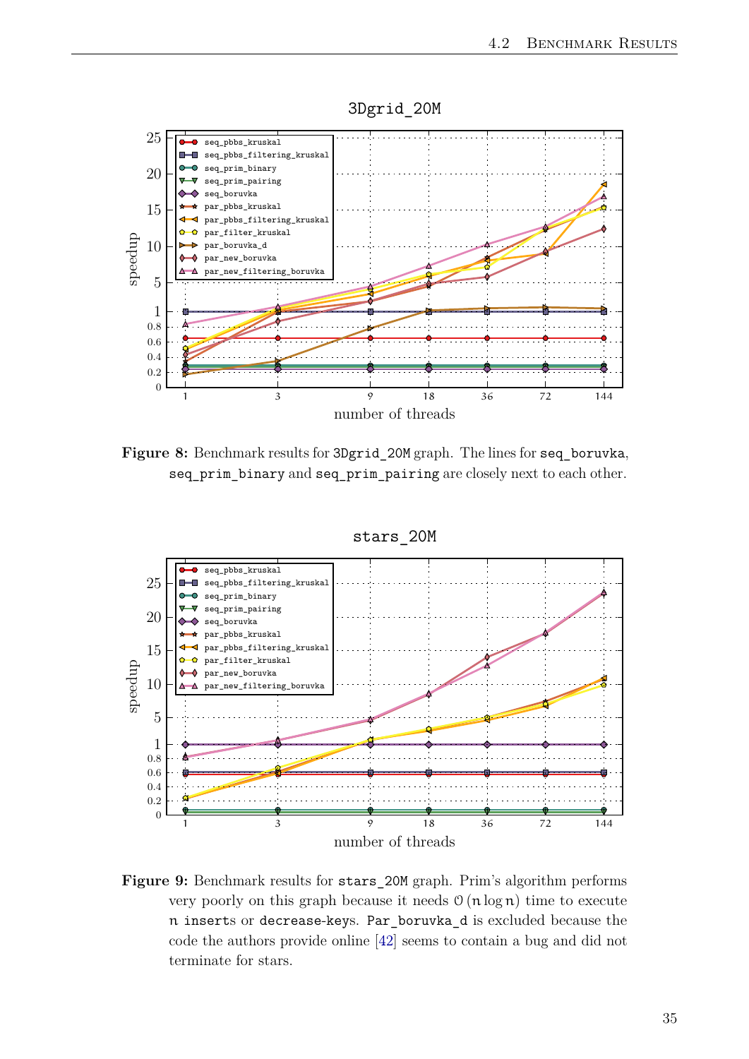**Figure 8:** Benchmark results for `3Dgrid_20M` graph. The lines for `seq_boruvka`, `seq_prim_binary` and `seq_prim_pairing` are closely next to each other.

**Figure 9:** Benchmark results for `stars_20M` graph. Prim's algorithm performs very poorly on this graph because it needs $\mathcal{O}(n \log n)$ time to execute $n$ `inserts` or `decrease-keys`. `Par_boruvka_d` is excluded because the code the authors provide online [42] seems to contain a bug and did not terminate for stars.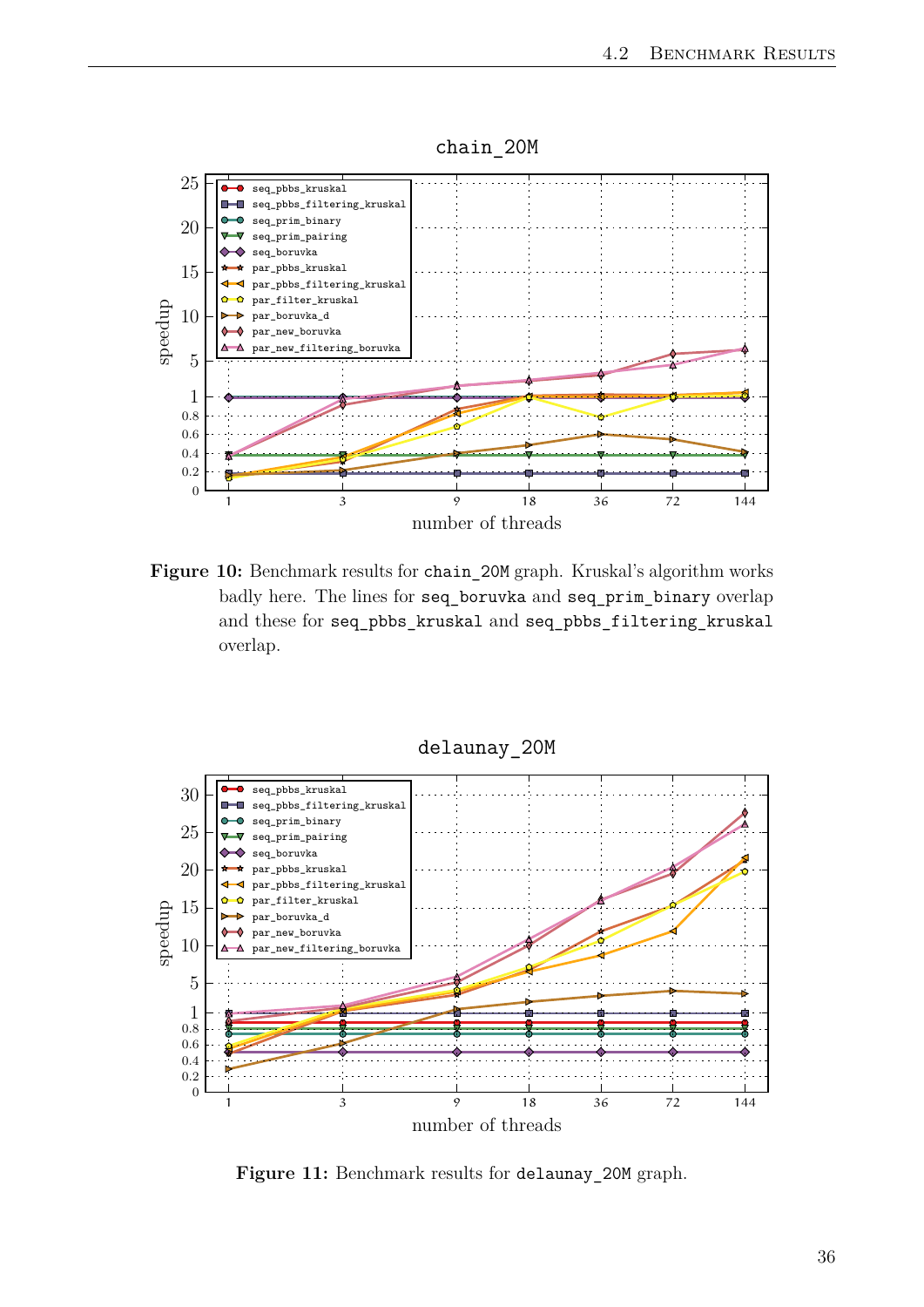**Figure 10:** Benchmark results for `chain_20M` graph. Kruskal's algorithm works badly here. The lines for `seq_boruvka` and `seq_prim_binary` overlap and these for `seq_pbbs_kruskal` and `seq_pbbs_filtering_kruskal` overlap.

**Figure 11:** Benchmark results for `delaunay_20M` graph.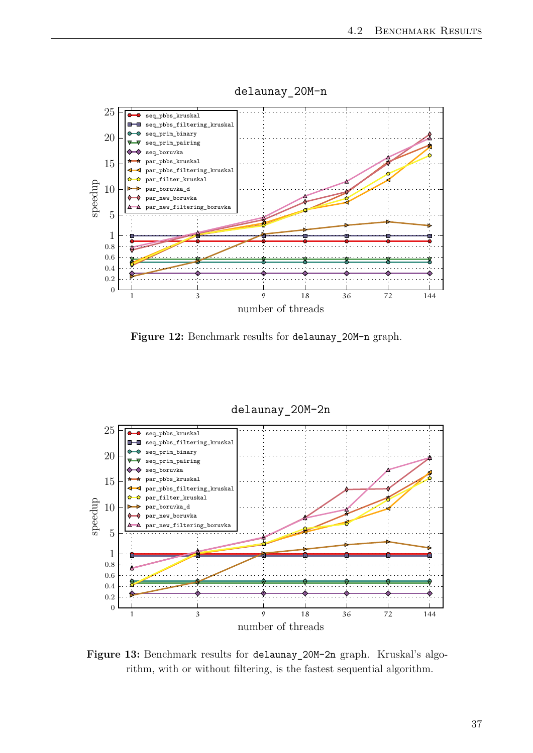**Figure 12:** Benchmark results for `delaunay_20M-n` graph.

**Figure 13:** Benchmark results for `delaunay_20M-2n` graph. Kruskal's algorithm, with or without filtering, is the fastest sequential algorithm.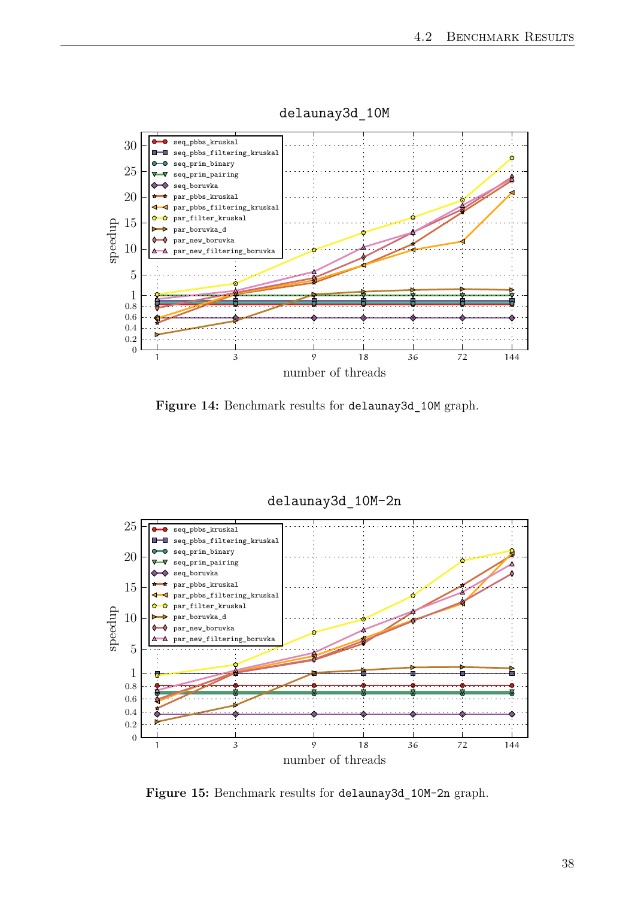**Figure 14:** Benchmark results for `delaunay3d_10M` graph.

**Figure 15:** Benchmark results for `delaunay3d_10M-2n` graph.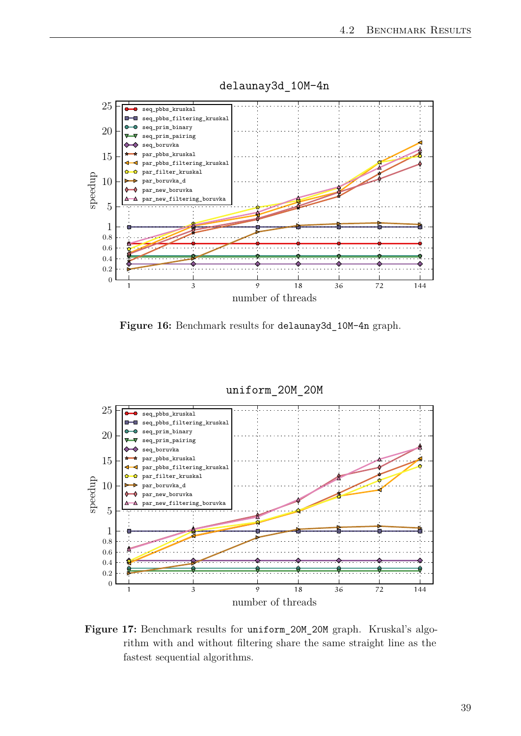Figure 16: Benchmark results for `delaunay3d_10M-4n` graph.

Figure 17: Benchmark results for `uniform_20M_20M` graph. Kruskal's algorithm with and without filtering share the same straight line as the fastest sequential algorithms.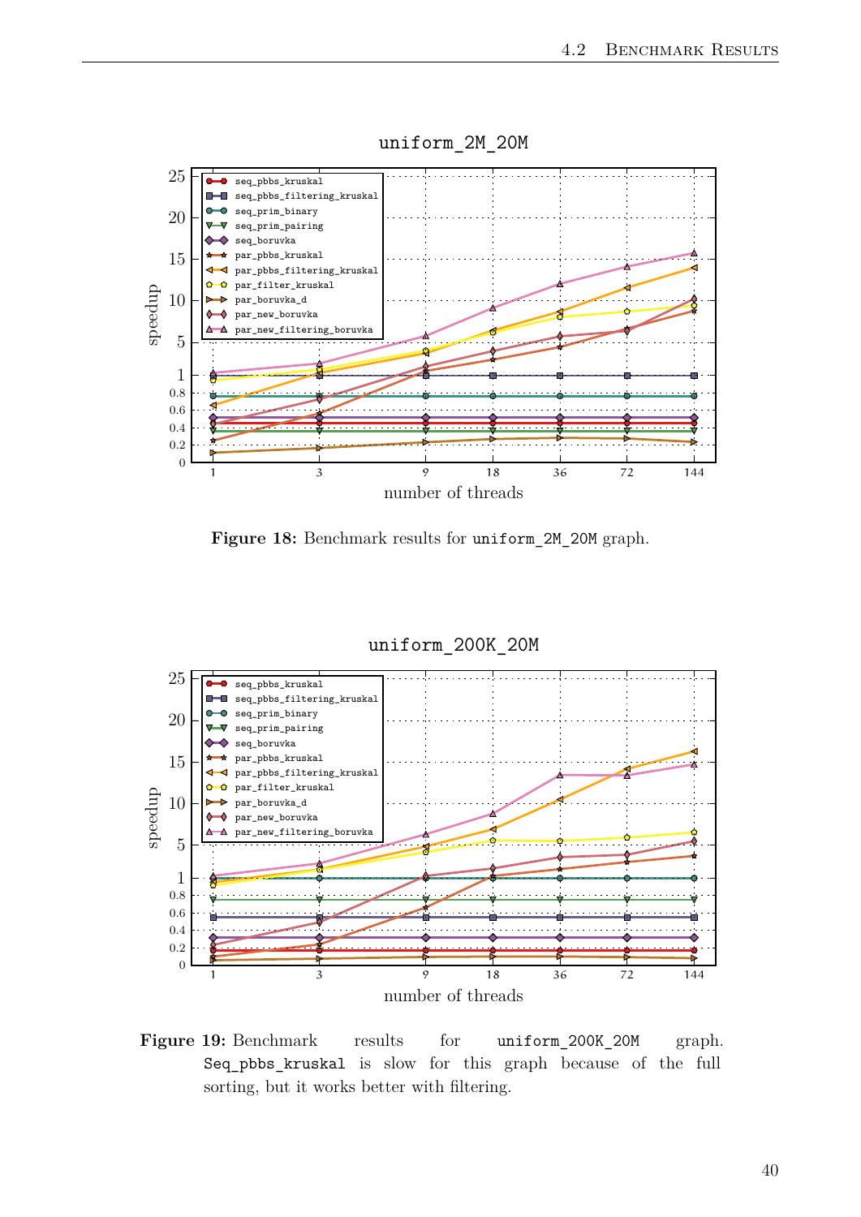**Figure 18:** Benchmark results for `uniform_2M_20M` graph.

**Figure 19:** Benchmark results for `uniform_200K_20M` graph. `Seq_pbbs_kruskal` is slow for this graph because of the full sorting, but it works better with filtering.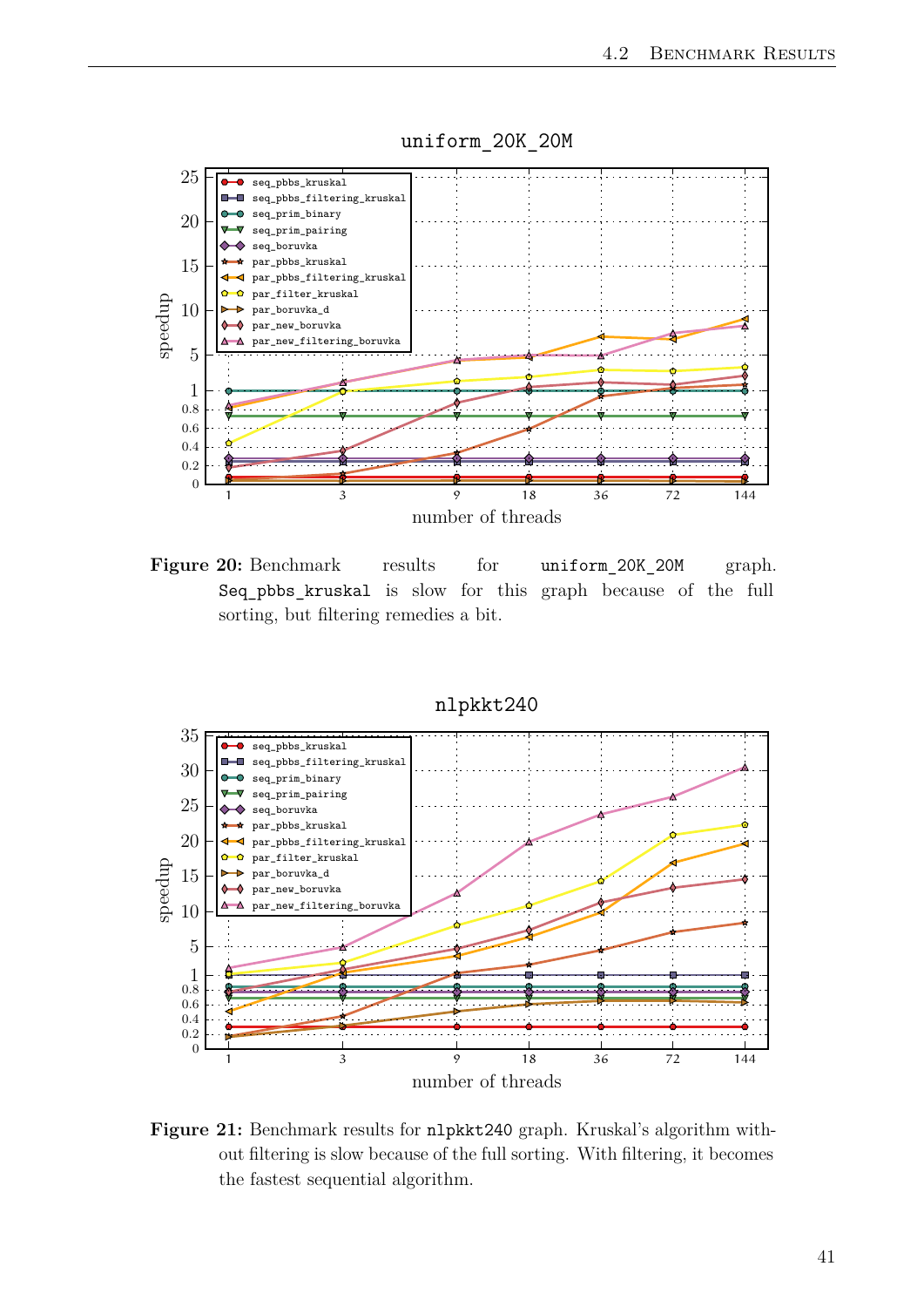**Figure 20:** Benchmark results for `uniform_20K_20M` graph. `Seq_pbbs_kruskal` is slow for this graph because of the full sorting, but filtering remedies a bit.

**Figure 21:** Benchmark results for `nlpkkt240` graph. Kruskal's algorithm without filtering is slow because of the full sorting. With filtering, it becomes the fastest sequential algorithm.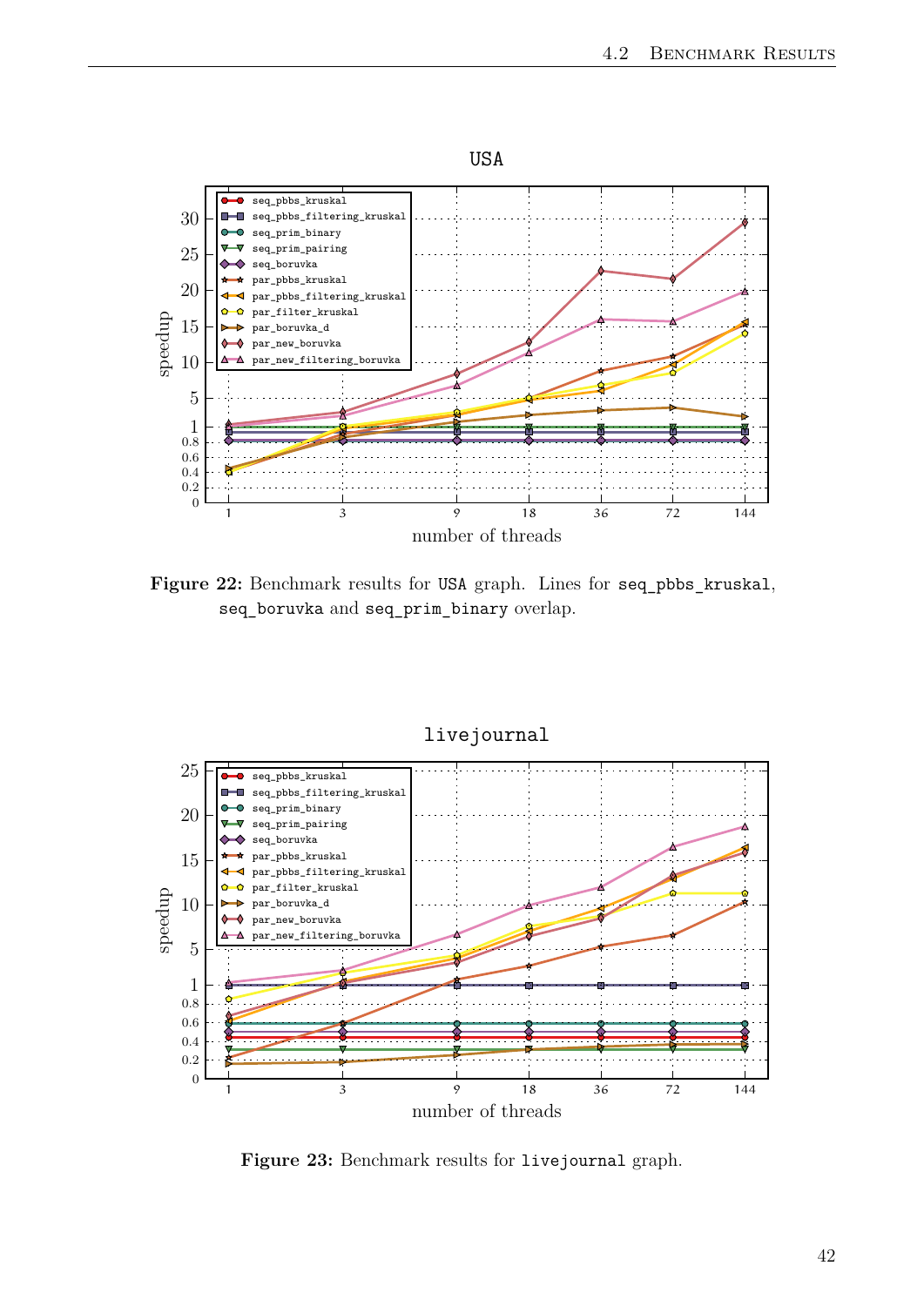**Figure 22:** Benchmark results for `USA` graph. Lines for `seq_pbbs_kruskal`, `seq_boruvka` and `seq_prim_binary` overlap.

**Figure 23:** Benchmark results for `livejournal` graph.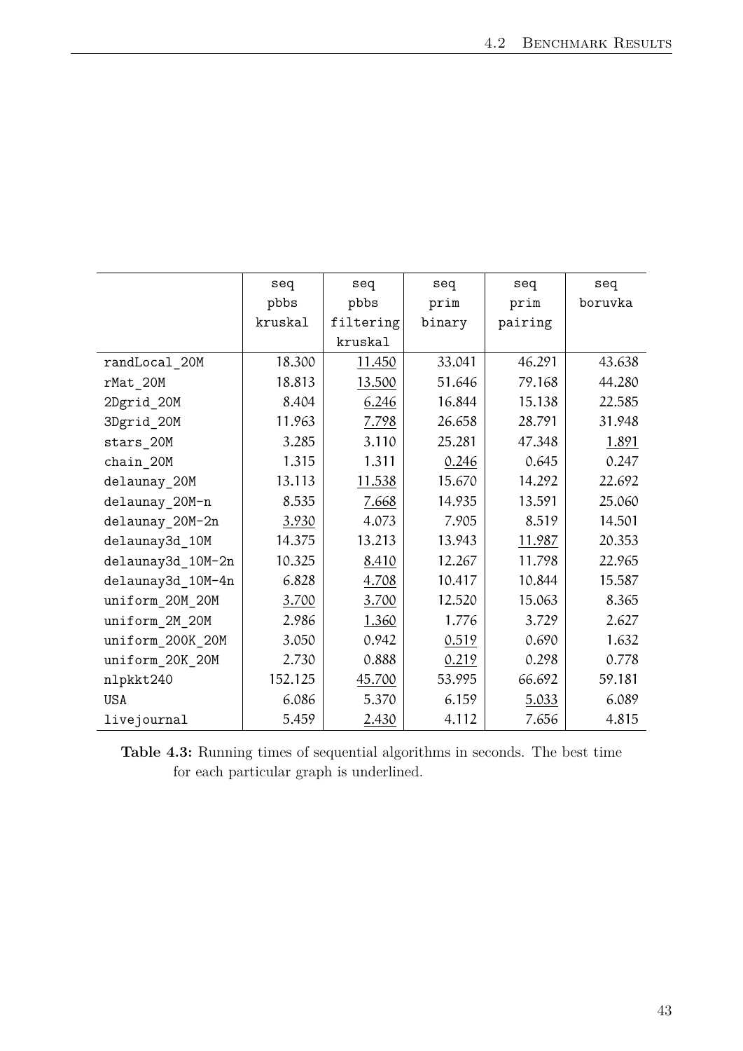|  | seq pbbs kruskal | seq pbbs filtering kruskal | seq prim binary | seq prim pairing | seq boruvka |
|---|---|---|---|---|---|
| randLocal_20M | 18.300 | <u>11.450</u> | 33.041 | 46.291 | 43.638 |
| rMat_20M | 18.813 | <u>13.500</u> | 51.646 | 79.168 | 44.280 |
| 2Dgrid_20M | 8.404 | <u>6.246</u> | 16.844 | 15.138 | 22.585 |
| 3Dgrid_20M | 11.963 | <u>7.798</u> | 26.658 | 28.791 | 31.948 |
| stars_20M | 3.285 | 3.110 | 25.281 | 47.348 | <u>1.891</u> |
| chain_20M | 1.315 | 1.311 | <u>0.246</u> | 0.645 | 0.247 |
| delaunay_20M | 13.113 | <u>11.538</u> | 15.670 | 14.292 | 22.692 |
| delaunay_20M-n | 8.535 | <u>7.668</u> | 14.935 | 13.591 | 25.060 |
| delaunay_20M-2n | <u>3.930</u> | 4.073 | 7.905 | 8.519 | 14.501 |
| delaunay3d_10M | 14.375 | 13.213 | 13.943 | <u>11.987</u> | 20.353 |
| delaunay3d_10M-2n | 10.325 | <u>8.410</u> | 12.267 | 11.798 | 22.965 |
| delaunay3d_10M-4n | 6.828 | <u>4.708</u> | 10.417 | 10.844 | 15.587 |
| uniform_20M_20M | <u>3.700</u> | <u>3.700</u> | 12.520 | 15.063 | 8.365 |
| uniform_2M_20M | 2.986 | <u>1.360</u> | 1.776 | 3.729 | 2.627 |
| uniform_200K_20M | 3.050 | 0.942 | <u>0.519</u> | 0.690 | 1.632 |
| uniform_20K_20M | 2.730 | 0.888 | <u>0.219</u> | 0.298 | 0.778 |
| nlpkkt240 | 152.125 | <u>45.700</u> | 53.995 | 66.692 | 59.181 |
| USA | 6.086 | 5.370 | 6.159 | <u>5.033</u> | 6.089 |
| livejournal | 5.459 | <u>2.430</u> | 4.112 | 7.656 | 4.815 |

**Table 4.3:** Running times of sequential algorithms in seconds. The best time for each particular graph is underlined.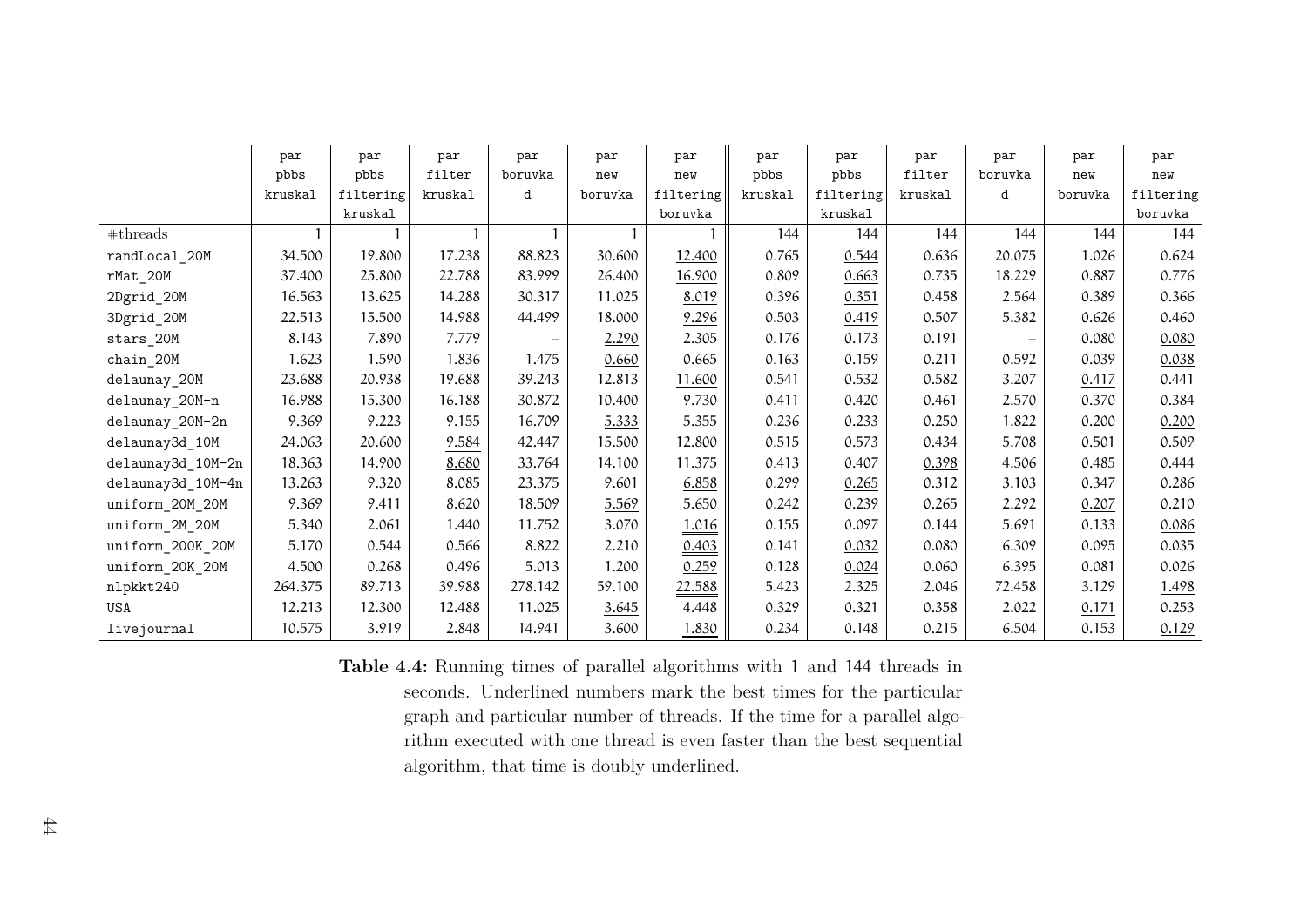| | par pbbs kruskal | par pbbs filtering kruskal | par filter kruskal | par boruvka d | par new boruvka | par new filtering boruvka | par pbbs kruskal | par pbbs filtering kruskal | par filter kruskal | par boruvka d | par new boruvka | par new filtering boruvka |
|---|---|---|---|---|---|---|---|---|---|---|---|---|
| #threads | 1 | 1 | 1 | 1 | 1 | 1 | 144 | 144 | 144 | 144 | 144 | 144 |
| randLocal_20M | 34.500 | 19.800 | 17.238 | 88.823 | 30.600 | 12.400 | 0.765 | 0.544 | 0.636 | 20.075 | 1.026 | 0.624 |
| rMat_20M | 37.400 | 25.800 | 22.788 | 83.999 | 26.400 | 16.900 | 0.809 | 0.663 | 0.735 | 18.229 | 0.887 | 0.776 |
| 2Dgrid_20M | 16.563 | 13.625 | 14.288 | 30.317 | 11.025 | 8.019 | 0.396 | 0.351 | 0.458 | 2.564 | 0.389 | 0.366 |
| 3Dgrid_20M | 22.513 | 15.500 | 14.988 | 44.499 | 18.000 | 9.296 | 0.503 | 0.419 | 0.507 | 5.382 | 0.626 | 0.460 |
| stars_20M | 8.143 | 7.890 | 7.779 | – | 2.290 | 2.305 | 0.176 | 0.173 | 0.191 | – | 0.080 | 0.080 |
| chain_20M | 1.623 | 1.590 | 1.836 | 1.475 | 0.660 | 0.665 | 0.163 | 0.159 | 0.211 | 0.592 | 0.039 | 0.038 |
| delaunay_20M | 23.688 | 20.938 | 19.688 | 39.243 | 12.813 | 11.600 | 0.541 | 0.532 | 0.582 | 3.207 | 0.417 | 0.441 |
| delaunay_20M-n | 16.988 | 15.300 | 16.188 | 30.872 | 10.400 | 9.730 | 0.411 | 0.420 | 0.461 | 2.570 | 0.370 | 0.384 |
| delaunay_20M-2n | 9.369 | 9.223 | 9.155 | 16.709 | 5.333 | 5.355 | 0.236 | 0.233 | 0.250 | 1.822 | 0.200 | 0.200 |
| delaunay3d_10M | 24.063 | 20.600 | 9.584 | 42.447 | 15.500 | 12.800 | 0.515 | 0.573 | 0.434 | 5.708 | 0.501 | 0.509 |
| delaunay3d_10M-2n | 18.363 | 14.900 | 8.680 | 33.764 | 14.100 | 11.375 | 0.413 | 0.407 | 0.398 | 4.506 | 0.485 | 0.444 |
| delaunay3d_10M-4n | 13.263 | 9.320 | 8.085 | 23.375 | 9.601 | 6.858 | 0.299 | 0.265 | 0.312 | 3.103 | 0.347 | 0.286 |
| uniform_20M_20M | 9.369 | 9.411 | 8.620 | 18.509 | 5.569 | 5.650 | 0.242 | 0.239 | 0.265 | 2.292 | 0.207 | 0.210 |
| uniform_2M_20M | 5.340 | 2.061 | 1.440 | 11.752 | 3.070 | 1.016 | 0.155 | 0.097 | 0.144 | 5.691 | 0.133 | 0.086 |
| uniform_200K_20M | 5.170 | 0.544 | 0.566 | 8.822 | 2.210 | 0.403 | 0.141 | 0.032 | 0.080 | 6.309 | 0.095 | 0.035 |
| uniform_20K_20M | 4.500 | 0.268 | 0.496 | 5.013 | 1.200 | 0.259 | 0.128 | 0.024 | 0.060 | 6.395 | 0.081 | 0.026 |
| nlpkkt240 | 264.375 | 89.713 | 39.988 | 278.142 | 59.100 | 22.588 | 5.423 | 2.325 | 2.046 | 72.458 | 3.129 | 1.498 |
| USA | 12.213 | 12.300 | 12.488 | 11.025 | 3.645 | 4.448 | 0.329 | 0.321 | 0.358 | 2.022 | 0.171 | 0.253 |
| livejournal | 10.575 | 3.919 | 2.848 | 14.941 | 3.600 | 1.830 | 0.234 | 0.148 | 0.215 | 6.504 | 0.153 | 0.129 |

**Table 4.4:** Running times of parallel algorithms with 1 and 144 threads in seconds. Underlined numbers mark the best times for the particular graph and particular number of threads. If the time for a parallel algorithm executed with one thread is even faster than the best sequential algorithm, that time is doubly underlined.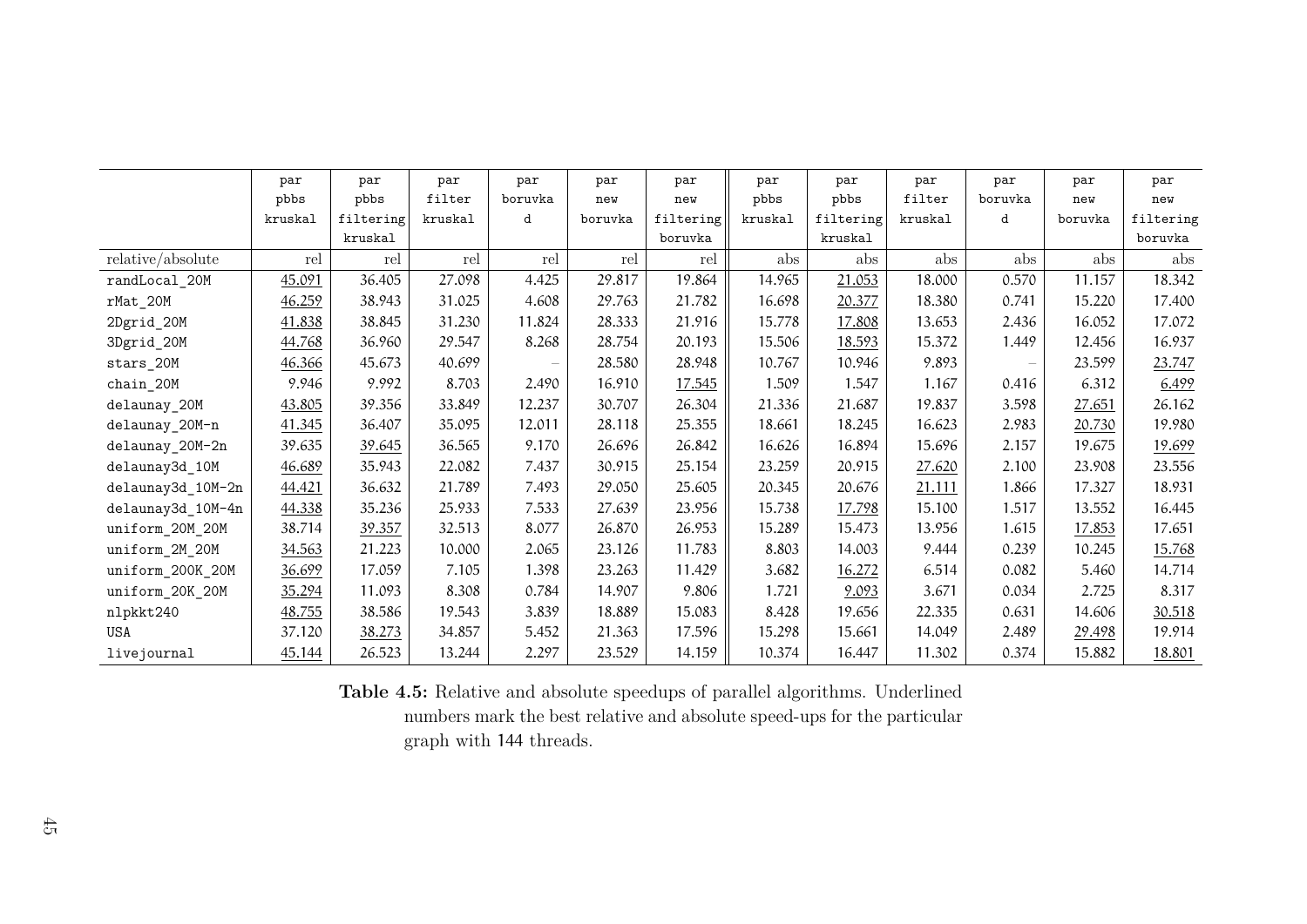| | par pbbs kruskal | par pbbs filtering kruskal | par filter kruskal | par boruvka d | par new boruvka | par new filtering boruvka | par pbbs kruskal | par pbbs filtering kruskal | par filter kruskal | par boruvka d | par new boruvka | par new filtering boruvka |
|---|---|---|---|---|---|---|---|---|---|---|---|---|
| relative/absolute | rel | rel | rel | rel | rel | rel | abs | abs | abs | abs | abs | abs |
| randLocal_20M | <u>45.091</u> | 36.405 | 27.098 | 4.425 | 29.817 | 19.864 | 14.965 | <u>21.053</u> | 18.000 | 0.570 | 11.157 | 18.342 |
| rMat_20M | <u>46.259</u> | 38.943 | 31.025 | 4.608 | 29.763 | 21.782 | 16.698 | <u>20.377</u> | 18.380 | 0.741 | 15.220 | 17.400 |
| 2Dgrid_20M | <u>41.838</u> | 38.845 | 31.230 | 11.824 | 28.333 | 21.916 | 15.778 | <u>17.808</u> | 13.653 | 2.436 | 16.052 | 17.072 |
| 3Dgrid_20M | <u>44.768</u> | 36.960 | 29.547 | 8.268 | 28.754 | 20.193 | 15.506 | <u>18.593</u> | 15.372 | 1.449 | 12.456 | 16.937 |
| stars_20M | <u>46.366</u> | 45.673 | 40.699 | – | 28.580 | 28.948 | 10.767 | 10.946 | 9.893 | – | 23.599 | <u>23.747</u> |
| chain_20M | 9.946 | 9.992 | 8.703 | 2.490 | 16.910 | <u>17.545</u> | 1.509 | 1.547 | 1.167 | 0.416 | 6.312 | <u>6.499</u> |
| delaunay_20M | <u>43.805</u> | 39.356 | 33.849 | 12.237 | 30.707 | 26.304 | 21.336 | 21.687 | 19.837 | 3.598 | <u>27.651</u> | 26.162 |
| delaunay_20M-n | <u>41.345</u> | 36.407 | 35.095 | 12.011 | 28.118 | 25.355 | 18.661 | 18.245 | 16.623 | 2.983 | <u>20.730</u> | 19.980 |
| delaunay_20M-2n | 39.635 | <u>39.645</u> | 36.565 | 9.170 | 26.696 | 26.842 | 16.626 | 16.894 | 15.696 | 2.157 | 19.675 | <u>19.699</u> |
| delaunay3d_10M | <u>46.689</u> | 35.943 | 22.082 | 7.437 | 30.915 | 25.154 | 23.259 | 20.915 | <u>27.620</u> | 2.100 | 23.908 | 23.556 |
| delaunay3d_10M-2n | <u>44.421</u> | 36.632 | 21.789 | 7.493 | 29.050 | 25.605 | 20.345 | 20.676 | <u>21.111</u> | 1.866 | 17.327 | 18.931 |
| delaunay3d_10M-4n | <u>44.338</u> | 35.236 | 25.933 | 7.533 | 27.639 | 23.956 | 15.738 | <u>17.798</u> | 15.100 | 1.517 | 13.552 | 16.445 |
| uniform_20M_20M | 38.714 | <u>39.357</u> | 32.513 | 8.077 | 26.870 | 26.953 | 15.289 | 15.473 | 13.956 | 1.615 | <u>17.853</u> | 17.651 |
| uniform_2M_20M | <u>34.563</u> | 21.223 | 10.000 | 2.065 | 23.126 | 11.783 | 8.803 | 14.003 | 9.444 | 0.239 | 10.245 | <u>15.768</u> |
| uniform_200K_20M | <u>36.699</u> | 17.059 | 7.105 | 1.398 | 23.263 | 11.429 | 3.682 | <u>16.272</u> | 6.514 | 0.082 | 5.460 | 14.714 |
| uniform_20K_20M | <u>35.294</u> | 11.093 | 8.308 | 0.784 | 14.907 | 9.806 | 1.721 | <u>9.093</u> | 3.671 | 0.034 | 2.725 | 8.317 |
| nlpkkt240 | <u>48.755</u> | 38.586 | 19.543 | 3.839 | 18.889 | 15.083 | 8.428 | 19.656 | 22.335 | 0.631 | 14.606 | <u>30.518</u> |
| USA | 37.120 | <u>38.273</u> | 34.857 | 5.452 | 21.363 | 17.596 | 15.298 | 15.661 | 14.049 | 2.489 | <u>29.498</u> | 19.914 |
| livejournal | <u>45.144</u> | 26.523 | 13.244 | 2.297 | 23.529 | 14.159 | 10.374 | 16.447 | 11.302 | 0.374 | 15.882 | <u>18.801</u> |

**Table 4.5:** Relative and absolute speedups of parallel algorithms. Underlined numbers mark the best relative and absolute speed-ups for the particular graph with 144 threads.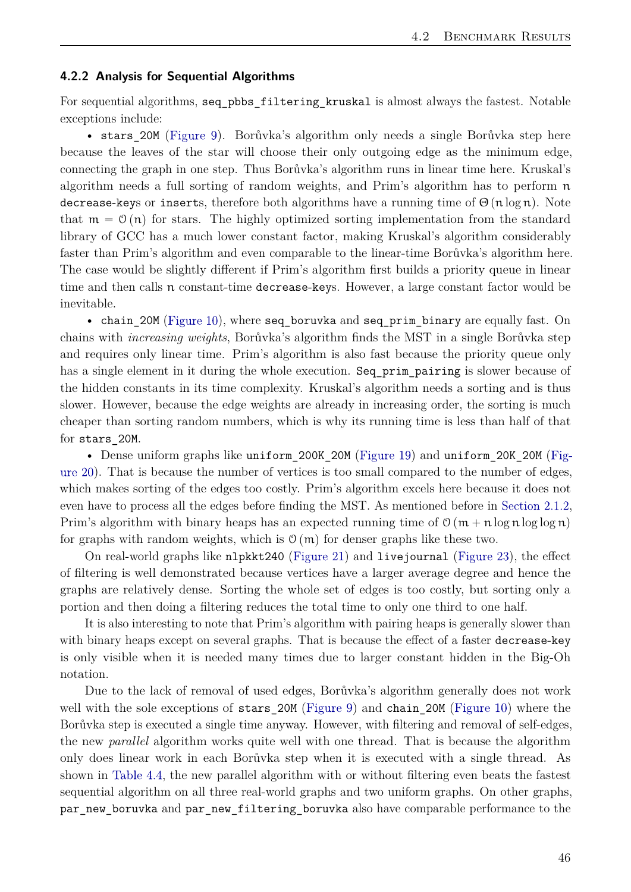### 4.2.2 Analysis for Sequential Algorithms

For sequential algorithms, `seq_pbbs_filtering_kruskal` is almost always the fastest. Notable exceptions include:

- `stars_20M` (Figure 9). Borůvka's algorithm only needs a single Borůvka step here because the leaves of the star will choose their only outgoing edge as the minimum edge, connecting the graph in one step. Thus Borůvka's algorithm runs in linear time here. Kruskal's algorithm needs a full sorting of random weights, and Prim's algorithm has to perform $n$ `decrease-keys` or `inserts`, therefore both algorithms have a running time of $\Theta(n \log n)$. Note that $m = \mathcal{O}(n)$ for stars. The highly optimized sorting implementation from the standard library of GCC has a much lower constant factor, making Kruskal's algorithm considerably faster than Prim's algorithm and even comparable to the linear-time Borůvka's algorithm here. The case would be slightly different if Prim's algorithm first builds a priority queue in linear time and then calls $n$ constant-time `decrease-keys`. However, a large constant factor would be inevitable.
- `chain_20M` (Figure 10), where `seq_boruvka` and `seq_prim_binary` are equally fast. On chains with *increasing weights*, Borůvka's algorithm finds the MST in a single Borůvka step and requires only linear time. Prim's algorithm is also fast because the priority queue only has a single element in it during the whole execution. `Seq_prim_pairing` is slower because of the hidden constants in its time complexity. Kruskal's algorithm needs a sorting and is thus slower. However, because the edge weights are already in increasing order, the sorting is much cheaper than sorting random numbers, which is why its running time is less than half of that for `stars_20M`.
- Dense uniform graphs like `uniform_200K_20M` (Figure 19) and `uniform_20K_20M` (Figure 20). That is because the number of vertices is too small compared to the number of edges, which makes sorting of the edges too costly. Prim's algorithm excels here because it does not even have to process all the edges before finding the MST. As mentioned before in Section 2.1.2, Prim's algorithm with binary heaps has an expected running time of $\mathcal{O}(m + n \log n \log \log n)$ for graphs with random weights, which is $\mathcal{O}(m)$ for denser graphs like these two.

On real-world graphs like `nlpkkt240` (Figure 21) and `livejournal` (Figure 23), the effect of filtering is well demonstrated because vertices have a larger average degree and hence the graphs are relatively dense. Sorting the whole set of edges is too costly, but sorting only a portion and then doing a filtering reduces the total time to only one third to one half.

It is also interesting to note that Prim's algorithm with pairing heaps is generally slower than with binary heaps except on several graphs. That is because the effect of a faster `decrease-key` is only visible when it is needed many times due to larger constant hidden in the Big-Oh notation.

Due to the lack of removal of used edges, Borůvka's algorithm generally does not work well with the sole exceptions of `stars_20M` (Figure 9) and `chain_20M` (Figure 10) where the Borůvka step is executed a single time anyway. However, with filtering and removal of self-edges, the new *parallel* algorithm works quite well with one thread. That is because the algorithm only does linear work in each Borůvka step when it is executed with a single thread. As shown in Table 4.4, the new parallel algorithm with or without filtering even beats the fastest sequential algorithm on all three real-world graphs and two uniform graphs. On other graphs, `par_new_boruvka` and `par_new_filtering_boruvka` also have comparable performance to the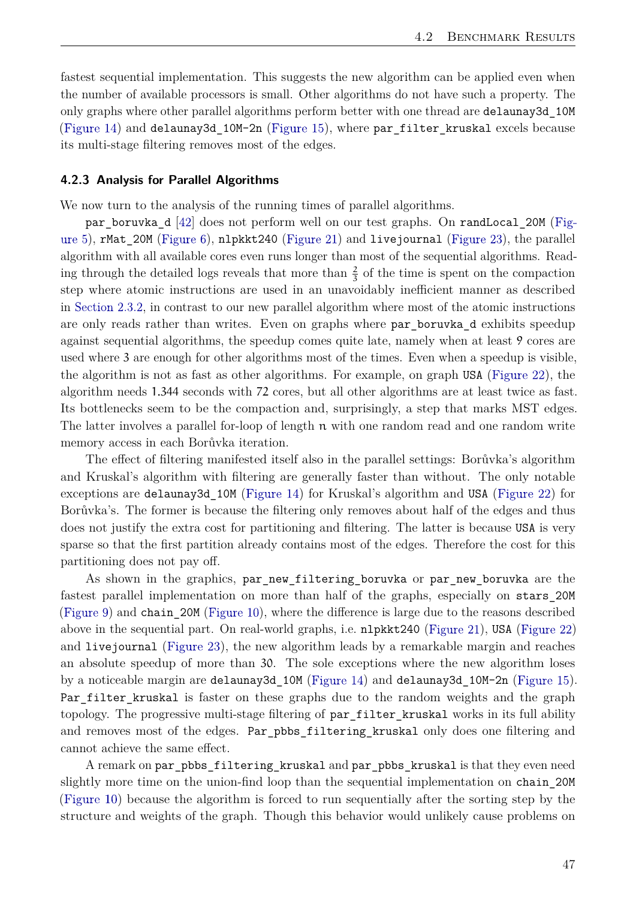fastest sequential implementation. This suggests the new algorithm can be applied even when the number of available processors is small. Other algorithms do not have such a property. The only graphs where other parallel algorithms perform better with one thread are delaunay3d_10M (Figure 14) and delaunay3d_10M-2n (Figure 15), where par_filter_kruskal excels because its multi-stage filtering removes most of the edges.

### 4.2.3 Analysis for Parallel Algorithms

We now turn to the analysis of the running times of parallel algorithms.

par_boruvka_d [42] does not perform well on our test graphs. On randLocal_20M (Figure 5), rMat_20M (Figure 6), nlpkkt240 (Figure 21) and livejournal (Figure 23), the parallel algorithm with all available cores even runs longer than most of the sequential algorithms. Reading through the detailed logs reveals that more than $\frac{2}{3}$ of the time is spent on the compaction step where atomic instructions are used in an unavoidably inefficient manner as described in Section 2.3.2, in contrast to our new parallel algorithm where most of the atomic instructions are only reads rather than writes. Even on graphs where par_boruvka_d exhibits speedup against sequential algorithms, the speedup comes quite late, namely when at least 9 cores are used where 3 are enough for other algorithms most of the times. Even when a speedup is visible, the algorithm is not as fast as other algorithms. For example, on graph USA (Figure 22), the algorithm needs 1.344 seconds with 72 cores, but all other algorithms are at least twice as fast. Its bottlenecks seem to be the compaction and, surprisingly, a step that marks MST edges. The latter involves a parallel for-loop of length $n$ with one random read and one random write memory access in each Borůvka iteration.

The effect of filtering manifested itself also in the parallel settings: Borůvka's algorithm and Kruskal's algorithm with filtering are generally faster than without. The only notable exceptions are delaunay3d_10M (Figure 14) for Kruskal's algorithm and USA (Figure 22) for Borůvka's. The former is because the filtering only removes about half of the edges and thus does not justify the extra cost for partitioning and filtering. The latter is because USA is very sparse so that the first partition already contains most of the edges. Therefore the cost for this partitioning does not pay off.

As shown in the graphics, par_new_filtering_boruvka or par_new_boruvka are the fastest parallel implementation on more than half of the graphs, especially on stars_20M (Figure 9) and chain_20M (Figure 10), where the difference is large due to the reasons described above in the sequential part. On real-world graphs, i.e. nlpkkt240 (Figure 21), USA (Figure 22) and livejournal (Figure 23), the new algorithm leads by a remarkable margin and reaches an absolute speedup of more than 30. The sole exceptions where the new algorithm loses by a noticeable margin are delaunay3d_10M (Figure 14) and delaunay3d_10M-2n (Figure 15). Par_filter_kruskal is faster on these graphs due to the random weights and the graph topology. The progressive multi-stage filtering of par_filter_kruskal works in its full ability and removes most of the edges. Par_pbbs_filtering_kruskal only does one filtering and cannot achieve the same effect.

A remark on par_pbbs_filtering_kruskal and par_pbbs_kruskal is that they even need slightly more time on the union-find loop than the sequential implementation on chain_20M (Figure 10) because the algorithm is forced to run sequentially after the sorting step by the structure and weights of the graph. Though this behavior would unlikely cause problems on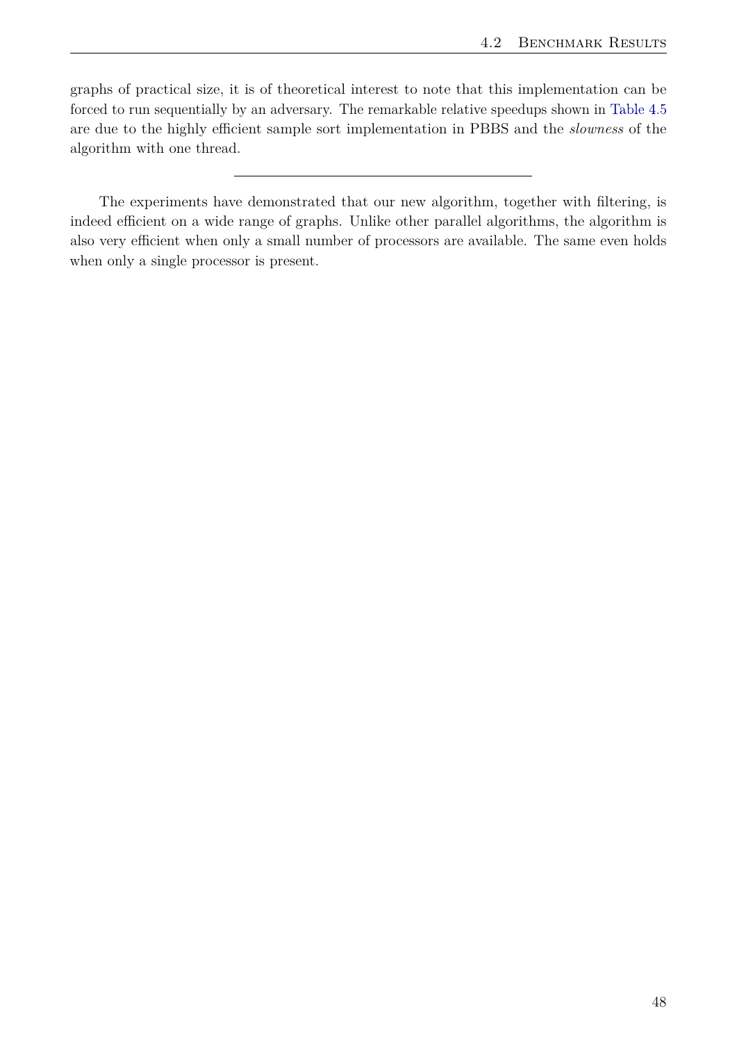graphs of practical size, it is of theoretical interest to note that this implementation can be forced to run sequentially by an adversary. The remarkable relative speedups shown in Table 4.5 are due to the highly efficient sample sort implementation in PBBS and the *slowness* of the algorithm with one thread.

---

The experiments have demonstrated that our new algorithm, together with filtering, is indeed efficient on a wide range of graphs. Unlike other parallel algorithms, the algorithm is also very efficient when only a small number of processors are available. The same even holds when only a single processor is present.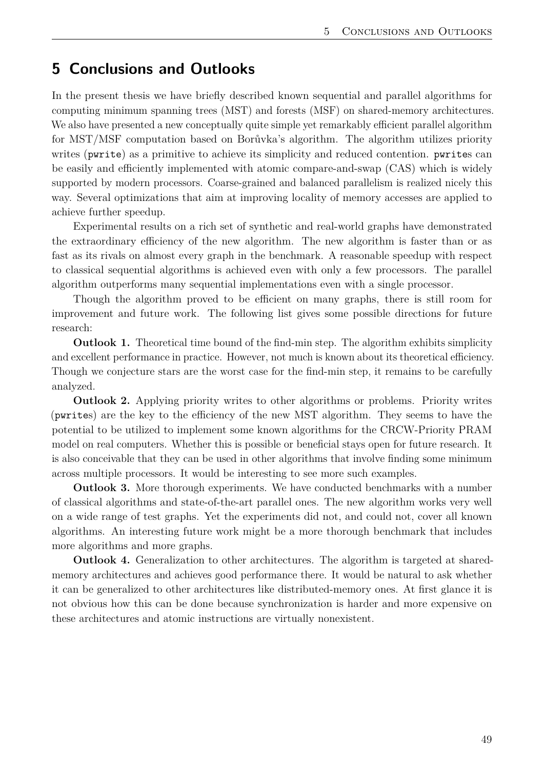# 5 Conclusions and Outlooks

In the present thesis we have briefly described known sequential and parallel algorithms for computing minimum spanning trees (MST) and forests (MSF) on shared-memory architectures. We also have presented a new conceptually quite simple yet remarkably efficient parallel algorithm for MST/MSF computation based on Borůvka's algorithm. The algorithm utilizes priority writes (`pwrite`) as a primitive to achieve its simplicity and reduced contention. `pwrite`s can be easily and efficiently implemented with atomic compare-and-swap (CAS) which is widely supported by modern processors. Coarse-grained and balanced parallelism is realized nicely this way. Several optimizations that aim at improving locality of memory accesses are applied to achieve further speedup.

Experimental results on a rich set of synthetic and real-world graphs have demonstrated the extraordinary efficiency of the new algorithm. The new algorithm is faster than or as fast as its rivals on almost every graph in the benchmark. A reasonable speedup with respect to classical sequential algorithms is achieved even with only a few processors. The parallel algorithm outperforms many sequential implementations even with a single processor.

Though the algorithm proved to be efficient on many graphs, there is still room for improvement and future work. The following list gives some possible directions for future research:

**Outlook 1.** Theoretical time bound of the find-min step. The algorithm exhibits simplicity and excellent performance in practice. However, not much is known about its theoretical efficiency. Though we conjecture stars are the worst case for the find-min step, it remains to be carefully analyzed.

**Outlook 2.** Applying priority writes to other algorithms or problems. Priority writes (`pwrite`s) are the key to the efficiency of the new MST algorithm. They seems to have the potential to be utilized to implement some known algorithms for the CRCW-Priority PRAM model on real computers. Whether this is possible or beneficial stays open for future research. It is also conceivable that they can be used in other algorithms that involve finding some minimum across multiple processors. It would be interesting to see more such examples.

**Outlook 3.** More thorough experiments. We have conducted benchmarks with a number of classical algorithms and state-of-the-art parallel ones. The new algorithm works very well on a wide range of test graphs. Yet the experiments did not, and could not, cover all known algorithms. An interesting future work might be a more thorough benchmark that includes more algorithms and more graphs.

**Outlook 4.** Generalization to other architectures. The algorithm is targeted at shared-memory architectures and achieves good performance there. It would be natural to ask whether it can be generalized to other architectures like distributed-memory ones. At first glance it is not obvious how this can be done because synchronization is harder and more expensive on these architectures and atomic instructions are virtually nonexistent.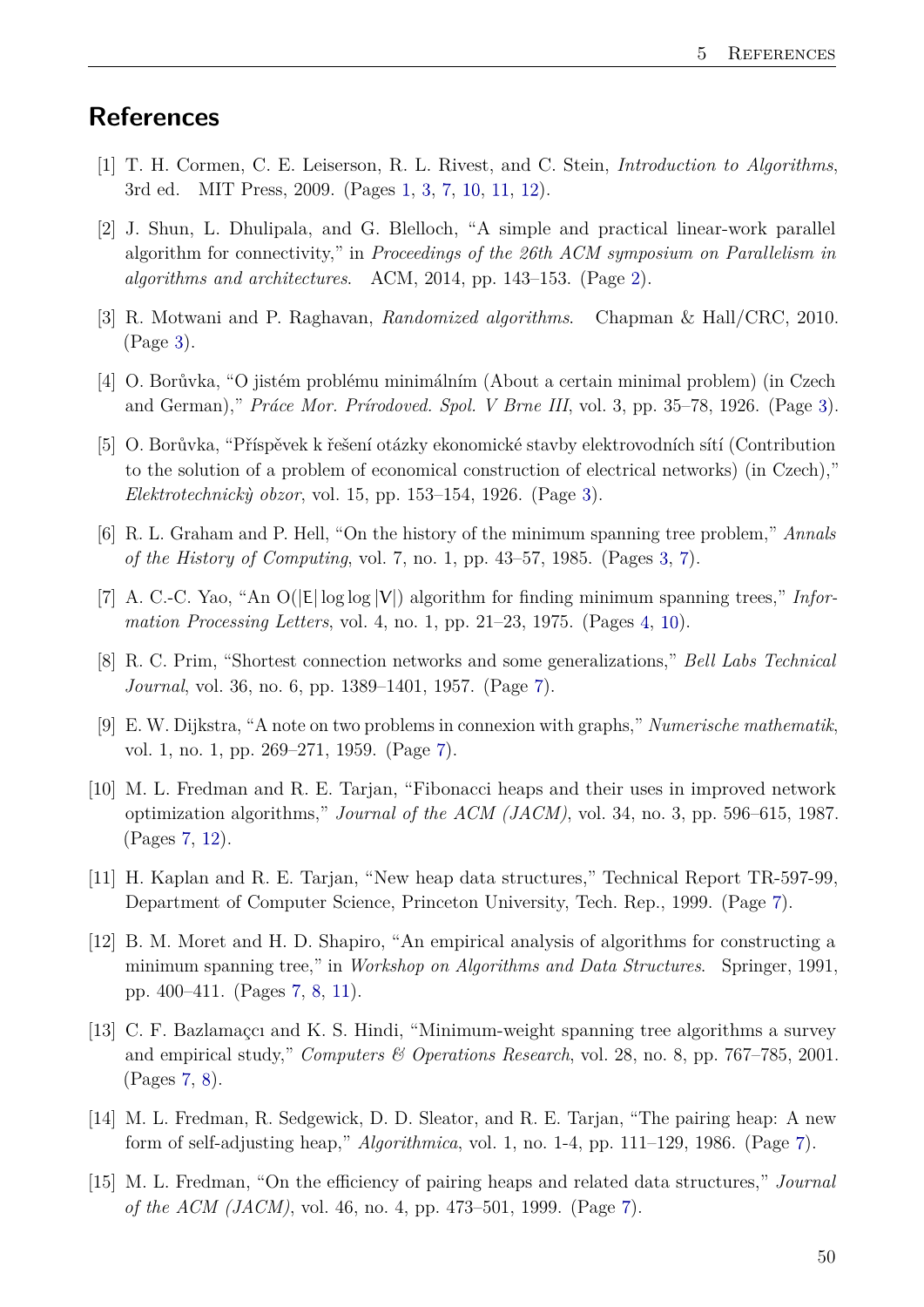# References

[1] T. H. Cormen, C. E. Leiserson, R. L. Rivest, and C. Stein, *Introduction to Algorithms*, 3rd ed. MIT Press, 2009. (Pages 1, 3, 7, 10, 11, 12).

[2] J. Shun, L. Dhulipala, and G. Blelloch, "A simple and practical linear-work parallel algorithm for connectivity," in *Proceedings of the 26th ACM symposium on Parallelism in algorithms and architectures*. ACM, 2014, pp. 143–153. (Page 2).

[3] R. Motwani and P. Raghavan, *Randomized algorithms*. Chapman & Hall/CRC, 2010. (Page 3).

[4] O. Borůvka, "O jistém problému minimálním (About a certain minimal problem) (in Czech and German)," *Práce Mor. Prírodoved. Spol. V Brne III*, vol. 3, pp. 35–78, 1926. (Page 3).

[5] O. Borůvka, "Příspěvek k řešení otázky ekonomické stavby elektrovodních sítí (Contribution to the solution of a problem of economical construction of electrical networks) (in Czech)," *Elektrotechnickỳ obzor*, vol. 15, pp. 153–154, 1926. (Page 3).

[6] R. L. Graham and P. Hell, "On the history of the minimum spanning tree problem," *Annals of the History of Computing*, vol. 7, no. 1, pp. 43–57, 1985. (Pages 3, 7).

[7] A. C.-C. Yao, "An $O(|E| \log\log |V|)$ algorithm for finding minimum spanning trees," *Information Processing Letters*, vol. 4, no. 1, pp. 21–23, 1975. (Pages 4, 10).

[8] R. C. Prim, "Shortest connection networks and some generalizations," *Bell Labs Technical Journal*, vol. 36, no. 6, pp. 1389–1401, 1957. (Page 7).

[9] E. W. Dijkstra, "A note on two problems in connexion with graphs," *Numerische mathematik*, vol. 1, no. 1, pp. 269–271, 1959. (Page 7).

[10] M. L. Fredman and R. E. Tarjan, "Fibonacci heaps and their uses in improved network optimization algorithms," *Journal of the ACM (JACM)*, vol. 34, no. 3, pp. 596–615, 1987. (Pages 7, 12).

[11] H. Kaplan and R. E. Tarjan, "New heap data structures," Technical Report TR-597-99, Department of Computer Science, Princeton University, Tech. Rep., 1999. (Page 7).

[12] B. M. Moret and H. D. Shapiro, "An empirical analysis of algorithms for constructing a minimum spanning tree," in *Workshop on Algorithms and Data Structures*. Springer, 1991, pp. 400–411. (Pages 7, 8, 11).

[13] C. F. Bazlamaçcı and K. S. Hindi, "Minimum-weight spanning tree algorithms a survey and empirical study," *Computers & Operations Research*, vol. 28, no. 8, pp. 767–785, 2001. (Pages 7, 8).

[14] M. L. Fredman, R. Sedgewick, D. D. Sleator, and R. E. Tarjan, "The pairing heap: A new form of self-adjusting heap," *Algorithmica*, vol. 1, no. 1-4, pp. 111–129, 1986. (Page 7).

[15] M. L. Fredman, "On the efficiency of pairing heaps and related data structures," *Journal of the ACM (JACM)*, vol. 46, no. 4, pp. 473–501, 1999. (Page 7).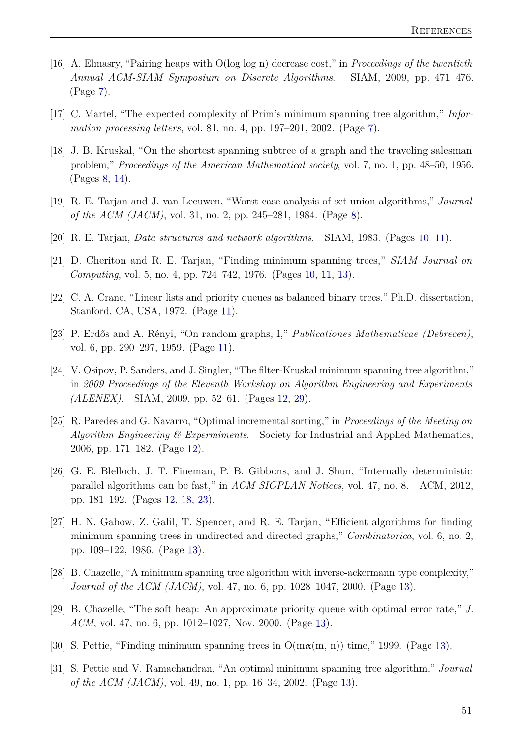[16] A. Elmasry, "Pairing heaps with O(log log n) decrease cost," in *Proceedings of the twentieth Annual ACM-SIAM Symposium on Discrete Algorithms*. SIAM, 2009, pp. 471–476. (Page 7).

[17] C. Martel, "The expected complexity of Prim's minimum spanning tree algorithm," *Information processing letters*, vol. 81, no. 4, pp. 197–201, 2002. (Page 7).

[18] J. B. Kruskal, "On the shortest spanning subtree of a graph and the traveling salesman problem," *Proceedings of the American Mathematical society*, vol. 7, no. 1, pp. 48–50, 1956. (Pages 8, 14).

[19] R. E. Tarjan and J. van Leeuwen, "Worst-case analysis of set union algorithms," *Journal of the ACM (JACM)*, vol. 31, no. 2, pp. 245–281, 1984. (Page 8).

[20] R. E. Tarjan, *Data structures and network algorithms*. SIAM, 1983. (Pages 10, 11).

[21] D. Cheriton and R. E. Tarjan, "Finding minimum spanning trees," *SIAM Journal on Computing*, vol. 5, no. 4, pp. 724–742, 1976. (Pages 10, 11, 13).

[22] C. A. Crane, "Linear lists and priority queues as balanced binary trees," Ph.D. dissertation, Stanford, CA, USA, 1972. (Page 11).

[23] P. Erdős and A. Rényi, "On random graphs, I," *Publicationes Mathematicae (Debrecen)*, vol. 6, pp. 290–297, 1959. (Page 11).

[24] V. Osipov, P. Sanders, and J. Singler, "The filter-Kruskal minimum spanning tree algorithm," in *2009 Proceedings of the Eleventh Workshop on Algorithm Engineering and Experiments (ALENEX)*. SIAM, 2009, pp. 52–61. (Pages 12, 29).

[25] R. Paredes and G. Navarro, "Optimal incremental sorting," in *Proceedings of the Meeting on Algorithm Engineering & Expermiments*. Society for Industrial and Applied Mathematics, 2006, pp. 171–182. (Page 12).

[26] G. E. Blelloch, J. T. Fineman, P. B. Gibbons, and J. Shun, "Internally deterministic parallel algorithms can be fast," in *ACM SIGPLAN Notices*, vol. 47, no. 8. ACM, 2012, pp. 181–192. (Pages 12, 18, 23).

[27] H. N. Gabow, Z. Galil, T. Spencer, and R. E. Tarjan, "Efficient algorithms for finding minimum spanning trees in undirected and directed graphs," *Combinatorica*, vol. 6, no. 2, pp. 109–122, 1986. (Page 13).

[28] B. Chazelle, "A minimum spanning tree algorithm with inverse-ackermann type complexity," *Journal of the ACM (JACM)*, vol. 47, no. 6, pp. 1028–1047, 2000. (Page 13).

[29] B. Chazelle, "The soft heap: An approximate priority queue with optimal error rate," *J. ACM*, vol. 47, no. 6, pp. 1012–1027, Nov. 2000. (Page 13).

[30] S. Pettie, "Finding minimum spanning trees in $O(m\alpha(m, n))$ time," 1999. (Page 13).

[31] S. Pettie and V. Ramachandran, "An optimal minimum spanning tree algorithm," *Journal of the ACM (JACM)*, vol. 49, no. 1, pp. 16–34, 2002. (Page 13).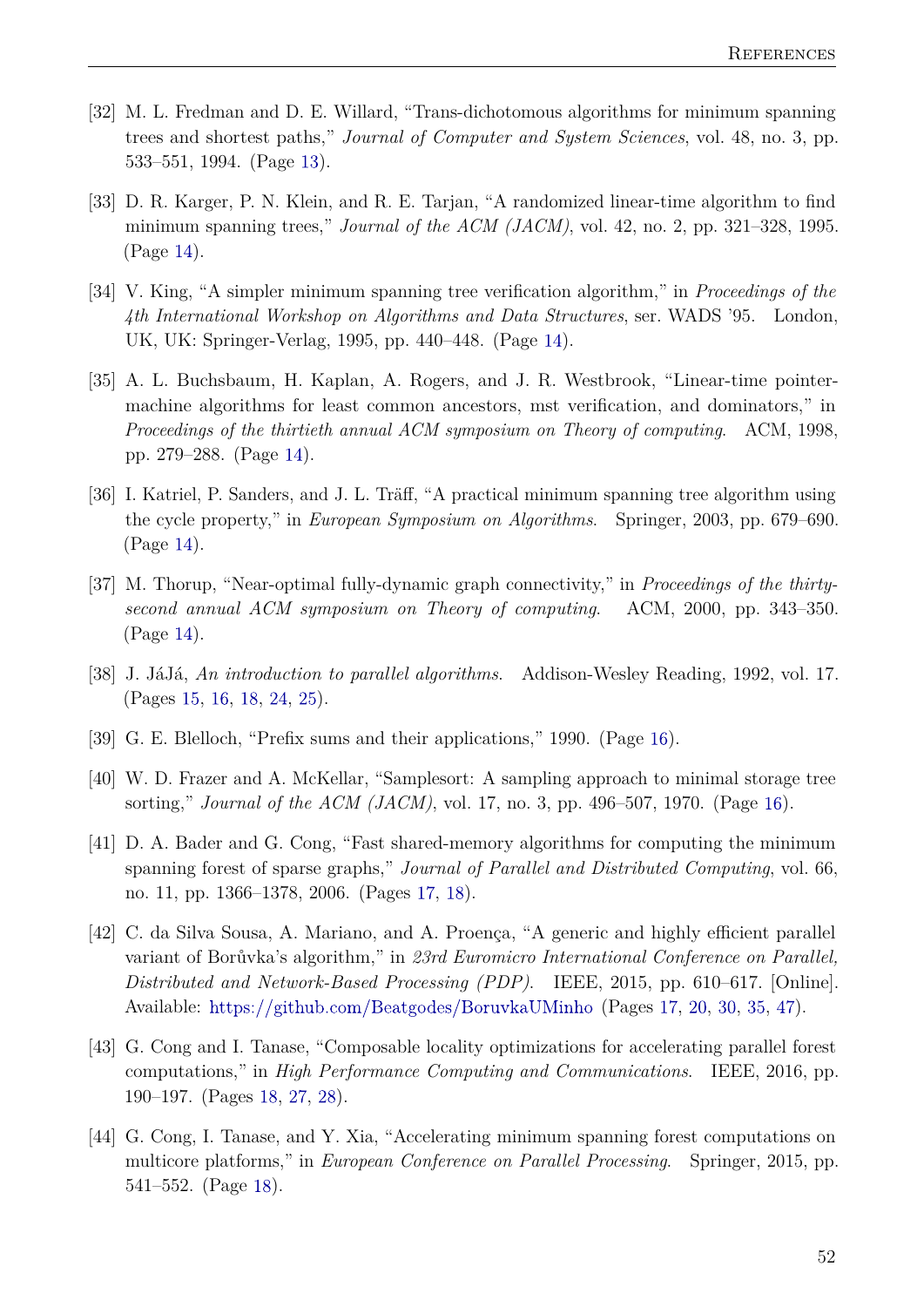[32] M. L. Fredman and D. E. Willard, "Trans-dichotomous algorithms for minimum spanning trees and shortest paths," *Journal of Computer and System Sciences*, vol. 48, no. 3, pp. 533–551, 1994. (Page 13).

[33] D. R. Karger, P. N. Klein, and R. E. Tarjan, "A randomized linear-time algorithm to find minimum spanning trees," *Journal of the ACM (JACM)*, vol. 42, no. 2, pp. 321–328, 1995. (Page 14).

[34] V. King, "A simpler minimum spanning tree verification algorithm," in *Proceedings of the 4th International Workshop on Algorithms and Data Structures*, ser. WADS '95. London, UK, UK: Springer-Verlag, 1995, pp. 440–448. (Page 14).

[35] A. L. Buchsbaum, H. Kaplan, A. Rogers, and J. R. Westbrook, "Linear-time pointer-machine algorithms for least common ancestors, mst verification, and dominators," in *Proceedings of the thirtieth annual ACM symposium on Theory of computing*. ACM, 1998, pp. 279–288. (Page 14).

[36] I. Katriel, P. Sanders, and J. L. Träff, "A practical minimum spanning tree algorithm using the cycle property," in *European Symposium on Algorithms*. Springer, 2003, pp. 679–690. (Page 14).

[37] M. Thorup, "Near-optimal fully-dynamic graph connectivity," in *Proceedings of the thirty-second annual ACM symposium on Theory of computing*. ACM, 2000, pp. 343–350. (Page 14).

[38] J. JáJá, *An introduction to parallel algorithms*. Addison-Wesley Reading, 1992, vol. 17. (Pages 15, 16, 18, 24, 25).

[39] G. E. Blelloch, "Prefix sums and their applications," 1990. (Page 16).

[40] W. D. Frazer and A. McKellar, "Samplesort: A sampling approach to minimal storage tree sorting," *Journal of the ACM (JACM)*, vol. 17, no. 3, pp. 496–507, 1970. (Page 16).

[41] D. A. Bader and G. Cong, "Fast shared-memory algorithms for computing the minimum spanning forest of sparse graphs," *Journal of Parallel and Distributed Computing*, vol. 66, no. 11, pp. 1366–1378, 2006. (Pages 17, 18).

[42] C. da Silva Sousa, A. Mariano, and A. Proença, "A generic and highly efficient parallel variant of Borůvka's algorithm," in *23rd Euromicro International Conference on Parallel, Distributed and Network-Based Processing (PDP)*. IEEE, 2015, pp. 610–617. [Online]. Available: https://github.com/Beatgodes/BoruvkaUMinho (Pages 17, 20, 30, 35, 47).

[43] G. Cong and I. Tanase, "Composable locality optimizations for accelerating parallel forest computations," in *High Performance Computing and Communications*. IEEE, 2016, pp. 190–197. (Pages 18, 27, 28).

[44] G. Cong, I. Tanase, and Y. Xia, "Accelerating minimum spanning forest computations on multicore platforms," in *European Conference on Parallel Processing*. Springer, 2015, pp. 541–552. (Page 18).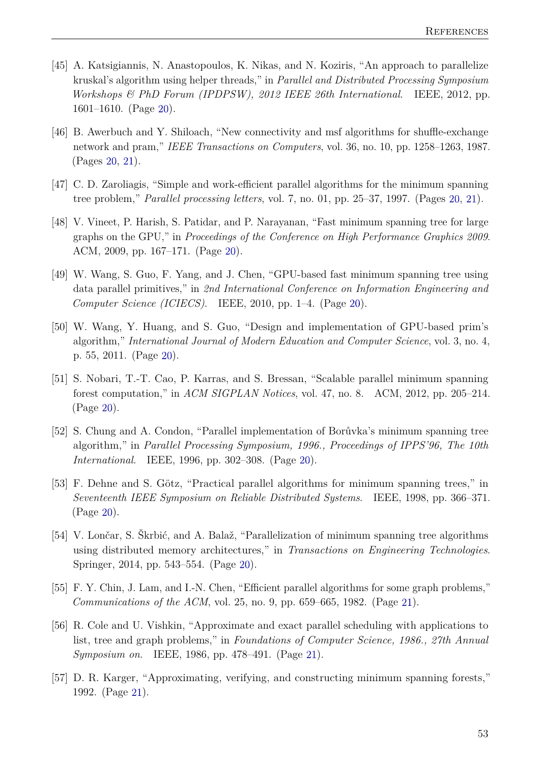[45] A. Katsigiannis, N. Anastopoulos, K. Nikas, and N. Koziris, "An approach to parallelize kruskal's algorithm using helper threads," in *Parallel and Distributed Processing Symposium Workshops & PhD Forum (IPDPSW), 2012 IEEE 26th International*. IEEE, 2012, pp. 1601–1610. (Page 20).

[46] B. Awerbuch and Y. Shiloach, "New connectivity and msf algorithms for shuffle-exchange network and pram," *IEEE Transactions on Computers*, vol. 36, no. 10, pp. 1258–1263, 1987. (Pages 20, 21).

[47] C. D. Zaroliagis, "Simple and work-efficient parallel algorithms for the minimum spanning tree problem," *Parallel processing letters*, vol. 7, no. 01, pp. 25–37, 1997. (Pages 20, 21).

[48] V. Vineet, P. Harish, S. Patidar, and P. Narayanan, "Fast minimum spanning tree for large graphs on the GPU," in *Proceedings of the Conference on High Performance Graphics 2009*. ACM, 2009, pp. 167–171. (Page 20).

[49] W. Wang, S. Guo, F. Yang, and J. Chen, "GPU-based fast minimum spanning tree using data parallel primitives," in *2nd International Conference on Information Engineering and Computer Science (ICIECS)*. IEEE, 2010, pp. 1–4. (Page 20).

[50] W. Wang, Y. Huang, and S. Guo, "Design and implementation of GPU-based prim's algorithm," *International Journal of Modern Education and Computer Science*, vol. 3, no. 4, p. 55, 2011. (Page 20).

[51] S. Nobari, T.-T. Cao, P. Karras, and S. Bressan, "Scalable parallel minimum spanning forest computation," in *ACM SIGPLAN Notices*, vol. 47, no. 8. ACM, 2012, pp. 205–214. (Page 20).

[52] S. Chung and A. Condon, "Parallel implementation of Borůvka's minimum spanning tree algorithm," in *Parallel Processing Symposium, 1996., Proceedings of IPPS'96, The 10th International*. IEEE, 1996, pp. 302–308. (Page 20).

[53] F. Dehne and S. Götz, "Practical parallel algorithms for minimum spanning trees," in *Seventeenth IEEE Symposium on Reliable Distributed Systems*. IEEE, 1998, pp. 366–371. (Page 20).

[54] V. Lončar, S. Škrbić, and A. Balaž, "Parallelization of minimum spanning tree algorithms using distributed memory architectures," in *Transactions on Engineering Technologies*. Springer, 2014, pp. 543–554. (Page 20).

[55] F. Y. Chin, J. Lam, and I.-N. Chen, "Efficient parallel algorithms for some graph problems," *Communications of the ACM*, vol. 25, no. 9, pp. 659–665, 1982. (Page 21).

[56] R. Cole and U. Vishkin, "Approximate and exact parallel scheduling with applications to list, tree and graph problems," in *Foundations of Computer Science, 1986., 27th Annual Symposium on*. IEEE, 1986, pp. 478–491. (Page 21).

[57] D. R. Karger, "Approximating, verifying, and constructing minimum spanning forests," 1992. (Page 21).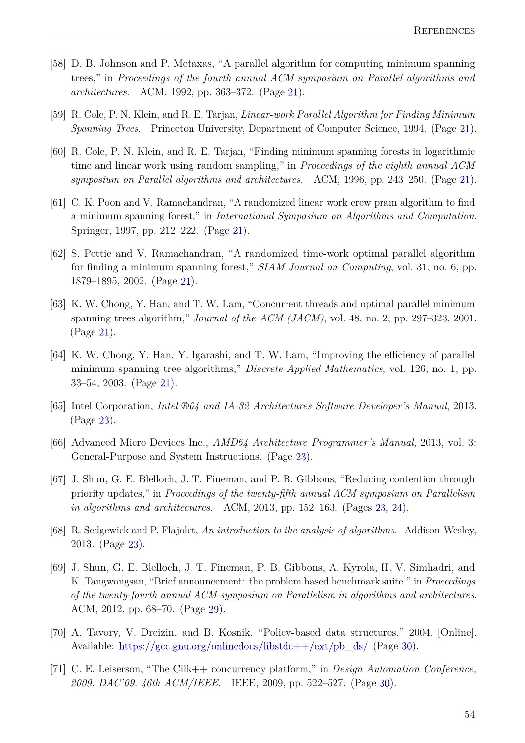[58] D. B. Johnson and P. Metaxas, "A parallel algorithm for computing minimum spanning trees," in *Proceedings of the fourth annual ACM symposium on Parallel algorithms and architectures*. ACM, 1992, pp. 363–372. (Page 21).

[59] R. Cole, P. N. Klein, and R. E. Tarjan, *Linear-work Parallel Algorithm for Finding Minimum Spanning Trees*. Princeton University, Department of Computer Science, 1994. (Page 21).

[60] R. Cole, P. N. Klein, and R. E. Tarjan, "Finding minimum spanning forests in logarithmic time and linear work using random sampling," in *Proceedings of the eighth annual ACM symposium on Parallel algorithms and architectures*. ACM, 1996, pp. 243–250. (Page 21).

[61] C. K. Poon and V. Ramachandran, "A randomized linear work erew pram algorithm to find a minimum spanning forest," in *International Symposium on Algorithms and Computation*. Springer, 1997, pp. 212–222. (Page 21).

[62] S. Pettie and V. Ramachandran, "A randomized time-work optimal parallel algorithm for finding a minimum spanning forest," *SIAM Journal on Computing*, vol. 31, no. 6, pp. 1879–1895, 2002. (Page 21).

[63] K. W. Chong, Y. Han, and T. W. Lam, "Concurrent threads and optimal parallel minimum spanning trees algorithm," *Journal of the ACM (JACM)*, vol. 48, no. 2, pp. 297–323, 2001. (Page 21).

[64] K. W. Chong, Y. Han, Y. Igarashi, and T. W. Lam, "Improving the efficiency of parallel minimum spanning tree algorithms," *Discrete Applied Mathematics*, vol. 126, no. 1, pp. 33–54, 2003. (Page 21).

[65] Intel Corporation, *Intel ®64 and IA-32 Architectures Software Developer's Manual*, 2013. (Page 23).

[66] Advanced Micro Devices Inc., *AMD64 Architecture Programmer's Manual*, 2013, vol. 3: General-Purpose and System Instructions. (Page 23).

[67] J. Shun, G. E. Blelloch, J. T. Fineman, and P. B. Gibbons, "Reducing contention through priority updates," in *Proceedings of the twenty-fifth annual ACM symposium on Parallelism in algorithms and architectures*. ACM, 2013, pp. 152–163. (Pages 23, 24).

[68] R. Sedgewick and P. Flajolet, *An introduction to the analysis of algorithms*. Addison-Wesley, 2013. (Page 23).

[69] J. Shun, G. E. Blelloch, J. T. Fineman, P. B. Gibbons, A. Kyrola, H. V. Simhadri, and K. Tangwongsan, "Brief announcement: the problem based benchmark suite," in *Proceedings of the twenty-fourth annual ACM symposium on Parallelism in algorithms and architectures*. ACM, 2012, pp. 68–70. (Page 29).

[70] A. Tavory, V. Dreizin, and B. Kosnik, "Policy-based data structures," 2004. [Online]. Available: https://gcc.gnu.org/onlinedocs/libstdc++/ext/pb_ds/ (Page 30).

[71] C. E. Leiserson, "The Cilk++ concurrency platform," in *Design Automation Conference, 2009. DAC'09. 46th ACM/IEEE*. IEEE, 2009, pp. 522–527. (Page 30).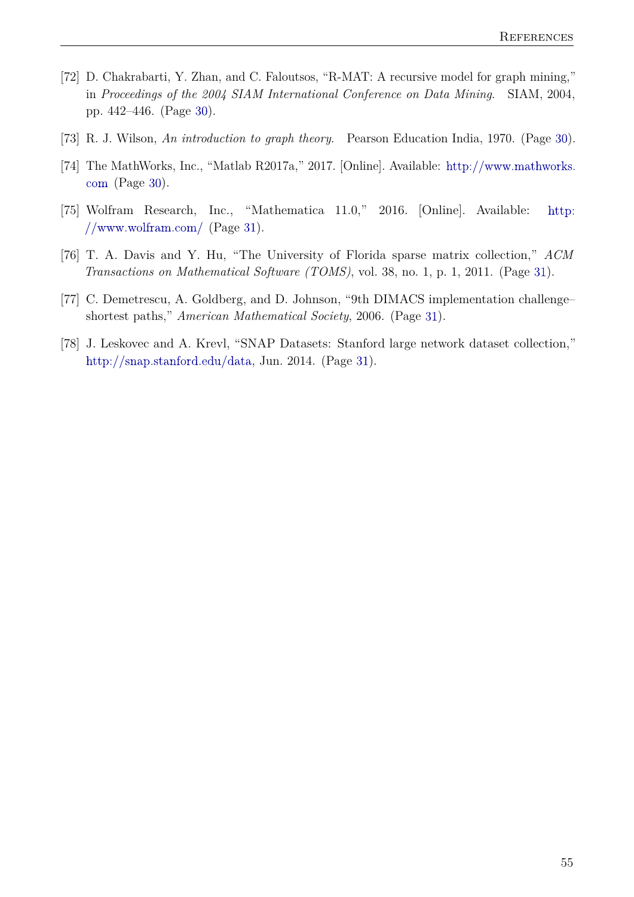[72] D. Chakrabarti, Y. Zhan, and C. Faloutsos, "R-MAT: A recursive model for graph mining," in *Proceedings of the 2004 SIAM International Conference on Data Mining*. SIAM, 2004, pp. 442–446. (Page 30).

[73] R. J. Wilson, *An introduction to graph theory*. Pearson Education India, 1970. (Page 30).

[74] The MathWorks, Inc., "Matlab R2017a," 2017. [Online]. Available: http://www.mathworks.com (Page 30).

[75] Wolfram Research, Inc., "Mathematica 11.0," 2016. [Online]. Available: http://www.wolfram.com/ (Page 31).

[76] T. A. Davis and Y. Hu, "The University of Florida sparse matrix collection," *ACM Transactions on Mathematical Software (TOMS)*, vol. 38, no. 1, p. 1, 2011. (Page 31).

[77] C. Demetrescu, A. Goldberg, and D. Johnson, "9th DIMACS implementation challenge–shortest paths," *American Mathematical Society*, 2006. (Page 31).

[78] J. Leskovec and A. Krevl, "SNAP Datasets: Stanford large network dataset collection," http://snap.stanford.edu/data, Jun. 2014. (Page 31).